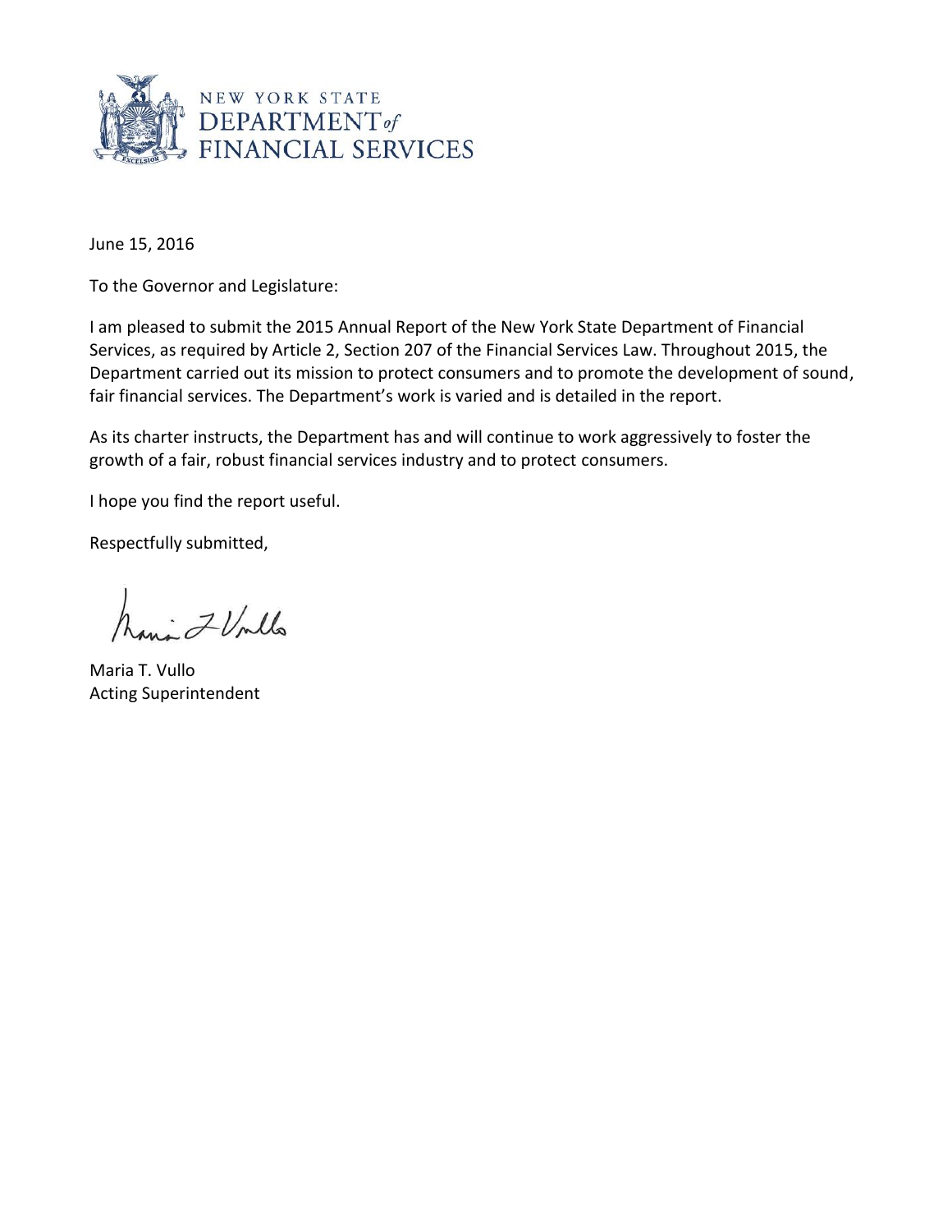NEW YORK STATE
DEPARTMENT *of*
FINANCIAL SERVICES

June 15, 2016

To the Governor and Legislature:

I am pleased to submit the 2015 Annual Report of the New York State Department of Financial Services, as required by Article 2, Section 207 of the Financial Services Law. Throughout 2015, the Department carried out its mission to protect consumers and to promote the development of sound, fair financial services. The Department's work is varied and is detailed in the report.

As its charter instructs, the Department has and will continue to work aggressively to foster the growth of a fair, robust financial services industry and to protect consumers.

I hope you find the report useful.

Respectfully submitted,

Maria T. Vullo
Acting Superintendent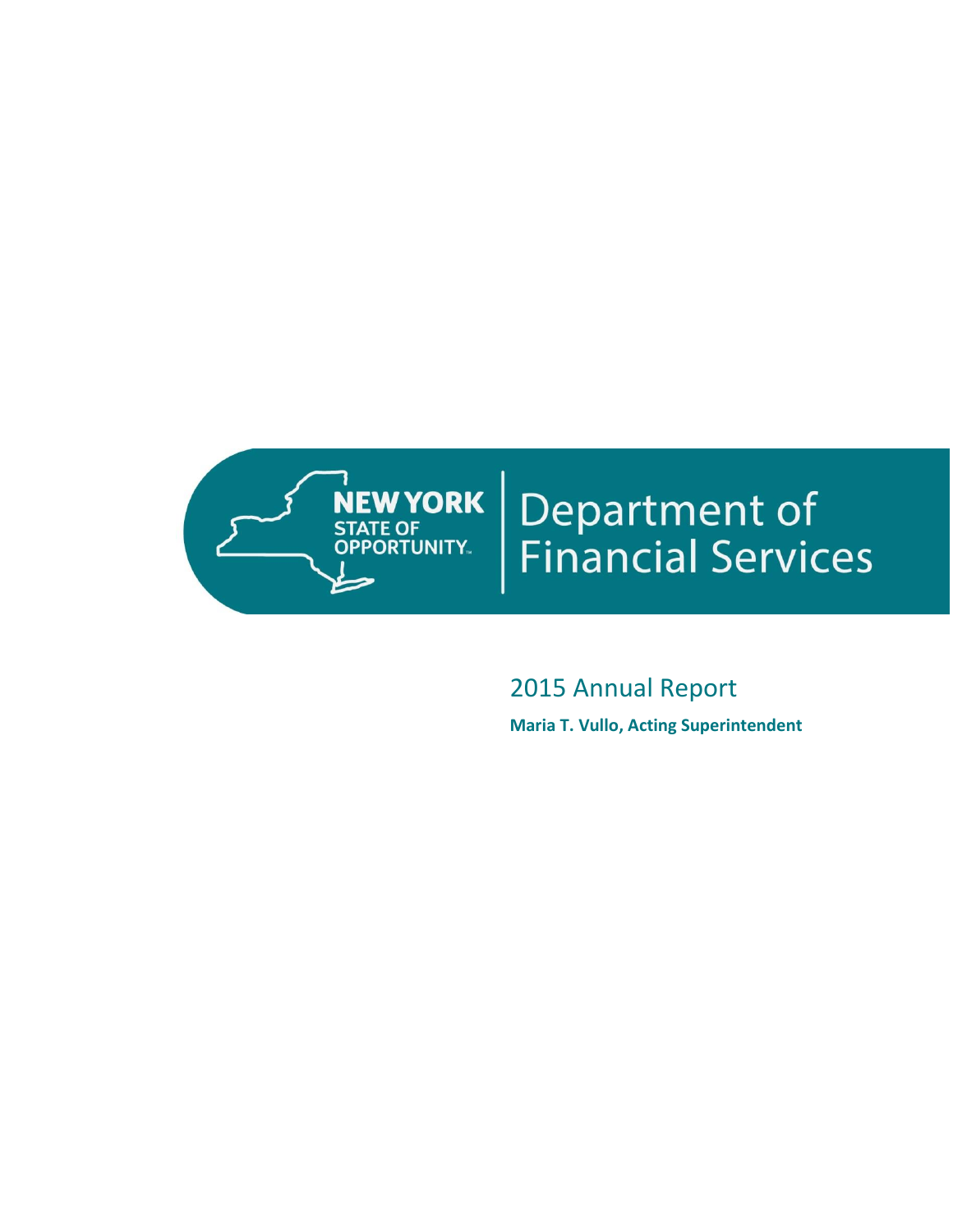NEW YORK
STATE OF
OPPORTUNITY.

# Department of Financial Services

## 2015 Annual Report

**Maria T. Vullo, Acting Superintendent**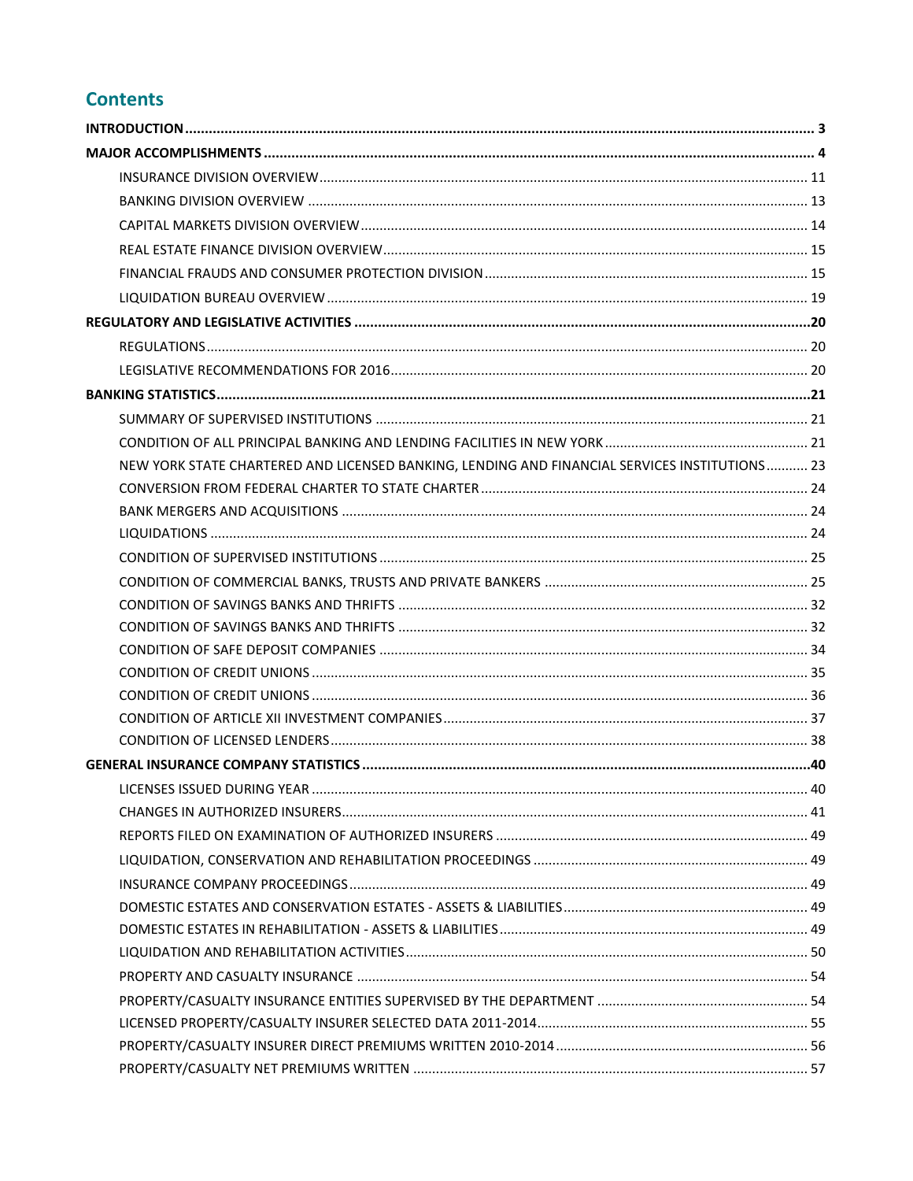## Contents

**INTRODUCTION** ........ 3

**MAJOR ACCOMPLISHMENTS** ........ 4

- INSURANCE DIVISION OVERVIEW ........ 11
- BANKING DIVISION OVERVIEW ........ 13
- CAPITAL MARKETS DIVISION OVERVIEW ........ 14
- REAL ESTATE FINANCE DIVISION OVERVIEW ........ 15
- FINANCIAL FRAUDS AND CONSUMER PROTECTION DIVISION ........ 15
- LIQUIDATION BUREAU OVERVIEW ........ 19

**REGULATORY AND LEGISLATIVE ACTIVITIES** ........ 20

- REGULATIONS ........ 20
- LEGISLATIVE RECOMMENDATIONS FOR 2016 ........ 20

**BANKING STATISTICS** ........ 21

- SUMMARY OF SUPERVISED INSTITUTIONS ........ 21
- CONDITION OF ALL PRINCIPAL BANKING AND LENDING FACILITIES IN NEW YORK ........ 21
- NEW YORK STATE CHARTERED AND LICENSED BANKING, LENDING AND FINANCIAL SERVICES INSTITUTIONS ........ 23
- CONVERSION FROM FEDERAL CHARTER TO STATE CHARTER ........ 24
- BANK MERGERS AND ACQUISITIONS ........ 24
- LIQUIDATIONS ........ 24
- CONDITION OF SUPERVISED INSTITUTIONS ........ 25
- CONDITION OF COMMERCIAL BANKS, TRUSTS AND PRIVATE BANKERS ........ 25
- CONDITION OF SAVINGS BANKS AND THRIFTS ........ 32
- CONDITION OF SAVINGS BANKS AND THRIFTS ........ 32
- CONDITION OF SAFE DEPOSIT COMPANIES ........ 34
- CONDITION OF CREDIT UNIONS ........ 35
- CONDITION OF CREDIT UNIONS ........ 36
- CONDITION OF ARTICLE XII INVESTMENT COMPANIES ........ 37
- CONDITION OF LICENSED LENDERS ........ 38

**GENERAL INSURANCE COMPANY STATISTICS** ........ 40

- LICENSES ISSUED DURING YEAR ........ 40
- CHANGES IN AUTHORIZED INSURERS ........ 41
- REPORTS FILED ON EXAMINATION OF AUTHORIZED INSURERS ........ 49
- LIQUIDATION, CONSERVATION AND REHABILITATION PROCEEDINGS ........ 49
- INSURANCE COMPANY PROCEEDINGS ........ 49
- DOMESTIC ESTATES AND CONSERVATION ESTATES - ASSETS & LIABILITIES ........ 49
- DOMESTIC ESTATES IN REHABILITATION - ASSETS & LIABILITIES ........ 49
- LIQUIDATION AND REHABILITATION ACTIVITIES ........ 50
- PROPERTY AND CASUALTY INSURANCE ........ 54
- PROPERTY/CASUALTY INSURANCE ENTITIES SUPERVISED BY THE DEPARTMENT ........ 54
- LICENSED PROPERTY/CASUALTY INSURER SELECTED DATA 2011-2014 ........ 55
- PROPERTY/CASUALTY INSURER DIRECT PREMIUMS WRITTEN 2010-2014 ........ 56
- PROPERTY/CASUALTY NET PREMIUMS WRITTEN ........ 57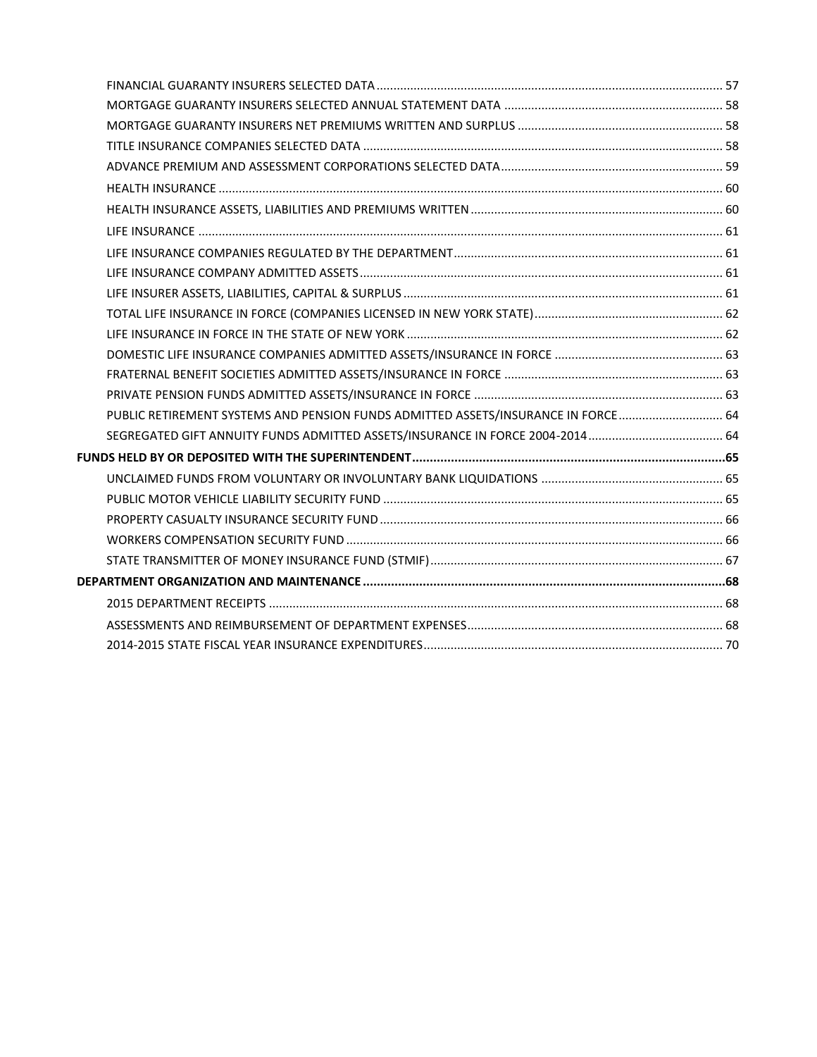FINANCIAL GUARANTY INSURERS SELECTED DATA ........................................................................................................ 57
MORTGAGE GUARANTY INSURERS SELECTED ANNUAL STATEMENT DATA ................................................................. 58
MORTGAGE GUARANTY INSURERS NET PREMIUMS WRITTEN AND SURPLUS ............................................................ 58
TITLE INSURANCE COMPANIES SELECTED DATA ........................................................................................................ 58
ADVANCE PREMIUM AND ASSESSMENT CORPORATIONS SELECTED DATA ................................................................ 59
HEALTH INSURANCE ...................................................................................................................................................... 60
HEALTH INSURANCE ASSETS, LIABILITIES AND PREMIUMS WRITTEN ......................................................................... 60
LIFE INSURANCE ............................................................................................................................................................. 61
LIFE INSURANCE COMPANIES REGULATED BY THE DEPARTMENT ............................................................................... 61
LIFE INSURANCE COMPANY ADMITTED ASSETS ............................................................................................................ 61
LIFE INSURER ASSETS, LIABILITIES, CAPITAL & SURPLUS .............................................................................................. 61
TOTAL LIFE INSURANCE IN FORCE (COMPANIES LICENSED IN NEW YORK STATE) ....................................................... 62
LIFE INSURANCE IN FORCE IN THE STATE OF NEW YORK ............................................................................................. 62
DOMESTIC LIFE INSURANCE COMPANIES ADMITTED ASSETS/INSURANCE IN FORCE ................................................. 63
FRATERNAL BENEFIT SOCIETIES ADMITTED ASSETS/INSURANCE IN FORCE ................................................................ 63
PRIVATE PENSION FUNDS ADMITTED ASSETS/INSURANCE IN FORCE .......................................................................... 63
PUBLIC RETIREMENT SYSTEMS AND PENSION FUNDS ADMITTED ASSETS/INSURANCE IN FORCE ............................... 64
SEGREGATED GIFT ANNUITY FUNDS ADMITTED ASSETS/INSURANCE IN FORCE 2004-2014 ........................................ 64

**FUNDS HELD BY OR DEPOSITED WITH THE SUPERINTENDENT ........................................................................................ 65**

UNCLAIMED FUNDS FROM VOLUNTARY OR INVOLUNTARY BANK LIQUIDATIONS ...................................................... 65
PUBLIC MOTOR VEHICLE LIABILITY SECURITY FUND ..................................................................................................... 65
PROPERTY CASUALTY INSURANCE SECURITY FUND ...................................................................................................... 66
WORKERS COMPENSATION SECURITY FUND ................................................................................................................ 66
STATE TRANSMITTER OF MONEY INSURANCE FUND (STMIF) ....................................................................................... 67

**DEPARTMENT ORGANIZATION AND MAINTENANCE ..................................................................................................... 68**

2015 DEPARTMENT RECEIPTS ....................................................................................................................................... 68
ASSESSMENTS AND REIMBURSEMENT OF DEPARTMENT EXPENSES ............................................................................ 68
2014-2015 STATE FISCAL YEAR INSURANCE EXPENDITURES ......................................................................................... 70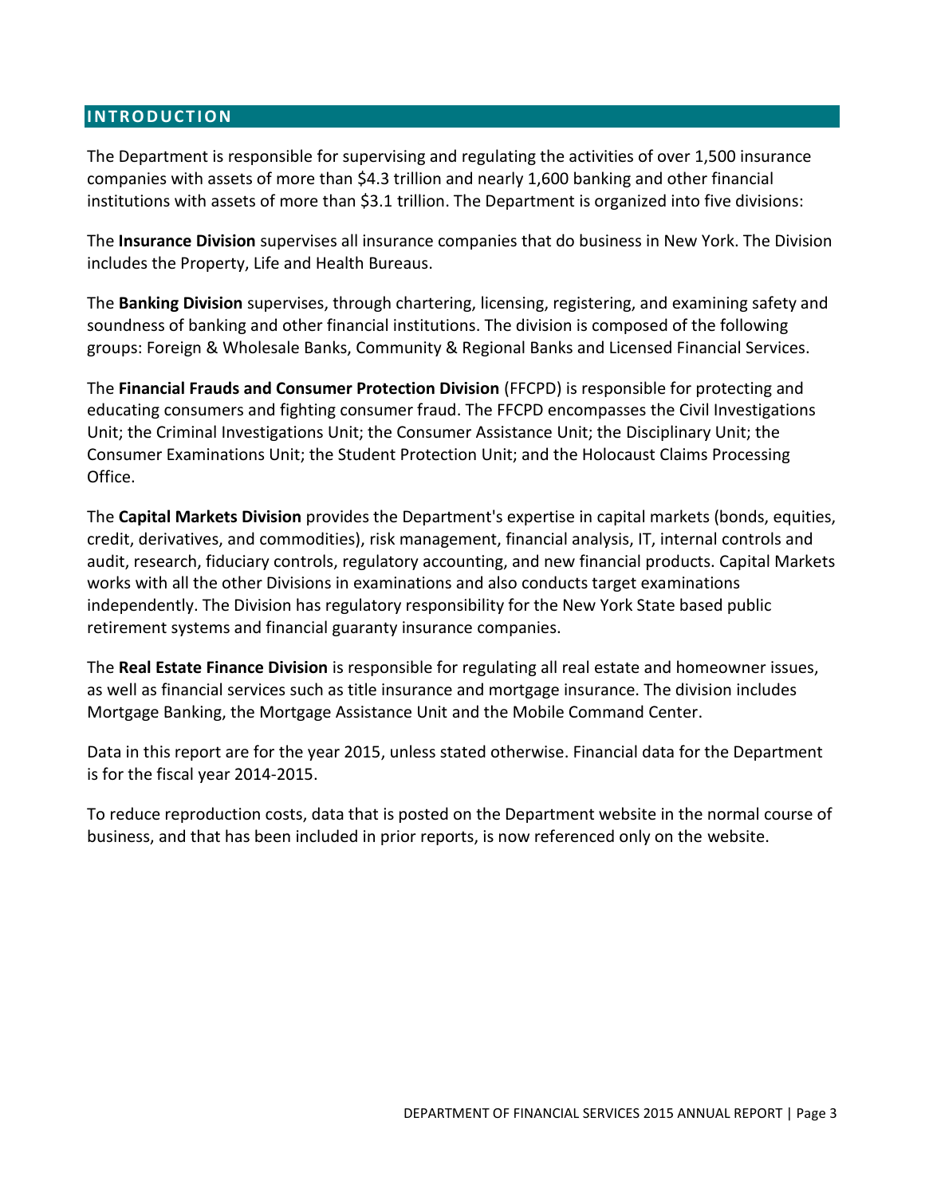## INTRODUCTION

The Department is responsible for supervising and regulating the activities of over 1,500 insurance companies with assets of more than $4.3 trillion and nearly 1,600 banking and other financial institutions with assets of more than $3.1 trillion. The Department is organized into five divisions:

The **Insurance Division** supervises all insurance companies that do business in New York. The Division includes the Property, Life and Health Bureaus.

The **Banking Division** supervises, through chartering, licensing, registering, and examining safety and soundness of banking and other financial institutions. The division is composed of the following groups: Foreign & Wholesale Banks, Community & Regional Banks and Licensed Financial Services.

The **Financial Frauds and Consumer Protection Division** (FFCPD) is responsible for protecting and educating consumers and fighting consumer fraud. The FFCPD encompasses the Civil Investigations Unit; the Criminal Investigations Unit; the Consumer Assistance Unit; the Disciplinary Unit; the Consumer Examinations Unit; the Student Protection Unit; and the Holocaust Claims Processing Office.

The **Capital Markets Division** provides the Department's expertise in capital markets (bonds, equities, credit, derivatives, and commodities), risk management, financial analysis, IT, internal controls and audit, research, fiduciary controls, regulatory accounting, and new financial products. Capital Markets works with all the other Divisions in examinations and also conducts target examinations independently. The Division has regulatory responsibility for the New York State based public retirement systems and financial guaranty insurance companies.

The **Real Estate Finance Division** is responsible for regulating all real estate and homeowner issues, as well as financial services such as title insurance and mortgage insurance. The division includes Mortgage Banking, the Mortgage Assistance Unit and the Mobile Command Center.

Data in this report are for the year 2015, unless stated otherwise. Financial data for the Department is for the fiscal year 2014-2015.

To reduce reproduction costs, data that is posted on the Department website in the normal course of business, and that has been included in prior reports, is now referenced only on the website.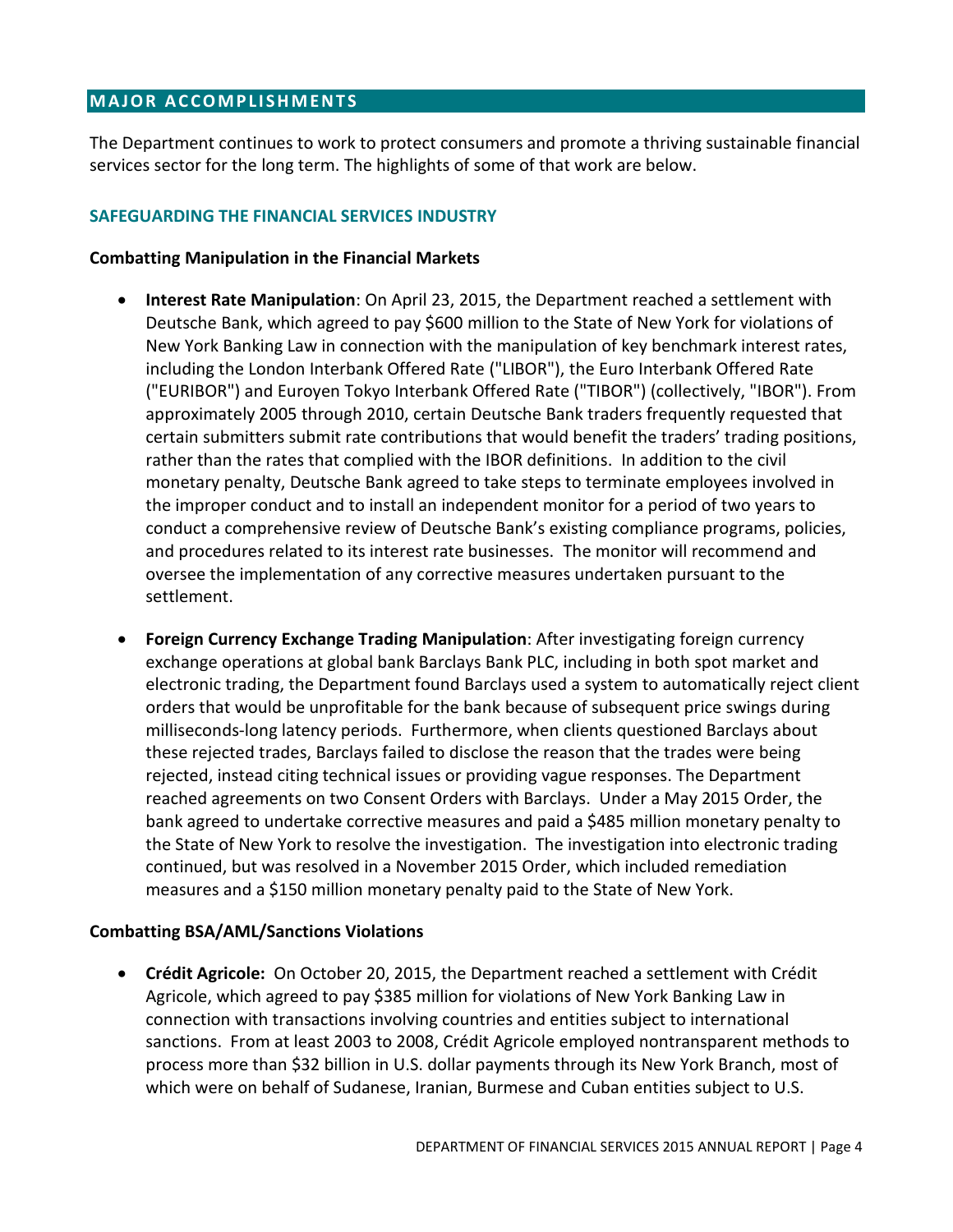## MAJOR ACCOMPLISHMENTS

The Department continues to work to protect consumers and promote a thriving sustainable financial services sector for the long term. The highlights of some of that work are below.

### SAFEGUARDING THE FINANCIAL SERVICES INDUSTRY

**Combatting Manipulation in the Financial Markets**

- **Interest Rate Manipulation**: On April 23, 2015, the Department reached a settlement with Deutsche Bank, which agreed to pay $600 million to the State of New York for violations of New York Banking Law in connection with the manipulation of key benchmark interest rates, including the London Interbank Offered Rate ("LIBOR"), the Euro Interbank Offered Rate ("EURIBOR") and Euroyen Tokyo Interbank Offered Rate ("TIBOR") (collectively, "IBOR"). From approximately 2005 through 2010, certain Deutsche Bank traders frequently requested that certain submitters submit rate contributions that would benefit the traders' trading positions, rather than the rates that complied with the IBOR definitions. In addition to the civil monetary penalty, Deutsche Bank agreed to take steps to terminate employees involved in the improper conduct and to install an independent monitor for a period of two years to conduct a comprehensive review of Deutsche Bank's existing compliance programs, policies, and procedures related to its interest rate businesses. The monitor will recommend and oversee the implementation of any corrective measures undertaken pursuant to the settlement.
- **Foreign Currency Exchange Trading Manipulation**: After investigating foreign currency exchange operations at global bank Barclays Bank PLC, including in both spot market and electronic trading, the Department found Barclays used a system to automatically reject client orders that would be unprofitable for the bank because of subsequent price swings during milliseconds-long latency periods. Furthermore, when clients questioned Barclays about these rejected trades, Barclays failed to disclose the reason that the trades were being rejected, instead citing technical issues or providing vague responses. The Department reached agreements on two Consent Orders with Barclays. Under a May 2015 Order, the bank agreed to undertake corrective measures and paid a $485 million monetary penalty to the State of New York to resolve the investigation. The investigation into electronic trading continued, but was resolved in a November 2015 Order, which included remediation measures and a $150 million monetary penalty paid to the State of New York.

**Combatting BSA/AML/Sanctions Violations**

- **Crédit Agricole:** On October 20, 2015, the Department reached a settlement with Crédit Agricole, which agreed to pay $385 million for violations of New York Banking Law in connection with transactions involving countries and entities subject to international sanctions. From at least 2003 to 2008, Crédit Agricole employed nontransparent methods to process more than $32 billion in U.S. dollar payments through its New York Branch, most of which were on behalf of Sudanese, Iranian, Burmese and Cuban entities subject to U.S.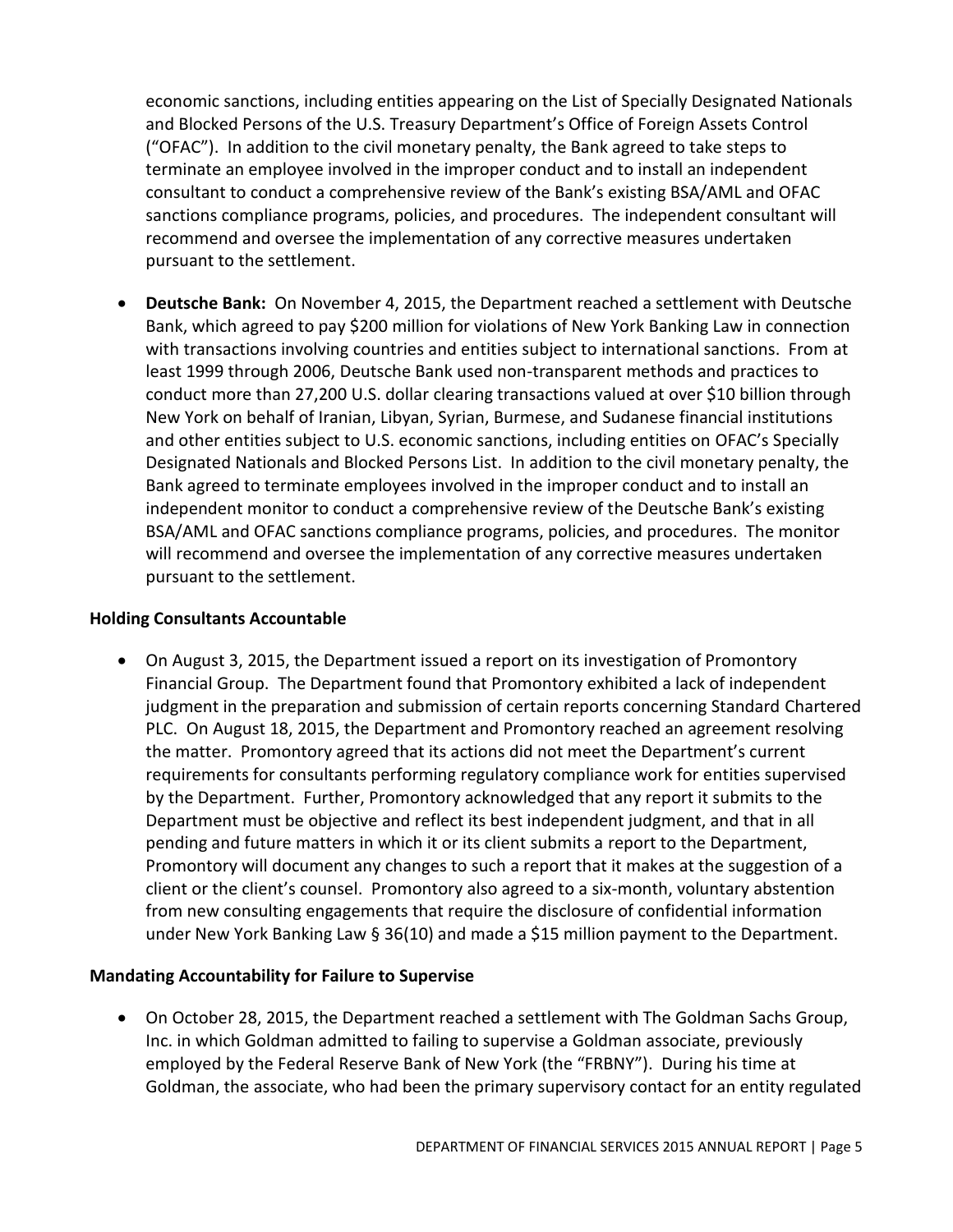economic sanctions, including entities appearing on the List of Specially Designated Nationals and Blocked Persons of the U.S. Treasury Department's Office of Foreign Assets Control ("OFAC"). In addition to the civil monetary penalty, the Bank agreed to take steps to terminate an employee involved in the improper conduct and to install an independent consultant to conduct a comprehensive review of the Bank's existing BSA/AML and OFAC sanctions compliance programs, policies, and procedures. The independent consultant will recommend and oversee the implementation of any corrective measures undertaken pursuant to the settlement.

- **Deutsche Bank:** On November 4, 2015, the Department reached a settlement with Deutsche Bank, which agreed to pay $200 million for violations of New York Banking Law in connection with transactions involving countries and entities subject to international sanctions. From at least 1999 through 2006, Deutsche Bank used non-transparent methods and practices to conduct more than 27,200 U.S. dollar clearing transactions valued at over $10 billion through New York on behalf of Iranian, Libyan, Syrian, Burmese, and Sudanese financial institutions and other entities subject to U.S. economic sanctions, including entities on OFAC's Specially Designated Nationals and Blocked Persons List. In addition to the civil monetary penalty, the Bank agreed to terminate employees involved in the improper conduct and to install an independent monitor to conduct a comprehensive review of the Deutsche Bank's existing BSA/AML and OFAC sanctions compliance programs, policies, and procedures. The monitor will recommend and oversee the implementation of any corrective measures undertaken pursuant to the settlement.

**Holding Consultants Accountable**

- On August 3, 2015, the Department issued a report on its investigation of Promontory Financial Group. The Department found that Promontory exhibited a lack of independent judgment in the preparation and submission of certain reports concerning Standard Chartered PLC. On August 18, 2015, the Department and Promontory reached an agreement resolving the matter. Promontory agreed that its actions did not meet the Department's current requirements for consultants performing regulatory compliance work for entities supervised by the Department. Further, Promontory acknowledged that any report it submits to the Department must be objective and reflect its best independent judgment, and that in all pending and future matters in which it or its client submits a report to the Department, Promontory will document any changes to such a report that it makes at the suggestion of a client or the client's counsel. Promontory also agreed to a six-month, voluntary abstention from new consulting engagements that require the disclosure of confidential information under New York Banking Law § 36(10) and made a $15 million payment to the Department.

**Mandating Accountability for Failure to Supervise**

- On October 28, 2015, the Department reached a settlement with The Goldman Sachs Group, Inc. in which Goldman admitted to failing to supervise a Goldman associate, previously employed by the Federal Reserve Bank of New York (the "FRBNY"). During his time at Goldman, the associate, who had been the primary supervisory contact for an entity regulated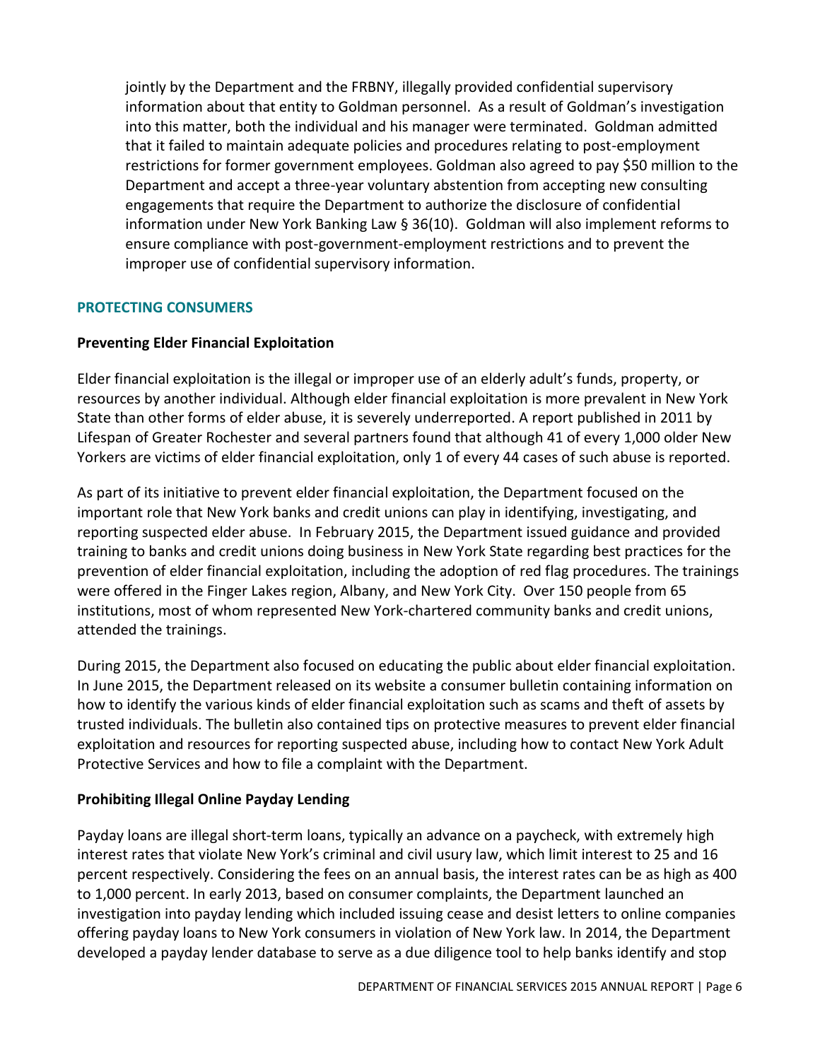jointly by the Department and the FRBNY, illegally provided confidential supervisory information about that entity to Goldman personnel. As a result of Goldman's investigation into this matter, both the individual and his manager were terminated. Goldman admitted that it failed to maintain adequate policies and procedures relating to post-employment restrictions for former government employees. Goldman also agreed to pay $50 million to the Department and accept a three-year voluntary abstention from accepting new consulting engagements that require the Department to authorize the disclosure of confidential information under New York Banking Law § 36(10). Goldman will also implement reforms to ensure compliance with post-government-employment restrictions and to prevent the improper use of confidential supervisory information.

## PROTECTING CONSUMERS

### Preventing Elder Financial Exploitation

Elder financial exploitation is the illegal or improper use of an elderly adult's funds, property, or resources by another individual. Although elder financial exploitation is more prevalent in New York State than other forms of elder abuse, it is severely underreported. A report published in 2011 by Lifespan of Greater Rochester and several partners found that although 41 of every 1,000 older New Yorkers are victims of elder financial exploitation, only 1 of every 44 cases of such abuse is reported.

As part of its initiative to prevent elder financial exploitation, the Department focused on the important role that New York banks and credit unions can play in identifying, investigating, and reporting suspected elder abuse. In February 2015, the Department issued guidance and provided training to banks and credit unions doing business in New York State regarding best practices for the prevention of elder financial exploitation, including the adoption of red flag procedures. The trainings were offered in the Finger Lakes region, Albany, and New York City. Over 150 people from 65 institutions, most of whom represented New York-chartered community banks and credit unions, attended the trainings.

During 2015, the Department also focused on educating the public about elder financial exploitation. In June 2015, the Department released on its website a consumer bulletin containing information on how to identify the various kinds of elder financial exploitation such as scams and theft of assets by trusted individuals. The bulletin also contained tips on protective measures to prevent elder financial exploitation and resources for reporting suspected abuse, including how to contact New York Adult Protective Services and how to file a complaint with the Department.

### Prohibiting Illegal Online Payday Lending

Payday loans are illegal short-term loans, typically an advance on a paycheck, with extremely high interest rates that violate New York's criminal and civil usury law, which limit interest to 25 and 16 percent respectively. Considering the fees on an annual basis, the interest rates can be as high as 400 to 1,000 percent. In early 2013, based on consumer complaints, the Department launched an investigation into payday lending which included issuing cease and desist letters to online companies offering payday loans to New York consumers in violation of New York law. In 2014, the Department developed a payday lender database to serve as a due diligence tool to help banks identify and stop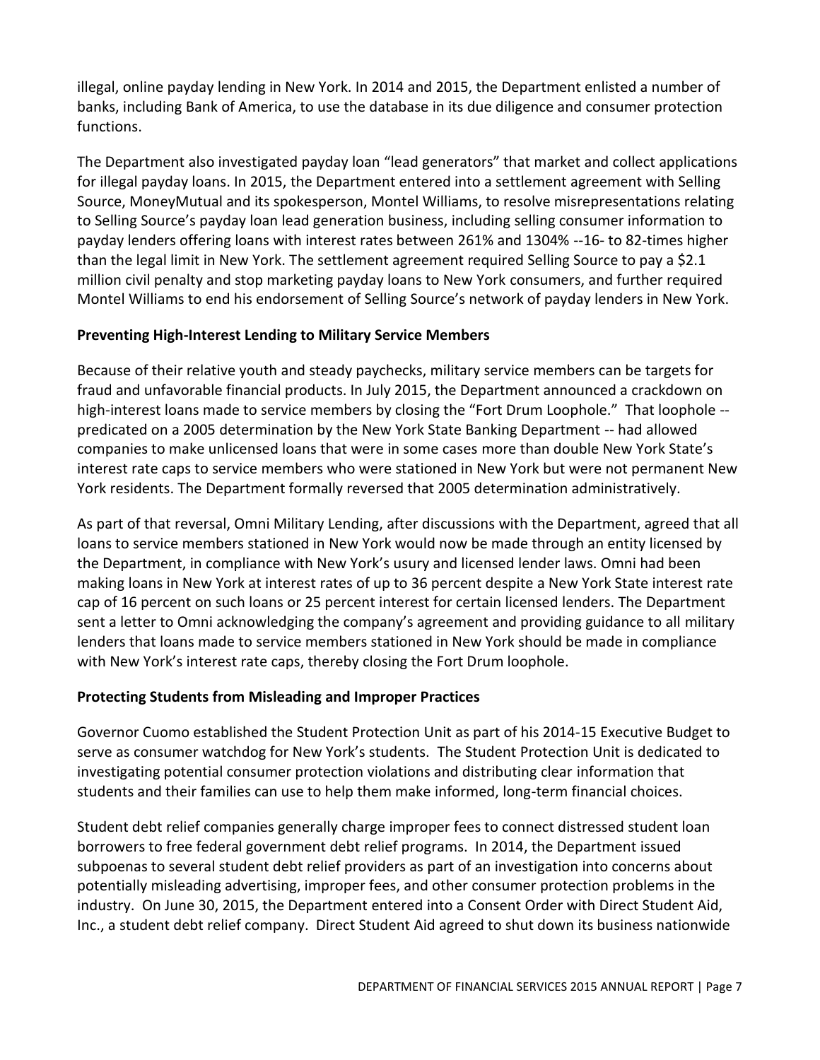illegal, online payday lending in New York. In 2014 and 2015, the Department enlisted a number of banks, including Bank of America, to use the database in its due diligence and consumer protection functions.

The Department also investigated payday loan "lead generators" that market and collect applications for illegal payday loans. In 2015, the Department entered into a settlement agreement with Selling Source, MoneyMutual and its spokesperson, Montel Williams, to resolve misrepresentations relating to Selling Source's payday loan lead generation business, including selling consumer information to payday lenders offering loans with interest rates between 261% and 1304% --16- to 82-times higher than the legal limit in New York. The settlement agreement required Selling Source to pay a $2.1 million civil penalty and stop marketing payday loans to New York consumers, and further required Montel Williams to end his endorsement of Selling Source's network of payday lenders in New York.

**Preventing High-Interest Lending to Military Service Members**

Because of their relative youth and steady paychecks, military service members can be targets for fraud and unfavorable financial products. In July 2015, the Department announced a crackdown on high-interest loans made to service members by closing the "Fort Drum Loophole." That loophole -- predicated on a 2005 determination by the New York State Banking Department -- had allowed companies to make unlicensed loans that were in some cases more than double New York State's interest rate caps to service members who were stationed in New York but were not permanent New York residents. The Department formally reversed that 2005 determination administratively.

As part of that reversal, Omni Military Lending, after discussions with the Department, agreed that all loans to service members stationed in New York would now be made through an entity licensed by the Department, in compliance with New York's usury and licensed lender laws. Omni had been making loans in New York at interest rates of up to 36 percent despite a New York State interest rate cap of 16 percent on such loans or 25 percent interest for certain licensed lenders. The Department sent a letter to Omni acknowledging the company's agreement and providing guidance to all military lenders that loans made to service members stationed in New York should be made in compliance with New York's interest rate caps, thereby closing the Fort Drum loophole.

**Protecting Students from Misleading and Improper Practices**

Governor Cuomo established the Student Protection Unit as part of his 2014-15 Executive Budget to serve as consumer watchdog for New York's students. The Student Protection Unit is dedicated to investigating potential consumer protection violations and distributing clear information that students and their families can use to help them make informed, long-term financial choices.

Student debt relief companies generally charge improper fees to connect distressed student loan borrowers to free federal government debt relief programs. In 2014, the Department issued subpoenas to several student debt relief providers as part of an investigation into concerns about potentially misleading advertising, improper fees, and other consumer protection problems in the industry. On June 30, 2015, the Department entered into a Consent Order with Direct Student Aid, Inc., a student debt relief company. Direct Student Aid agreed to shut down its business nationwide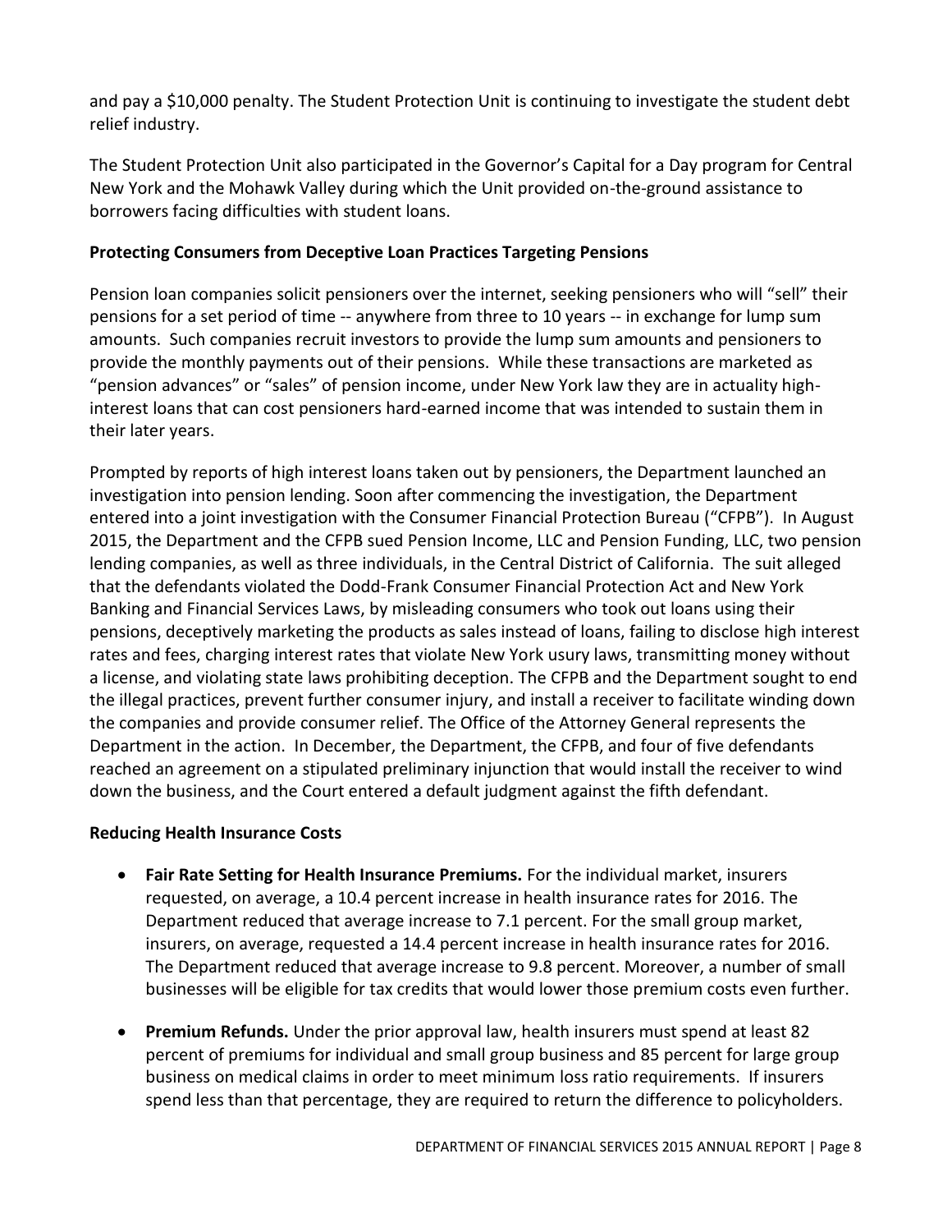and pay a $10,000 penalty. The Student Protection Unit is continuing to investigate the student debt relief industry.

The Student Protection Unit also participated in the Governor's Capital for a Day program for Central New York and the Mohawk Valley during which the Unit provided on-the-ground assistance to borrowers facing difficulties with student loans.

**Protecting Consumers from Deceptive Loan Practices Targeting Pensions**

Pension loan companies solicit pensioners over the internet, seeking pensioners who will "sell" their pensions for a set period of time -- anywhere from three to 10 years -- in exchange for lump sum amounts. Such companies recruit investors to provide the lump sum amounts and pensioners to provide the monthly payments out of their pensions. While these transactions are marketed as "pension advances" or "sales" of pension income, under New York law they are in actuality high-interest loans that can cost pensioners hard-earned income that was intended to sustain them in their later years.

Prompted by reports of high interest loans taken out by pensioners, the Department launched an investigation into pension lending. Soon after commencing the investigation, the Department entered into a joint investigation with the Consumer Financial Protection Bureau ("CFPB"). In August 2015, the Department and the CFPB sued Pension Income, LLC and Pension Funding, LLC, two pension lending companies, as well as three individuals, in the Central District of California. The suit alleged that the defendants violated the Dodd-Frank Consumer Financial Protection Act and New York Banking and Financial Services Laws, by misleading consumers who took out loans using their pensions, deceptively marketing the products as sales instead of loans, failing to disclose high interest rates and fees, charging interest rates that violate New York usury laws, transmitting money without a license, and violating state laws prohibiting deception. The CFPB and the Department sought to end the illegal practices, prevent further consumer injury, and install a receiver to facilitate winding down the companies and provide consumer relief. The Office of the Attorney General represents the Department in the action. In December, the Department, the CFPB, and four of five defendants reached an agreement on a stipulated preliminary injunction that would install the receiver to wind down the business, and the Court entered a default judgment against the fifth defendant.

**Reducing Health Insurance Costs**

- **Fair Rate Setting for Health Insurance Premiums.** For the individual market, insurers requested, on average, a 10.4 percent increase in health insurance rates for 2016. The Department reduced that average increase to 7.1 percent. For the small group market, insurers, on average, requested a 14.4 percent increase in health insurance rates for 2016. The Department reduced that average increase to 9.8 percent. Moreover, a number of small businesses will be eligible for tax credits that would lower those premium costs even further.
- **Premium Refunds.** Under the prior approval law, health insurers must spend at least 82 percent of premiums for individual and small group business and 85 percent for large group business on medical claims in order to meet minimum loss ratio requirements. If insurers spend less than that percentage, they are required to return the difference to policyholders.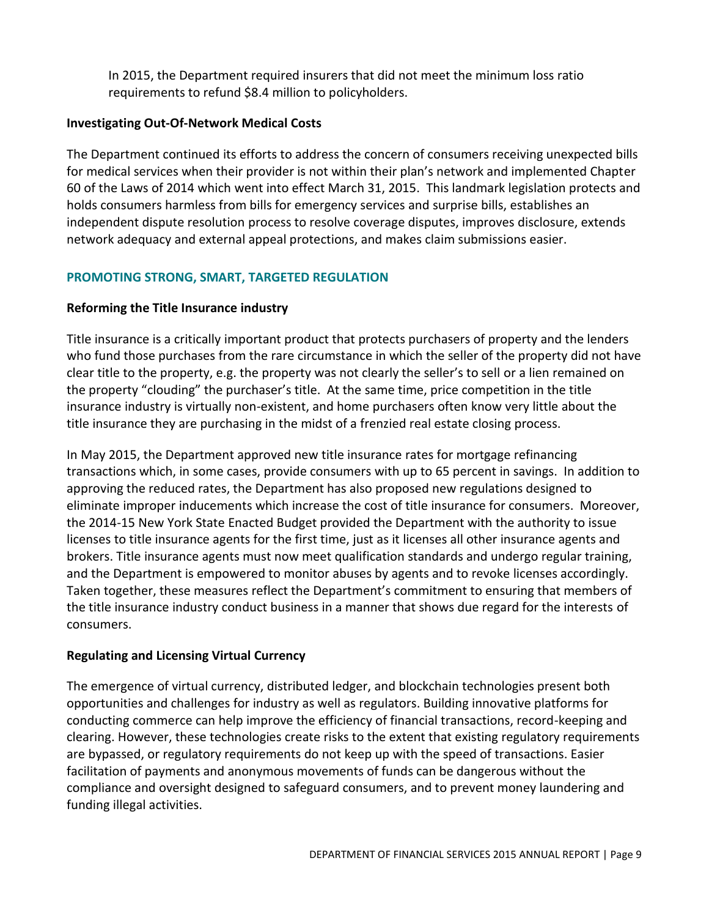In 2015, the Department required insurers that did not meet the minimum loss ratio requirements to refund $8.4 million to policyholders.

### Investigating Out-Of-Network Medical Costs

The Department continued its efforts to address the concern of consumers receiving unexpected bills for medical services when their provider is not within their plan's network and implemented Chapter 60 of the Laws of 2014 which went into effect March 31, 2015. This landmark legislation protects and holds consumers harmless from bills for emergency services and surprise bills, establishes an independent dispute resolution process to resolve coverage disputes, improves disclosure, extends network adequacy and external appeal protections, and makes claim submissions easier.

## PROMOTING STRONG, SMART, TARGETED REGULATION

### Reforming the Title Insurance industry

Title insurance is a critically important product that protects purchasers of property and the lenders who fund those purchases from the rare circumstance in which the seller of the property did not have clear title to the property, e.g. the property was not clearly the seller's to sell or a lien remained on the property "clouding" the purchaser's title. At the same time, price competition in the title insurance industry is virtually non-existent, and home purchasers often know very little about the title insurance they are purchasing in the midst of a frenzied real estate closing process.

In May 2015, the Department approved new title insurance rates for mortgage refinancing transactions which, in some cases, provide consumers with up to 65 percent in savings. In addition to approving the reduced rates, the Department has also proposed new regulations designed to eliminate improper inducements which increase the cost of title insurance for consumers. Moreover, the 2014-15 New York State Enacted Budget provided the Department with the authority to issue licenses to title insurance agents for the first time, just as it licenses all other insurance agents and brokers. Title insurance agents must now meet qualification standards and undergo regular training, and the Department is empowered to monitor abuses by agents and to revoke licenses accordingly. Taken together, these measures reflect the Department's commitment to ensuring that members of the title insurance industry conduct business in a manner that shows due regard for the interests of consumers.

### Regulating and Licensing Virtual Currency

The emergence of virtual currency, distributed ledger, and blockchain technologies present both opportunities and challenges for industry as well as regulators. Building innovative platforms for conducting commerce can help improve the efficiency of financial transactions, record-keeping and clearing. However, these technologies create risks to the extent that existing regulatory requirements are bypassed, or regulatory requirements do not keep up with the speed of transactions. Easier facilitation of payments and anonymous movements of funds can be dangerous without the compliance and oversight designed to safeguard consumers, and to prevent money laundering and funding illegal activities.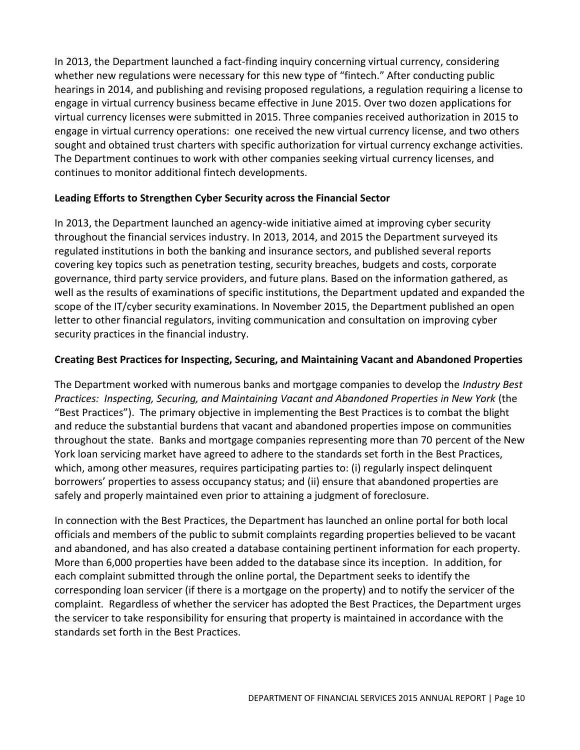In 2013, the Department launched a fact-finding inquiry concerning virtual currency, considering whether new regulations were necessary for this new type of "fintech." After conducting public hearings in 2014, and publishing and revising proposed regulations, a regulation requiring a license to engage in virtual currency business became effective in June 2015. Over two dozen applications for virtual currency licenses were submitted in 2015. Three companies received authorization in 2015 to engage in virtual currency operations: one received the new virtual currency license, and two others sought and obtained trust charters with specific authorization for virtual currency exchange activities. The Department continues to work with other companies seeking virtual currency licenses, and continues to monitor additional fintech developments.

**Leading Efforts to Strengthen Cyber Security across the Financial Sector**

In 2013, the Department launched an agency-wide initiative aimed at improving cyber security throughout the financial services industry. In 2013, 2014, and 2015 the Department surveyed its regulated institutions in both the banking and insurance sectors, and published several reports covering key topics such as penetration testing, security breaches, budgets and costs, corporate governance, third party service providers, and future plans. Based on the information gathered, as well as the results of examinations of specific institutions, the Department updated and expanded the scope of the IT/cyber security examinations. In November 2015, the Department published an open letter to other financial regulators, inviting communication and consultation on improving cyber security practices in the financial industry.

**Creating Best Practices for Inspecting, Securing, and Maintaining Vacant and Abandoned Properties**

The Department worked with numerous banks and mortgage companies to develop the *Industry Best Practices: Inspecting, Securing, and Maintaining Vacant and Abandoned Properties in New York* (the "Best Practices"). The primary objective in implementing the Best Practices is to combat the blight and reduce the substantial burdens that vacant and abandoned properties impose on communities throughout the state. Banks and mortgage companies representing more than 70 percent of the New York loan servicing market have agreed to adhere to the standards set forth in the Best Practices, which, among other measures, requires participating parties to: (i) regularly inspect delinquent borrowers' properties to assess occupancy status; and (ii) ensure that abandoned properties are safely and properly maintained even prior to attaining a judgment of foreclosure.

In connection with the Best Practices, the Department has launched an online portal for both local officials and members of the public to submit complaints regarding properties believed to be vacant and abandoned, and has also created a database containing pertinent information for each property. More than 6,000 properties have been added to the database since its inception. In addition, for each complaint submitted through the online portal, the Department seeks to identify the corresponding loan servicer (if there is a mortgage on the property) and to notify the servicer of the complaint. Regardless of whether the servicer has adopted the Best Practices, the Department urges the servicer to take responsibility for ensuring that property is maintained in accordance with the standards set forth in the Best Practices.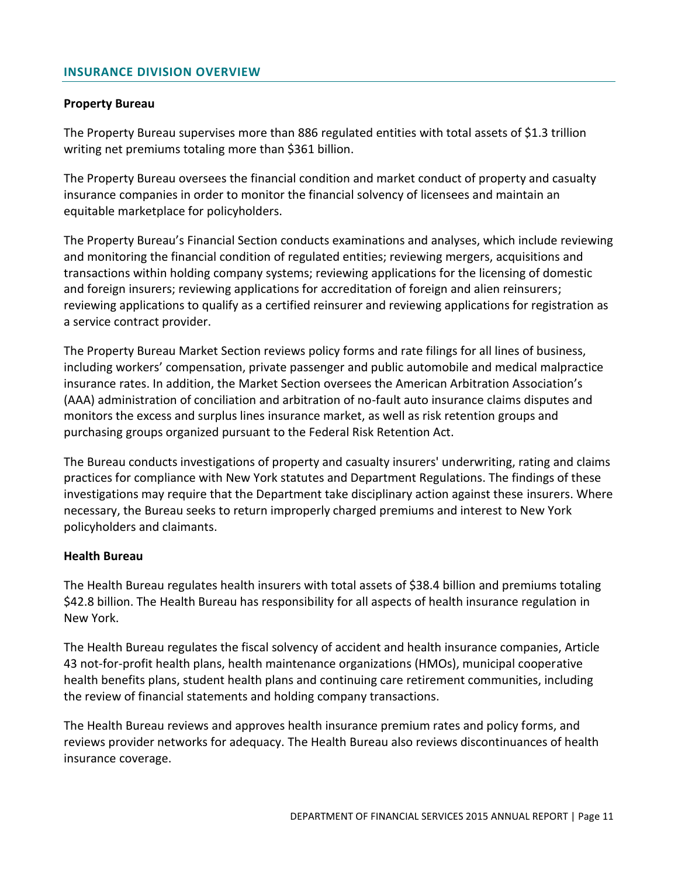## INSURANCE DIVISION OVERVIEW

### Property Bureau

The Property Bureau supervises more than 886 regulated entities with total assets of $1.3 trillion writing net premiums totaling more than $361 billion.

The Property Bureau oversees the financial condition and market conduct of property and casualty insurance companies in order to monitor the financial solvency of licensees and maintain an equitable marketplace for policyholders.

The Property Bureau's Financial Section conducts examinations and analyses, which include reviewing and monitoring the financial condition of regulated entities; reviewing mergers, acquisitions and transactions within holding company systems; reviewing applications for the licensing of domestic and foreign insurers; reviewing applications for accreditation of foreign and alien reinsurers; reviewing applications to qualify as a certified reinsurer and reviewing applications for registration as a service contract provider.

The Property Bureau Market Section reviews policy forms and rate filings for all lines of business, including workers' compensation, private passenger and public automobile and medical malpractice insurance rates. In addition, the Market Section oversees the American Arbitration Association's (AAA) administration of conciliation and arbitration of no-fault auto insurance claims disputes and monitors the excess and surplus lines insurance market, as well as risk retention groups and purchasing groups organized pursuant to the Federal Risk Retention Act.

The Bureau conducts investigations of property and casualty insurers' underwriting, rating and claims practices for compliance with New York statutes and Department Regulations. The findings of these investigations may require that the Department take disciplinary action against these insurers. Where necessary, the Bureau seeks to return improperly charged premiums and interest to New York policyholders and claimants.

### Health Bureau

The Health Bureau regulates health insurers with total assets of $38.4 billion and premiums totaling $42.8 billion. The Health Bureau has responsibility for all aspects of health insurance regulation in New York.

The Health Bureau regulates the fiscal solvency of accident and health insurance companies, Article 43 not-for-profit health plans, health maintenance organizations (HMOs), municipal cooperative health benefits plans, student health plans and continuing care retirement communities, including the review of financial statements and holding company transactions.

The Health Bureau reviews and approves health insurance premium rates and policy forms, and reviews provider networks for adequacy. The Health Bureau also reviews discontinuances of health insurance coverage.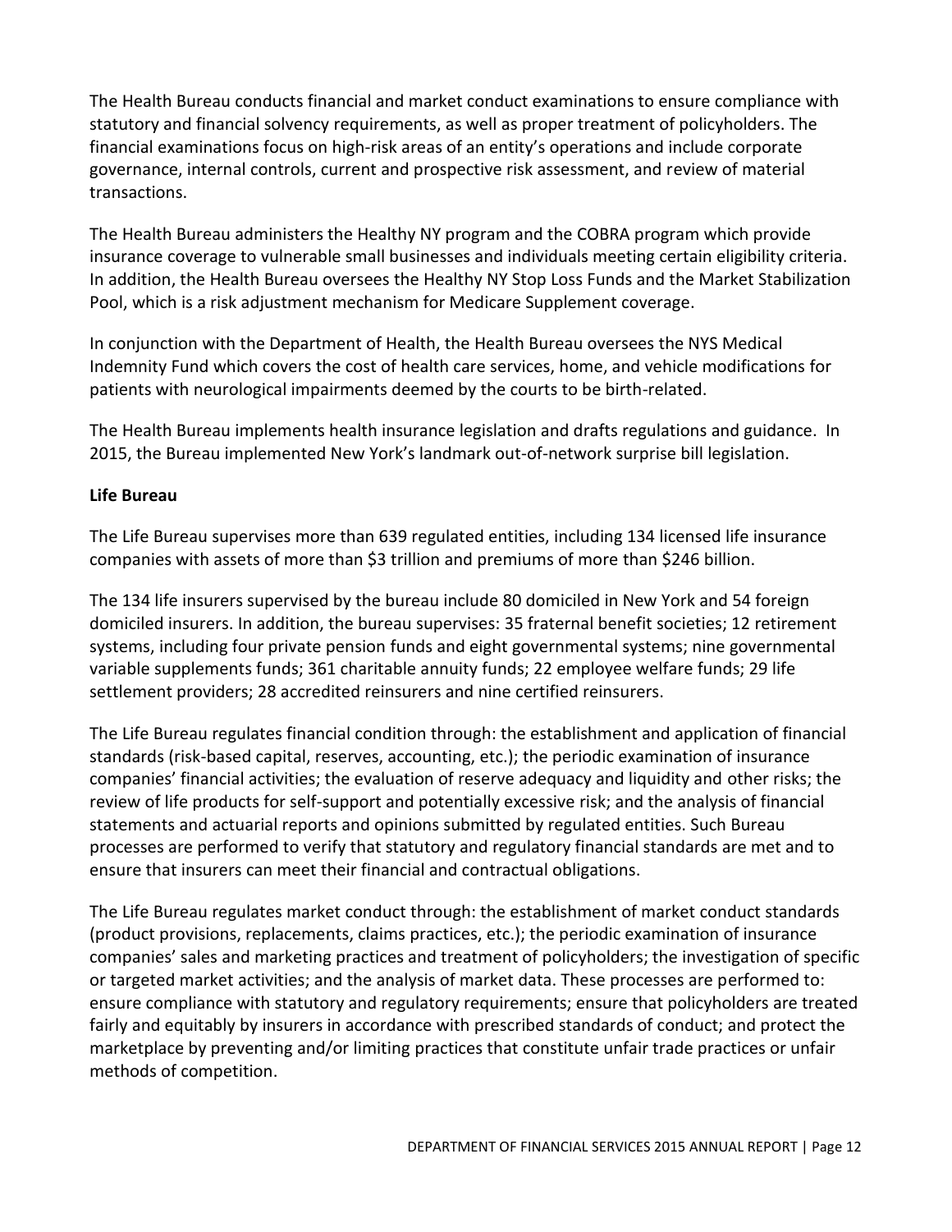The Health Bureau conducts financial and market conduct examinations to ensure compliance with statutory and financial solvency requirements, as well as proper treatment of policyholders. The financial examinations focus on high-risk areas of an entity's operations and include corporate governance, internal controls, current and prospective risk assessment, and review of material transactions.

The Health Bureau administers the Healthy NY program and the COBRA program which provide insurance coverage to vulnerable small businesses and individuals meeting certain eligibility criteria. In addition, the Health Bureau oversees the Healthy NY Stop Loss Funds and the Market Stabilization Pool, which is a risk adjustment mechanism for Medicare Supplement coverage.

In conjunction with the Department of Health, the Health Bureau oversees the NYS Medical Indemnity Fund which covers the cost of health care services, home, and vehicle modifications for patients with neurological impairments deemed by the courts to be birth-related.

The Health Bureau implements health insurance legislation and drafts regulations and guidance. In 2015, the Bureau implemented New York's landmark out-of-network surprise bill legislation.

**Life Bureau**

The Life Bureau supervises more than 639 regulated entities, including 134 licensed life insurance companies with assets of more than $3 trillion and premiums of more than $246 billion.

The 134 life insurers supervised by the bureau include 80 domiciled in New York and 54 foreign domiciled insurers. In addition, the bureau supervises: 35 fraternal benefit societies; 12 retirement systems, including four private pension funds and eight governmental systems; nine governmental variable supplements funds; 361 charitable annuity funds; 22 employee welfare funds; 29 life settlement providers; 28 accredited reinsurers and nine certified reinsurers.

The Life Bureau regulates financial condition through: the establishment and application of financial standards (risk-based capital, reserves, accounting, etc.); the periodic examination of insurance companies' financial activities; the evaluation of reserve adequacy and liquidity and other risks; the review of life products for self-support and potentially excessive risk; and the analysis of financial statements and actuarial reports and opinions submitted by regulated entities. Such Bureau processes are performed to verify that statutory and regulatory financial standards are met and to ensure that insurers can meet their financial and contractual obligations.

The Life Bureau regulates market conduct through: the establishment of market conduct standards (product provisions, replacements, claims practices, etc.); the periodic examination of insurance companies' sales and marketing practices and treatment of policyholders; the investigation of specific or targeted market activities; and the analysis of market data. These processes are performed to: ensure compliance with statutory and regulatory requirements; ensure that policyholders are treated fairly and equitably by insurers in accordance with prescribed standards of conduct; and protect the marketplace by preventing and/or limiting practices that constitute unfair trade practices or unfair methods of competition.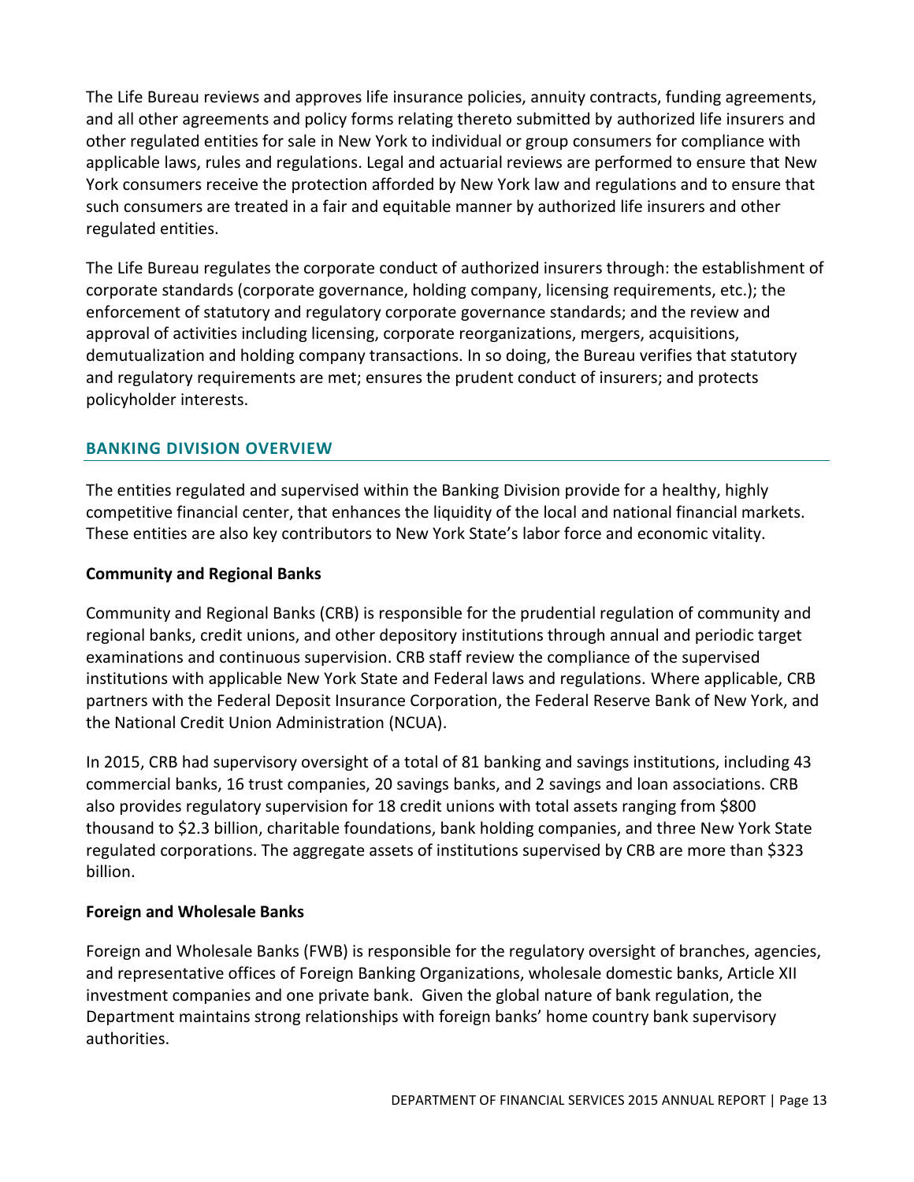The Life Bureau reviews and approves life insurance policies, annuity contracts, funding agreements, and all other agreements and policy forms relating thereto submitted by authorized life insurers and other regulated entities for sale in New York to individual or group consumers for compliance with applicable laws, rules and regulations. Legal and actuarial reviews are performed to ensure that New York consumers receive the protection afforded by New York law and regulations and to ensure that such consumers are treated in a fair and equitable manner by authorized life insurers and other regulated entities.

The Life Bureau regulates the corporate conduct of authorized insurers through: the establishment of corporate standards (corporate governance, holding company, licensing requirements, etc.); the enforcement of statutory and regulatory corporate governance standards; and the review and approval of activities including licensing, corporate reorganizations, mergers, acquisitions, demutualization and holding company transactions. In so doing, the Bureau verifies that statutory and regulatory requirements are met; ensures the prudent conduct of insurers; and protects policyholder interests.

## BANKING DIVISION OVERVIEW

The entities regulated and supervised within the Banking Division provide for a healthy, highly competitive financial center, that enhances the liquidity of the local and national financial markets. These entities are also key contributors to New York State's labor force and economic vitality.

### Community and Regional Banks

Community and Regional Banks (CRB) is responsible for the prudential regulation of community and regional banks, credit unions, and other depository institutions through annual and periodic target examinations and continuous supervision. CRB staff review the compliance of the supervised institutions with applicable New York State and Federal laws and regulations. Where applicable, CRB partners with the Federal Deposit Insurance Corporation, the Federal Reserve Bank of New York, and the National Credit Union Administration (NCUA).

In 2015, CRB had supervisory oversight of a total of 81 banking and savings institutions, including 43 commercial banks, 16 trust companies, 20 savings banks, and 2 savings and loan associations. CRB also provides regulatory supervision for 18 credit unions with total assets ranging from $800 thousand to $2.3 billion, charitable foundations, bank holding companies, and three New York State regulated corporations. The aggregate assets of institutions supervised by CRB are more than $323 billion.

### Foreign and Wholesale Banks

Foreign and Wholesale Banks (FWB) is responsible for the regulatory oversight of branches, agencies, and representative offices of Foreign Banking Organizations, wholesale domestic banks, Article XII investment companies and one private bank. Given the global nature of bank regulation, the Department maintains strong relationships with foreign banks' home country bank supervisory authorities.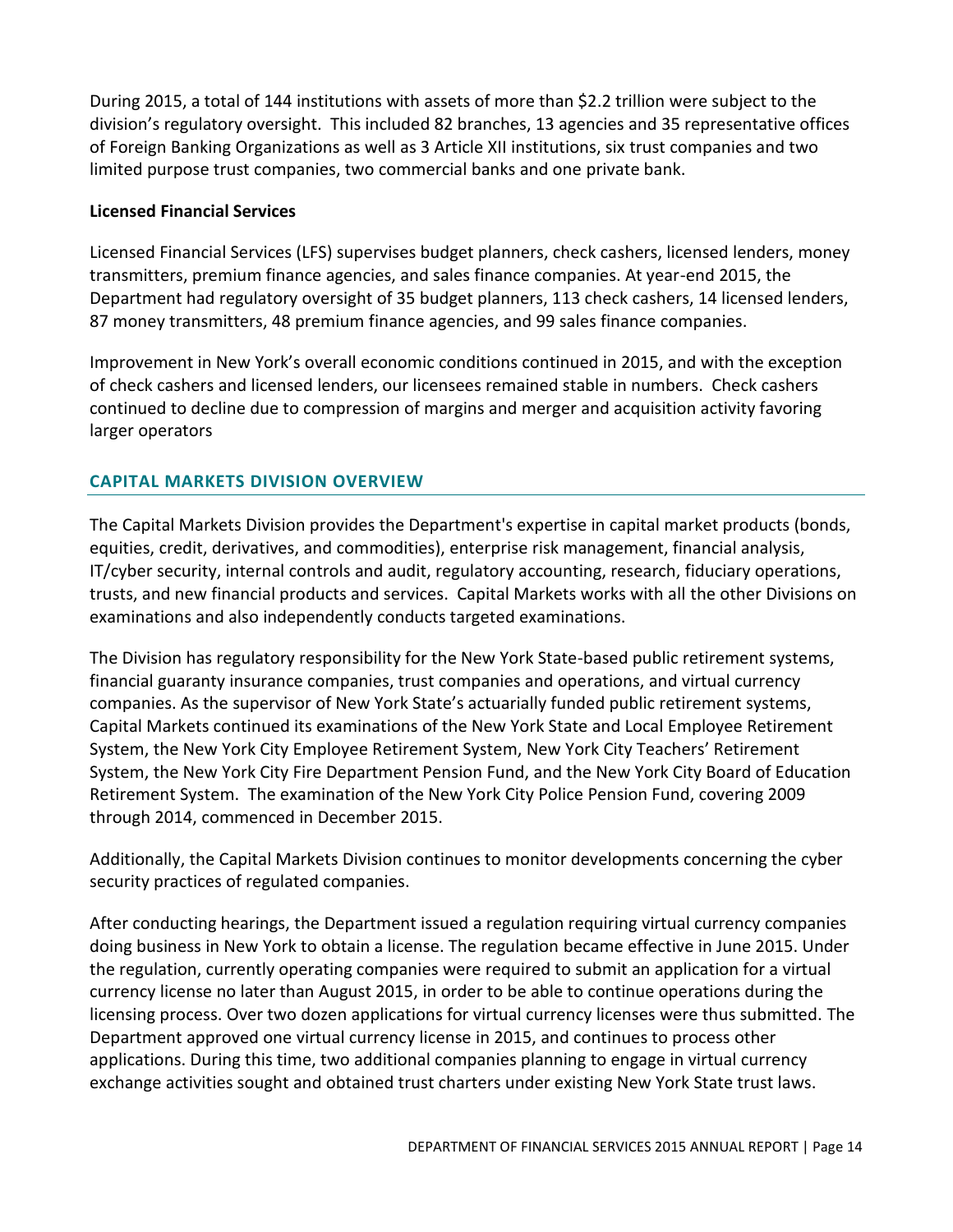During 2015, a total of 144 institutions with assets of more than $2.2 trillion were subject to the division's regulatory oversight. This included 82 branches, 13 agencies and 35 representative offices of Foreign Banking Organizations as well as 3 Article XII institutions, six trust companies and two limited purpose trust companies, two commercial banks and one private bank.

**Licensed Financial Services**

Licensed Financial Services (LFS) supervises budget planners, check cashers, licensed lenders, money transmitters, premium finance agencies, and sales finance companies. At year-end 2015, the Department had regulatory oversight of 35 budget planners, 113 check cashers, 14 licensed lenders, 87 money transmitters, 48 premium finance agencies, and 99 sales finance companies.

Improvement in New York's overall economic conditions continued in 2015, and with the exception of check cashers and licensed lenders, our licensees remained stable in numbers. Check cashers continued to decline due to compression of margins and merger and acquisition activity favoring larger operators

## CAPITAL MARKETS DIVISION OVERVIEW

The Capital Markets Division provides the Department's expertise in capital market products (bonds, equities, credit, derivatives, and commodities), enterprise risk management, financial analysis, IT/cyber security, internal controls and audit, regulatory accounting, research, fiduciary operations, trusts, and new financial products and services. Capital Markets works with all the other Divisions on examinations and also independently conducts targeted examinations.

The Division has regulatory responsibility for the New York State-based public retirement systems, financial guaranty insurance companies, trust companies and operations, and virtual currency companies. As the supervisor of New York State's actuarially funded public retirement systems, Capital Markets continued its examinations of the New York State and Local Employee Retirement System, the New York City Employee Retirement System, New York City Teachers' Retirement System, the New York City Fire Department Pension Fund, and the New York City Board of Education Retirement System. The examination of the New York City Police Pension Fund, covering 2009 through 2014, commenced in December 2015.

Additionally, the Capital Markets Division continues to monitor developments concerning the cyber security practices of regulated companies.

After conducting hearings, the Department issued a regulation requiring virtual currency companies doing business in New York to obtain a license. The regulation became effective in June 2015. Under the regulation, currently operating companies were required to submit an application for a virtual currency license no later than August 2015, in order to be able to continue operations during the licensing process. Over two dozen applications for virtual currency licenses were thus submitted. The Department approved one virtual currency license in 2015, and continues to process other applications. During this time, two additional companies planning to engage in virtual currency exchange activities sought and obtained trust charters under existing New York State trust laws.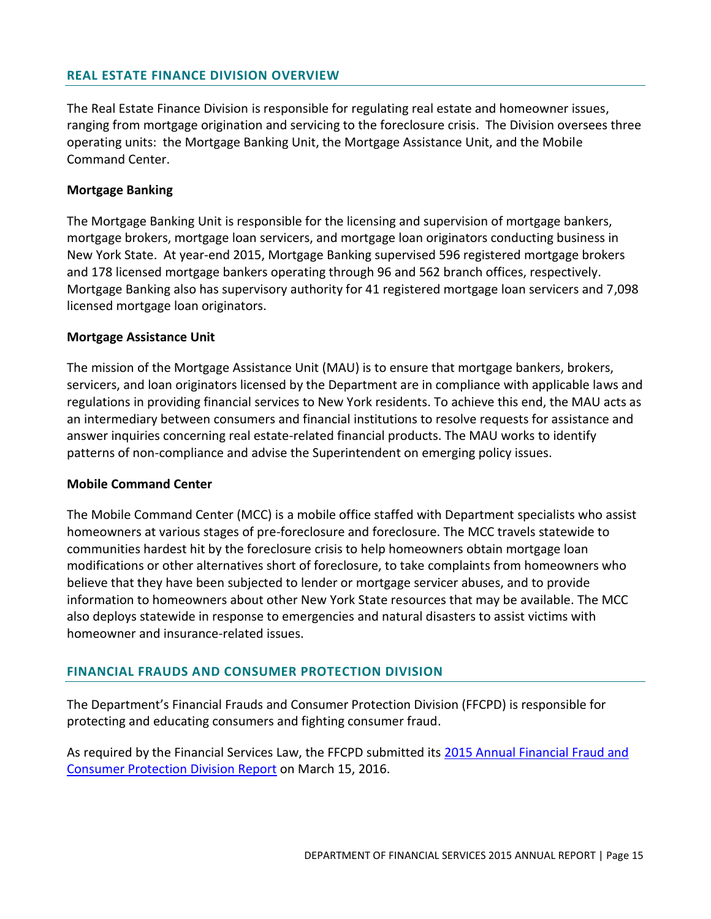## REAL ESTATE FINANCE DIVISION OVERVIEW

The Real Estate Finance Division is responsible for regulating real estate and homeowner issues, ranging from mortgage origination and servicing to the foreclosure crisis. The Division oversees three operating units: the Mortgage Banking Unit, the Mortgage Assistance Unit, and the Mobile Command Center.

### Mortgage Banking

The Mortgage Banking Unit is responsible for the licensing and supervision of mortgage bankers, mortgage brokers, mortgage loan servicers, and mortgage loan originators conducting business in New York State. At year-end 2015, Mortgage Banking supervised 596 registered mortgage brokers and 178 licensed mortgage bankers operating through 96 and 562 branch offices, respectively. Mortgage Banking also has supervisory authority for 41 registered mortgage loan servicers and 7,098 licensed mortgage loan originators.

### Mortgage Assistance Unit

The mission of the Mortgage Assistance Unit (MAU) is to ensure that mortgage bankers, brokers, servicers, and loan originators licensed by the Department are in compliance with applicable laws and regulations in providing financial services to New York residents. To achieve this end, the MAU acts as an intermediary between consumers and financial institutions to resolve requests for assistance and answer inquiries concerning real estate-related financial products. The MAU works to identify patterns of non-compliance and advise the Superintendent on emerging policy issues.

### Mobile Command Center

The Mobile Command Center (MCC) is a mobile office staffed with Department specialists who assist homeowners at various stages of pre-foreclosure and foreclosure. The MCC travels statewide to communities hardest hit by the foreclosure crisis to help homeowners obtain mortgage loan modifications or other alternatives short of foreclosure, to take complaints from homeowners who believe that they have been subjected to lender or mortgage servicer abuses, and to provide information to homeowners about other New York State resources that may be available. The MCC also deploys statewide in response to emergencies and natural disasters to assist victims with homeowner and insurance-related issues.

## FINANCIAL FRAUDS AND CONSUMER PROTECTION DIVISION

The Department's Financial Frauds and Consumer Protection Division (FFCPD) is responsible for protecting and educating consumers and fighting consumer fraud.

As required by the Financial Services Law, the FFCPD submitted its 2015 Annual Financial Fraud and Consumer Protection Division Report on March 15, 2016.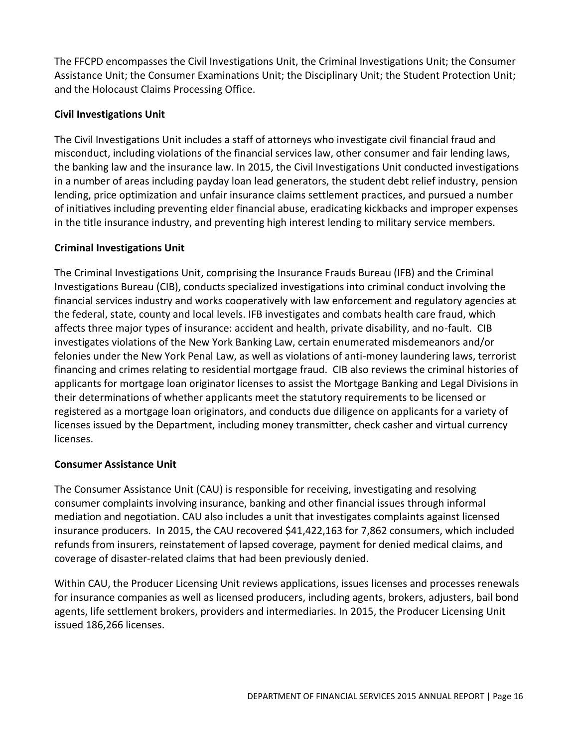The FFCPD encompasses the Civil Investigations Unit, the Criminal Investigations Unit; the Consumer Assistance Unit; the Consumer Examinations Unit; the Disciplinary Unit; the Student Protection Unit; and the Holocaust Claims Processing Office.

### Civil Investigations Unit

The Civil Investigations Unit includes a staff of attorneys who investigate civil financial fraud and misconduct, including violations of the financial services law, other consumer and fair lending laws, the banking law and the insurance law. In 2015, the Civil Investigations Unit conducted investigations in a number of areas including payday loan lead generators, the student debt relief industry, pension lending, price optimization and unfair insurance claims settlement practices, and pursued a number of initiatives including preventing elder financial abuse, eradicating kickbacks and improper expenses in the title insurance industry, and preventing high interest lending to military service members.

### Criminal Investigations Unit

The Criminal Investigations Unit, comprising the Insurance Frauds Bureau (IFB) and the Criminal Investigations Bureau (CIB), conducts specialized investigations into criminal conduct involving the financial services industry and works cooperatively with law enforcement and regulatory agencies at the federal, state, county and local levels. IFB investigates and combats health care fraud, which affects three major types of insurance: accident and health, private disability, and no-fault. CIB investigates violations of the New York Banking Law, certain enumerated misdemeanors and/or felonies under the New York Penal Law, as well as violations of anti-money laundering laws, terrorist financing and crimes relating to residential mortgage fraud. CIB also reviews the criminal histories of applicants for mortgage loan originator licenses to assist the Mortgage Banking and Legal Divisions in their determinations of whether applicants meet the statutory requirements to be licensed or registered as a mortgage loan originators, and conducts due diligence on applicants for a variety of licenses issued by the Department, including money transmitter, check casher and virtual currency licenses.

### Consumer Assistance Unit

The Consumer Assistance Unit (CAU) is responsible for receiving, investigating and resolving consumer complaints involving insurance, banking and other financial issues through informal mediation and negotiation. CAU also includes a unit that investigates complaints against licensed insurance producers. In 2015, the CAU recovered $41,422,163 for 7,862 consumers, which included refunds from insurers, reinstatement of lapsed coverage, payment for denied medical claims, and coverage of disaster-related claims that had been previously denied.

Within CAU, the Producer Licensing Unit reviews applications, issues licenses and processes renewals for insurance companies as well as licensed producers, including agents, brokers, adjusters, bail bond agents, life settlement brokers, providers and intermediaries. In 2015, the Producer Licensing Unit issued 186,266 licenses.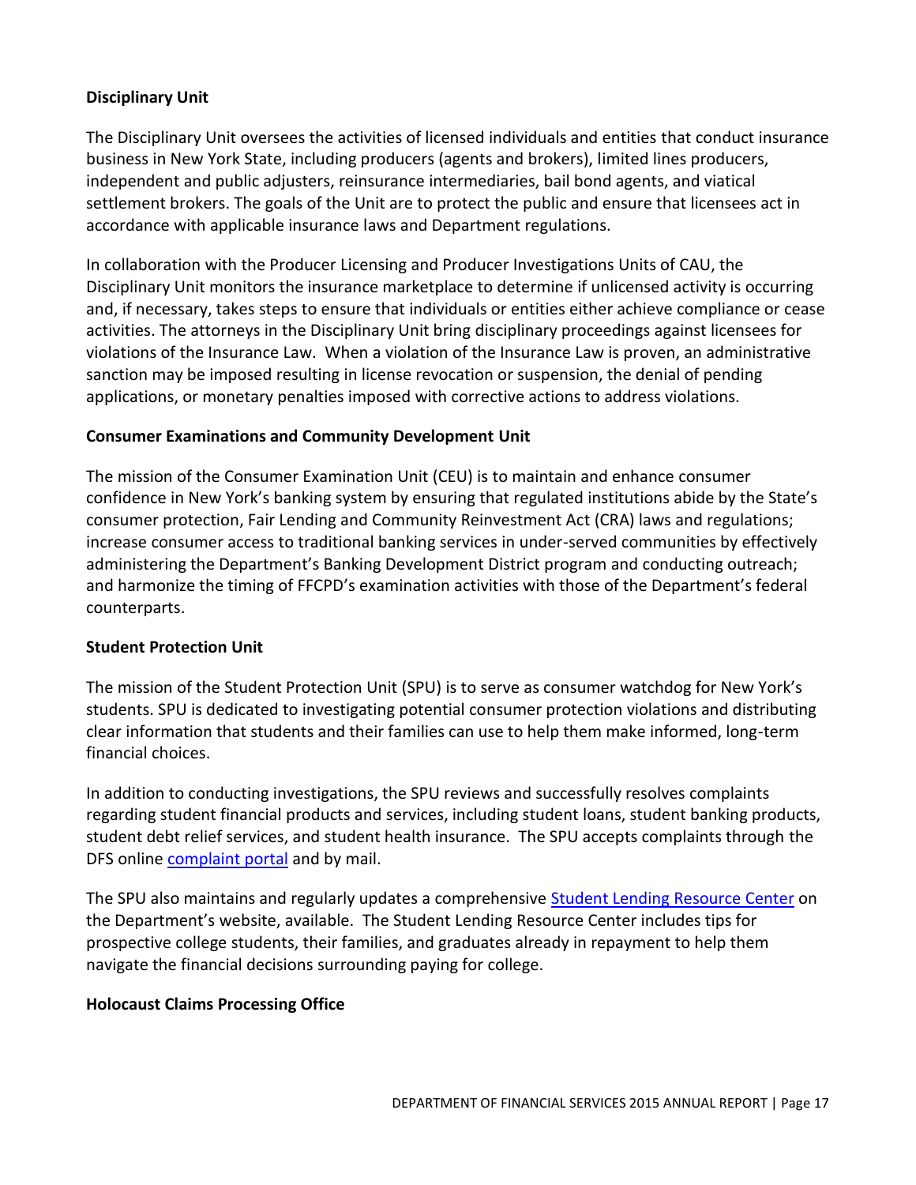**Disciplinary Unit**

The Disciplinary Unit oversees the activities of licensed individuals and entities that conduct insurance business in New York State, including producers (agents and brokers), limited lines producers, independent and public adjusters, reinsurance intermediaries, bail bond agents, and viatical settlement brokers. The goals of the Unit are to protect the public and ensure that licensees act in accordance with applicable insurance laws and Department regulations.

In collaboration with the Producer Licensing and Producer Investigations Units of CAU, the Disciplinary Unit monitors the insurance marketplace to determine if unlicensed activity is occurring and, if necessary, takes steps to ensure that individuals or entities either achieve compliance or cease activities. The attorneys in the Disciplinary Unit bring disciplinary proceedings against licensees for violations of the Insurance Law. When a violation of the Insurance Law is proven, an administrative sanction may be imposed resulting in license revocation or suspension, the denial of pending applications, or monetary penalties imposed with corrective actions to address violations.

**Consumer Examinations and Community Development Unit**

The mission of the Consumer Examination Unit (CEU) is to maintain and enhance consumer confidence in New York's banking system by ensuring that regulated institutions abide by the State's consumer protection, Fair Lending and Community Reinvestment Act (CRA) laws and regulations; increase consumer access to traditional banking services in under-served communities by effectively administering the Department's Banking Development District program and conducting outreach; and harmonize the timing of FFCPD's examination activities with those of the Department's federal counterparts.

**Student Protection Unit**

The mission of the Student Protection Unit (SPU) is to serve as consumer watchdog for New York's students. SPU is dedicated to investigating potential consumer protection violations and distributing clear information that students and their families can use to help them make informed, long-term financial choices.

In addition to conducting investigations, the SPU reviews and successfully resolves complaints regarding student financial products and services, including student loans, student banking products, student debt relief services, and student health insurance. The SPU accepts complaints through the DFS online complaint portal and by mail.

The SPU also maintains and regularly updates a comprehensive Student Lending Resource Center on the Department's website, available. The Student Lending Resource Center includes tips for prospective college students, their families, and graduates already in repayment to help them navigate the financial decisions surrounding paying for college.

**Holocaust Claims Processing Office**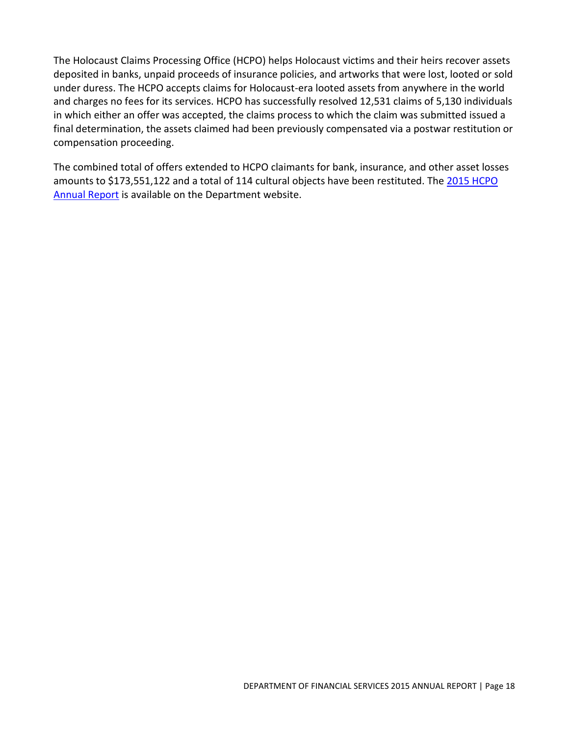The Holocaust Claims Processing Office (HCPO) helps Holocaust victims and their heirs recover assets deposited in banks, unpaid proceeds of insurance policies, and artworks that were lost, looted or sold under duress. The HCPO accepts claims for Holocaust-era looted assets from anywhere in the world and charges no fees for its services. HCPO has successfully resolved 12,531 claims of 5,130 individuals in which either an offer was accepted, the claims process to which the claim was submitted issued a final determination, the assets claimed had been previously compensated via a postwar restitution or compensation proceeding.

The combined total of offers extended to HCPO claimants for bank, insurance, and other asset losses amounts to $173,551,122 and a total of 114 cultural objects have been restituted. The 2015 HCPO Annual Report is available on the Department website.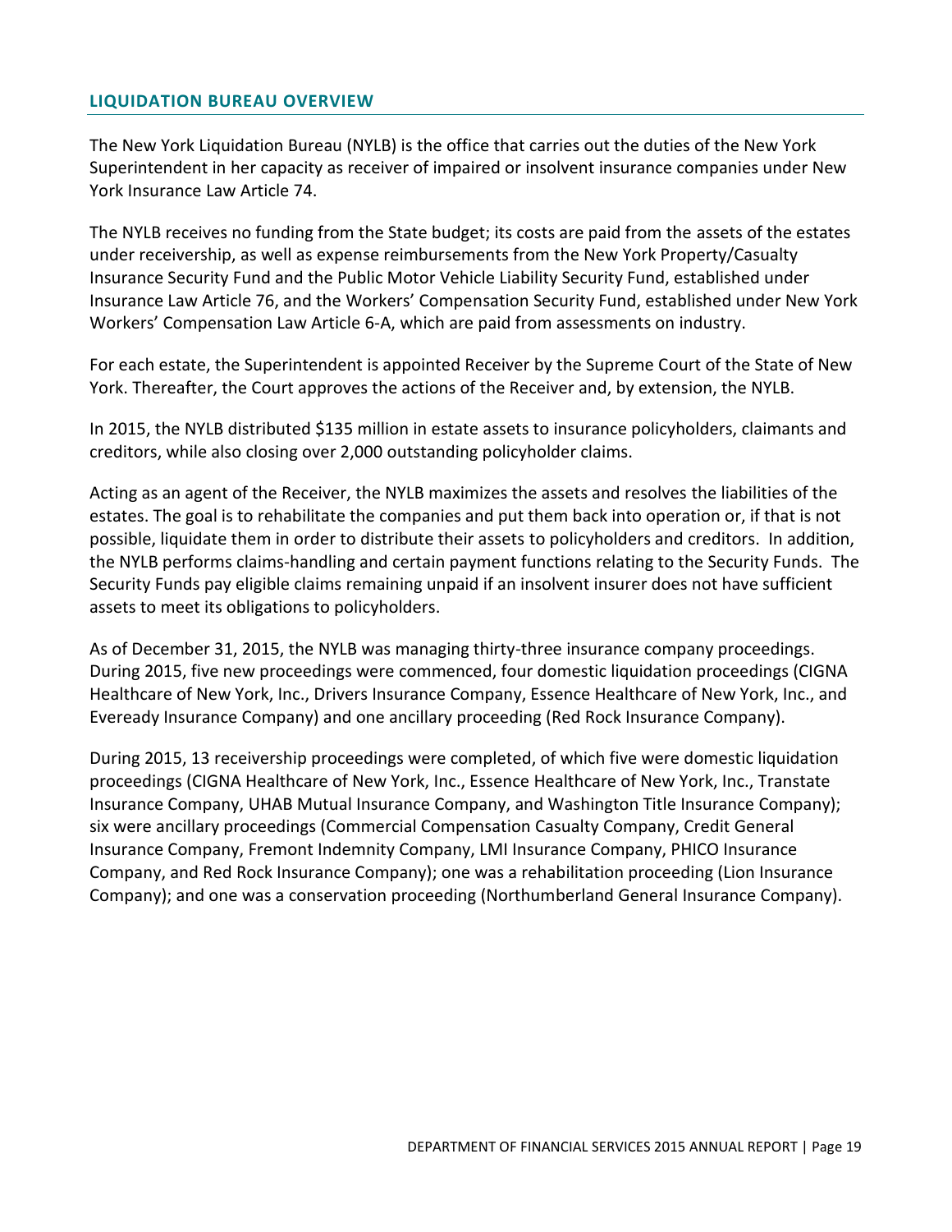## LIQUIDATION BUREAU OVERVIEW

The New York Liquidation Bureau (NYLB) is the office that carries out the duties of the New York Superintendent in her capacity as receiver of impaired or insolvent insurance companies under New York Insurance Law Article 74.

The NYLB receives no funding from the State budget; its costs are paid from the assets of the estates under receivership, as well as expense reimbursements from the New York Property/Casualty Insurance Security Fund and the Public Motor Vehicle Liability Security Fund, established under Insurance Law Article 76, and the Workers' Compensation Security Fund, established under New York Workers' Compensation Law Article 6-A, which are paid from assessments on industry.

For each estate, the Superintendent is appointed Receiver by the Supreme Court of the State of New York. Thereafter, the Court approves the actions of the Receiver and, by extension, the NYLB.

In 2015, the NYLB distributed $135 million in estate assets to insurance policyholders, claimants and creditors, while also closing over 2,000 outstanding policyholder claims.

Acting as an agent of the Receiver, the NYLB maximizes the assets and resolves the liabilities of the estates. The goal is to rehabilitate the companies and put them back into operation or, if that is not possible, liquidate them in order to distribute their assets to policyholders and creditors. In addition, the NYLB performs claims-handling and certain payment functions relating to the Security Funds. The Security Funds pay eligible claims remaining unpaid if an insolvent insurer does not have sufficient assets to meet its obligations to policyholders.

As of December 31, 2015, the NYLB was managing thirty-three insurance company proceedings. During 2015, five new proceedings were commenced, four domestic liquidation proceedings (CIGNA Healthcare of New York, Inc., Drivers Insurance Company, Essence Healthcare of New York, Inc., and Eveready Insurance Company) and one ancillary proceeding (Red Rock Insurance Company).

During 2015, 13 receivership proceedings were completed, of which five were domestic liquidation proceedings (CIGNA Healthcare of New York, Inc., Essence Healthcare of New York, Inc., Transtate Insurance Company, UHAB Mutual Insurance Company, and Washington Title Insurance Company); six were ancillary proceedings (Commercial Compensation Casualty Company, Credit General Insurance Company, Fremont Indemnity Company, LMI Insurance Company, PHICO Insurance Company, and Red Rock Insurance Company); one was a rehabilitation proceeding (Lion Insurance Company); and one was a conservation proceeding (Northumberland General Insurance Company).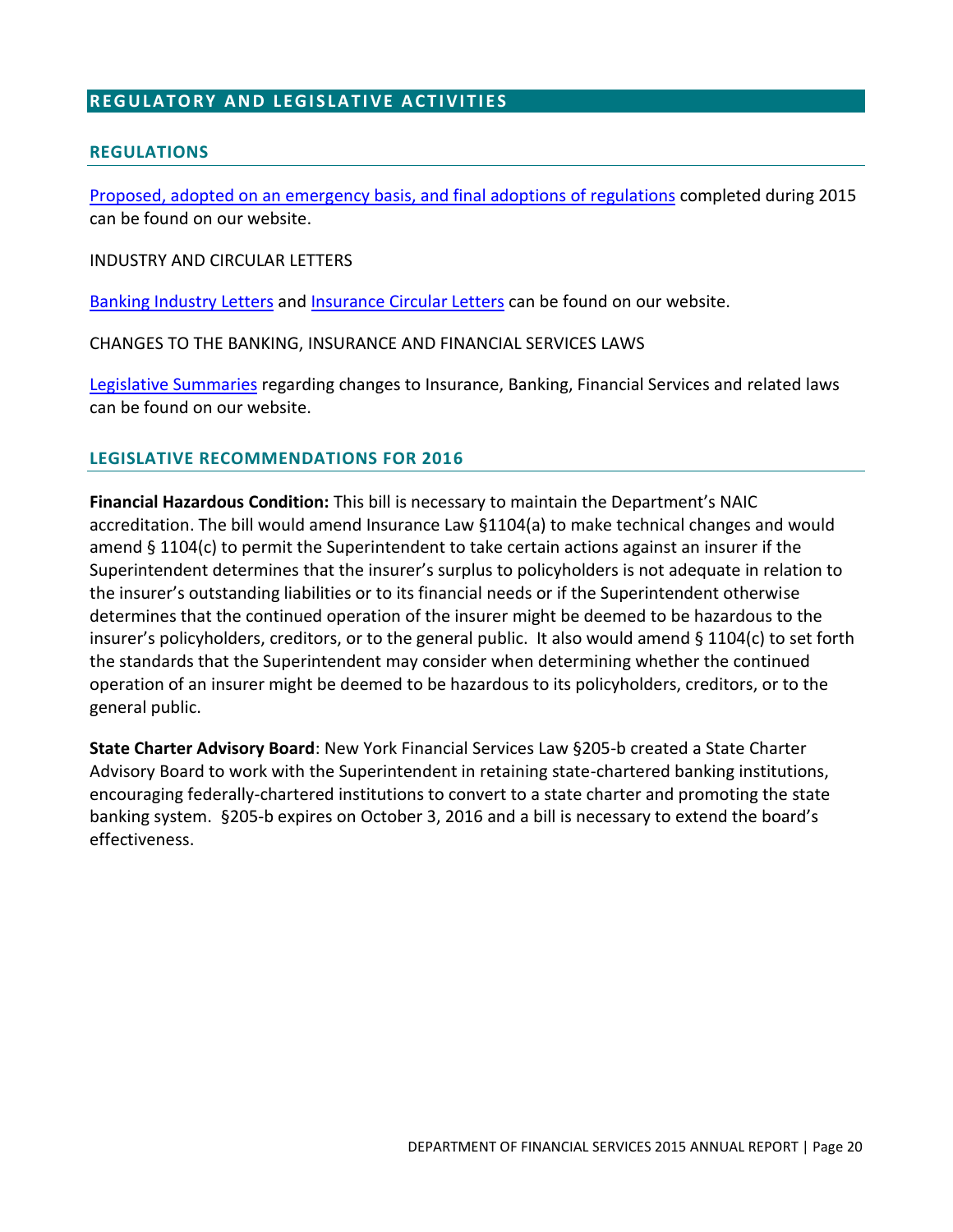# REGULATORY AND LEGISLATIVE ACTIVITIES

## REGULATIONS

Proposed, adopted on an emergency basis, and final adoptions of regulations completed during 2015 can be found on our website.

INDUSTRY AND CIRCULAR LETTERS

Banking Industry Letters and Insurance Circular Letters can be found on our website.

CHANGES TO THE BANKING, INSURANCE AND FINANCIAL SERVICES LAWS

Legislative Summaries regarding changes to Insurance, Banking, Financial Services and related laws can be found on our website.

## LEGISLATIVE RECOMMENDATIONS FOR 2016

**Financial Hazardous Condition:** This bill is necessary to maintain the Department's NAIC accreditation. The bill would amend Insurance Law §1104(a) to make technical changes and would amend § 1104(c) to permit the Superintendent to take certain actions against an insurer if the Superintendent determines that the insurer's surplus to policyholders is not adequate in relation to the insurer's outstanding liabilities or to its financial needs or if the Superintendent otherwise determines that the continued operation of the insurer might be deemed to be hazardous to the insurer's policyholders, creditors, or to the general public. It also would amend § 1104(c) to set forth the standards that the Superintendent may consider when determining whether the continued operation of an insurer might be deemed to be hazardous to its policyholders, creditors, or to the general public.

**State Charter Advisory Board**: New York Financial Services Law §205-b created a State Charter Advisory Board to work with the Superintendent in retaining state-chartered banking institutions, encouraging federally-chartered institutions to convert to a state charter and promoting the state banking system. §205-b expires on October 3, 2016 and a bill is necessary to extend the board's effectiveness.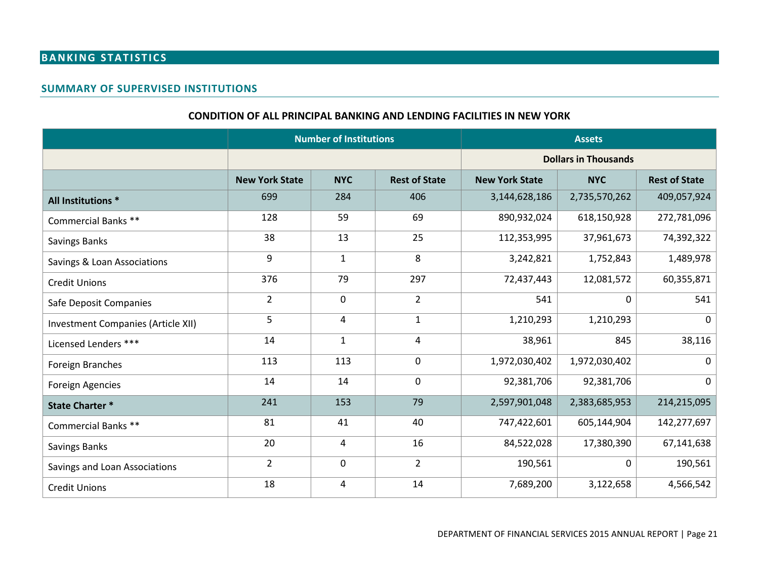## BANKING STATISTICS

### SUMMARY OF SUPERVISED INSTITUTIONS

**CONDITION OF ALL PRINCIPAL BANKING AND LENDING FACILITIES IN NEW YORK**

| | Number of Institutions | | | Assets | | |
|---|---|---|---|---|---|---|
| | | | | Dollars in Thousands | | |
| | New York State | NYC | Rest of State | New York State | NYC | Rest of State |
| **All Institutions *** | 699 | 284 | 406 | 3,144,628,186 | 2,735,570,262 | 409,057,924 |
| Commercial Banks ** | 128 | 59 | 69 | 890,932,024 | 618,150,928 | 272,781,096 |
| Savings Banks | 38 | 13 | 25 | 112,353,995 | 37,961,673 | 74,392,322 |
| Savings & Loan Associations | 9 | 1 | 8 | 3,242,821 | 1,752,843 | 1,489,978 |
| Credit Unions | 376 | 79 | 297 | 72,437,443 | 12,081,572 | 60,355,871 |
| Safe Deposit Companies | 2 | 0 | 2 | 541 | 0 | 541 |
| Investment Companies (Article XII) | 5 | 4 | 1 | 1,210,293 | 1,210,293 | 0 |
| Licensed Lenders *** | 14 | 1 | 4 | 38,961 | 845 | 38,116 |
| Foreign Branches | 113 | 113 | 0 | 1,972,030,402 | 1,972,030,402 | 0 |
| Foreign Agencies | 14 | 14 | 0 | 92,381,706 | 92,381,706 | 0 |
| **State Charter *** | 241 | 153 | 79 | 2,597,901,048 | 2,383,685,953 | 214,215,095 |
| Commercial Banks ** | 81 | 41 | 40 | 747,422,601 | 605,144,904 | 142,277,697 |
| Savings Banks | 20 | 4 | 16 | 84,522,028 | 17,380,390 | 67,141,638 |
| Savings and Loan Associations | 2 | 0 | 2 | 190,561 | 0 | 190,561 |
| Credit Unions | 18 | 4 | 14 | 7,689,200 | 3,122,658 | 4,566,542 |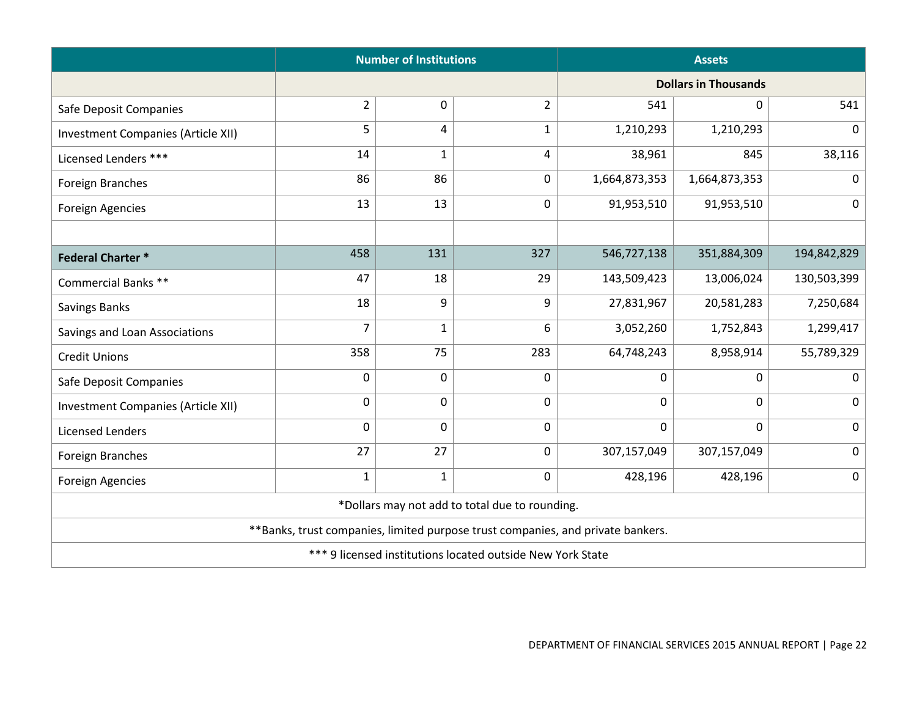| | Number of Institutions | | | Assets | | |
|---|---|---|---|---|---|---|
| | | | | Dollars in Thousands | | |
| Safe Deposit Companies | 2 | 0 | 2 | 541 | 0 | 541 |
| Investment Companies (Article XII) | 5 | 4 | 1 | 1,210,293 | 1,210,293 | 0 |
| Licensed Lenders *** | 14 | 1 | 4 | 38,961 | 845 | 38,116 |
| Foreign Branches | 86 | 86 | 0 | 1,664,873,353 | 1,664,873,353 | 0 |
| Foreign Agencies | 13 | 13 | 0 | 91,953,510 | 91,953,510 | 0 |
| | | | | | | |
| **Federal Charter *** | 458 | 131 | 327 | 546,727,138 | 351,884,309 | 194,842,829 |
| Commercial Banks ** | 47 | 18 | 29 | 143,509,423 | 13,006,024 | 130,503,399 |
| Savings Banks | 18 | 9 | 9 | 27,831,967 | 20,581,283 | 7,250,684 |
| Savings and Loan Associations | 7 | 1 | 6 | 3,052,260 | 1,752,843 | 1,299,417 |
| Credit Unions | 358 | 75 | 283 | 64,748,243 | 8,958,914 | 55,789,329 |
| Safe Deposit Companies | 0 | 0 | 0 | 0 | 0 | 0 |
| Investment Companies (Article XII) | 0 | 0 | 0 | 0 | 0 | 0 |
| Licensed Lenders | 0 | 0 | 0 | 0 | 0 | 0 |
| Foreign Branches | 27 | 27 | 0 | 307,157,049 | 307,157,049 | 0 |
| Foreign Agencies | 1 | 1 | 0 | 428,196 | 428,196 | 0 |

*Dollars may not add to total due to rounding.

**Banks, trust companies, limited purpose trust companies, and private bankers.

*** 9 licensed institutions located outside New York State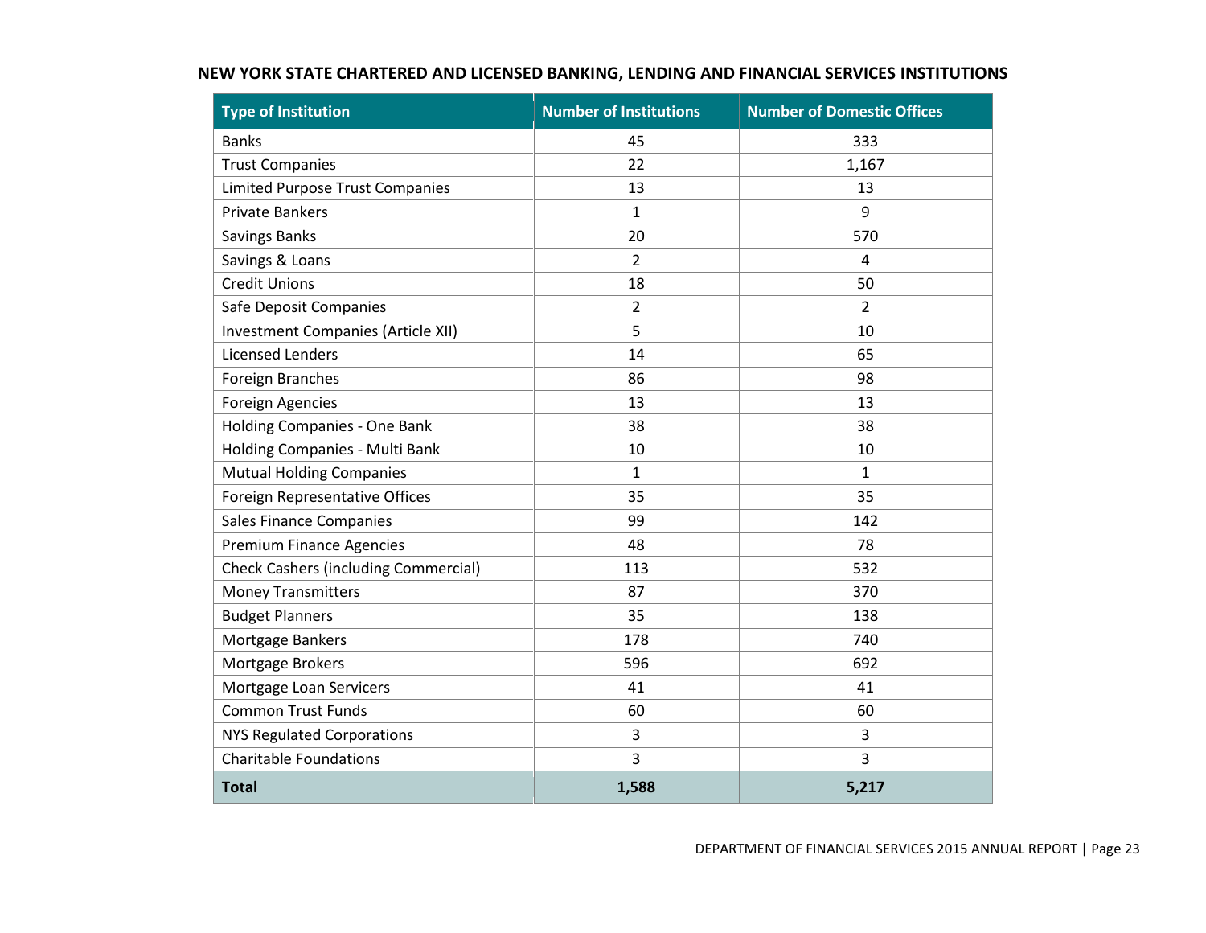## NEW YORK STATE CHARTERED AND LICENSED BANKING, LENDING AND FINANCIAL SERVICES INSTITUTIONS

| Type of Institution | Number of Institutions | Number of Domestic Offices |
|---|---|---|
| Banks | 45 | 333 |
| Trust Companies | 22 | 1,167 |
| Limited Purpose Trust Companies | 13 | 13 |
| Private Bankers | 1 | 9 |
| Savings Banks | 20 | 570 |
| Savings & Loans | 2 | 4 |
| Credit Unions | 18 | 50 |
| Safe Deposit Companies | 2 | 2 |
| Investment Companies (Article XII) | 5 | 10 |
| Licensed Lenders | 14 | 65 |
| Foreign Branches | 86 | 98 |
| Foreign Agencies | 13 | 13 |
| Holding Companies - One Bank | 38 | 38 |
| Holding Companies - Multi Bank | 10 | 10 |
| Mutual Holding Companies | 1 | 1 |
| Foreign Representative Offices | 35 | 35 |
| Sales Finance Companies | 99 | 142 |
| Premium Finance Agencies | 48 | 78 |
| Check Cashers (including Commercial) | 113 | 532 |
| Money Transmitters | 87 | 370 |
| Budget Planners | 35 | 138 |
| Mortgage Bankers | 178 | 740 |
| Mortgage Brokers | 596 | 692 |
| Mortgage Loan Servicers | 41 | 41 |
| Common Trust Funds | 60 | 60 |
| NYS Regulated Corporations | 3 | 3 |
| Charitable Foundations | 3 | 3 |
| **Total** | **1,588** | **5,217** |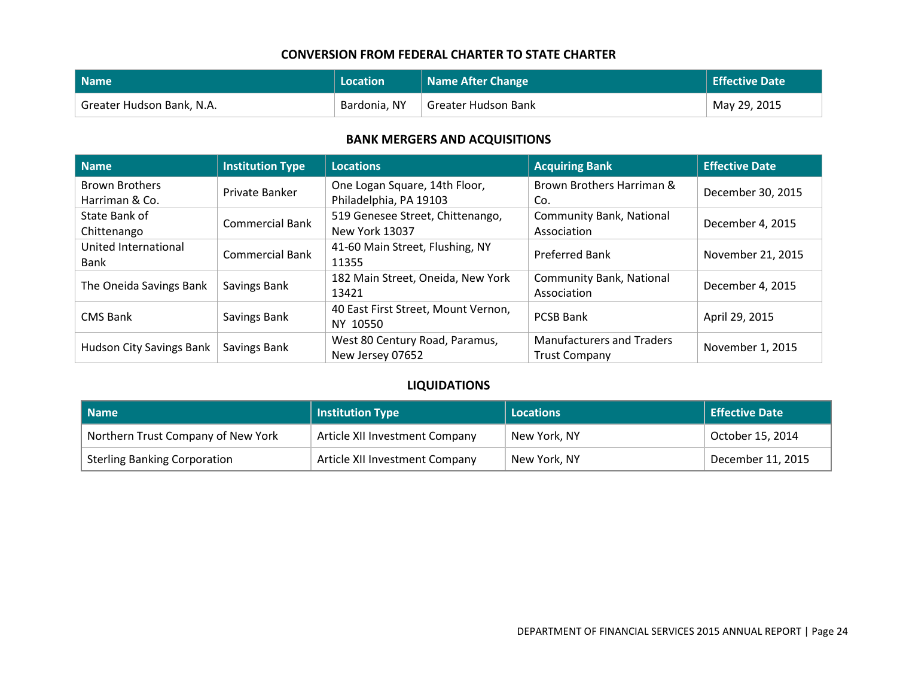### CONVERSION FROM FEDERAL CHARTER TO STATE CHARTER

| Name | Location | Name After Change | Effective Date |
|---|---|---|---|
| Greater Hudson Bank, N.A. | Bardonia, NY | Greater Hudson Bank | May 29, 2015 |

### BANK MERGERS AND ACQUISITIONS

| Name | Institution Type | Locations | Acquiring Bank | Effective Date |
|---|---|---|---|---|
| Brown Brothers Harriman & Co. | Private Banker | One Logan Square, 14th Floor, Philadelphia, PA 19103 | Brown Brothers Harriman & Co. | December 30, 2015 |
| State Bank of Chittenango | Commercial Bank | 519 Genesee Street, Chittenango, New York 13037 | Community Bank, National Association | December 4, 2015 |
| United International Bank | Commercial Bank | 41-60 Main Street, Flushing, NY 11355 | Preferred Bank | November 21, 2015 |
| The Oneida Savings Bank | Savings Bank | 182 Main Street, Oneida, New York 13421 | Community Bank, National Association | December 4, 2015 |
| CMS Bank | Savings Bank | 40 East First Street, Mount Vernon, NY 10550 | PCSB Bank | April 29, 2015 |
| Hudson City Savings Bank | Savings Bank | West 80 Century Road, Paramus, New Jersey 07652 | Manufacturers and Traders Trust Company | November 1, 2015 |

### LIQUIDATIONS

| Name | Institution Type | Locations | Effective Date |
|---|---|---|---|
| Northern Trust Company of New York | Article XII Investment Company | New York, NY | October 15, 2014 |
| Sterling Banking Corporation | Article XII Investment Company | New York, NY | December 11, 2015 |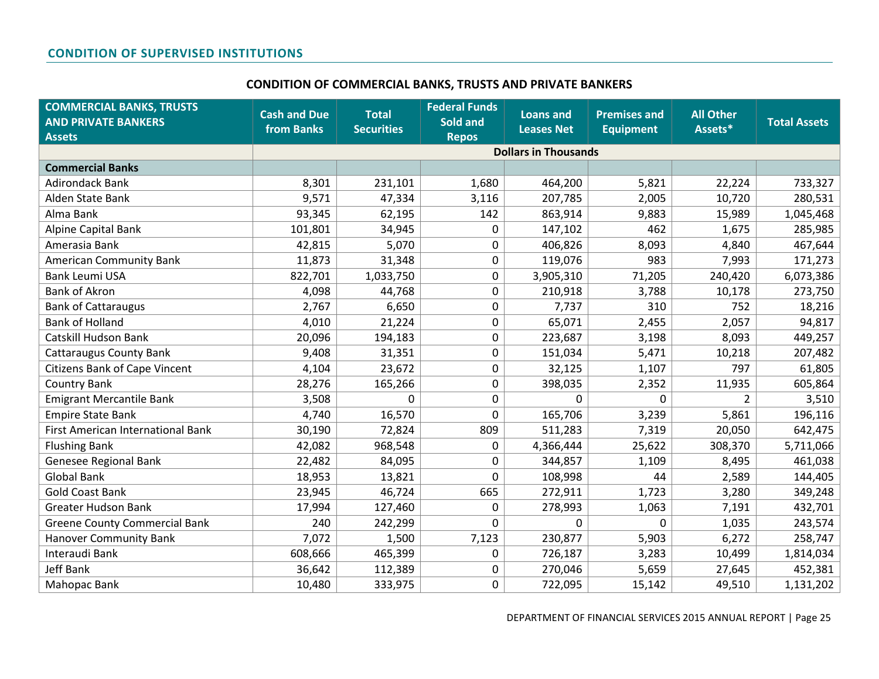## CONDITION OF SUPERVISED INSTITUTIONS

### CONDITION OF COMMERCIAL BANKS, TRUSTS AND PRIVATE BANKERS

| COMMERCIAL BANKS, TRUSTS AND PRIVATE BANKERS Assets | Cash and Due from Banks | Total Securities | Federal Funds Sold and Repos | Loans and Leases Net | Premises and Equipment | All Other Assets* | Total Assets |
|---|---|---|---|---|---|---|---|
| | Dollars in Thousands | | | | | | |
| **Commercial Banks** | | | | | | | |
| Adirondack Bank | 8,301 | 231,101 | 1,680 | 464,200 | 5,821 | 22,224 | 733,327 |
| Alden State Bank | 9,571 | 47,334 | 3,116 | 207,785 | 2,005 | 10,720 | 280,531 |
| Alma Bank | 93,345 | 62,195 | 142 | 863,914 | 9,883 | 15,989 | 1,045,468 |
| Alpine Capital Bank | 101,801 | 34,945 | 0 | 147,102 | 462 | 1,675 | 285,985 |
| Amerasia Bank | 42,815 | 5,070 | 0 | 406,826 | 8,093 | 4,840 | 467,644 |
| American Community Bank | 11,873 | 31,348 | 0 | 119,076 | 983 | 7,993 | 171,273 |
| Bank Leumi USA | 822,701 | 1,033,750 | 0 | 3,905,310 | 71,205 | 240,420 | 6,073,386 |
| Bank of Akron | 4,098 | 44,768 | 0 | 210,918 | 3,788 | 10,178 | 273,750 |
| Bank of Cattaraugus | 2,767 | 6,650 | 0 | 7,737 | 310 | 752 | 18,216 |
| Bank of Holland | 4,010 | 21,224 | 0 | 65,071 | 2,455 | 2,057 | 94,817 |
| Catskill Hudson Bank | 20,096 | 194,183 | 0 | 223,687 | 3,198 | 8,093 | 449,257 |
| Cattaraugus County Bank | 9,408 | 31,351 | 0 | 151,034 | 5,471 | 10,218 | 207,482 |
| Citizens Bank of Cape Vincent | 4,104 | 23,672 | 0 | 32,125 | 1,107 | 797 | 61,805 |
| Country Bank | 28,276 | 165,266 | 0 | 398,035 | 2,352 | 11,935 | 605,864 |
| Emigrant Mercantile Bank | 3,508 | 0 | 0 | 0 | 0 | 2 | 3,510 |
| Empire State Bank | 4,740 | 16,570 | 0 | 165,706 | 3,239 | 5,861 | 196,116 |
| First American International Bank | 30,190 | 72,824 | 809 | 511,283 | 7,319 | 20,050 | 642,475 |
| Flushing Bank | 42,082 | 968,548 | 0 | 4,366,444 | 25,622 | 308,370 | 5,711,066 |
| Genesee Regional Bank | 22,482 | 84,095 | 0 | 344,857 | 1,109 | 8,495 | 461,038 |
| Global Bank | 18,953 | 13,821 | 0 | 108,998 | 44 | 2,589 | 144,405 |
| Gold Coast Bank | 23,945 | 46,724 | 665 | 272,911 | 1,723 | 3,280 | 349,248 |
| Greater Hudson Bank | 17,994 | 127,460 | 0 | 278,993 | 1,063 | 7,191 | 432,701 |
| Greene County Commercial Bank | 240 | 242,299 | 0 | 0 | 0 | 1,035 | 243,574 |
| Hanover Community Bank | 7,072 | 1,500 | 7,123 | 230,877 | 5,903 | 6,272 | 258,747 |
| Interaudi Bank | 608,666 | 465,399 | 0 | 726,187 | 3,283 | 10,499 | 1,814,034 |
| Jeff Bank | 36,642 | 112,389 | 0 | 270,046 | 5,659 | 27,645 | 452,381 |
| Mahopac Bank | 10,480 | 333,975 | 0 | 722,095 | 15,142 | 49,510 | 1,131,202 |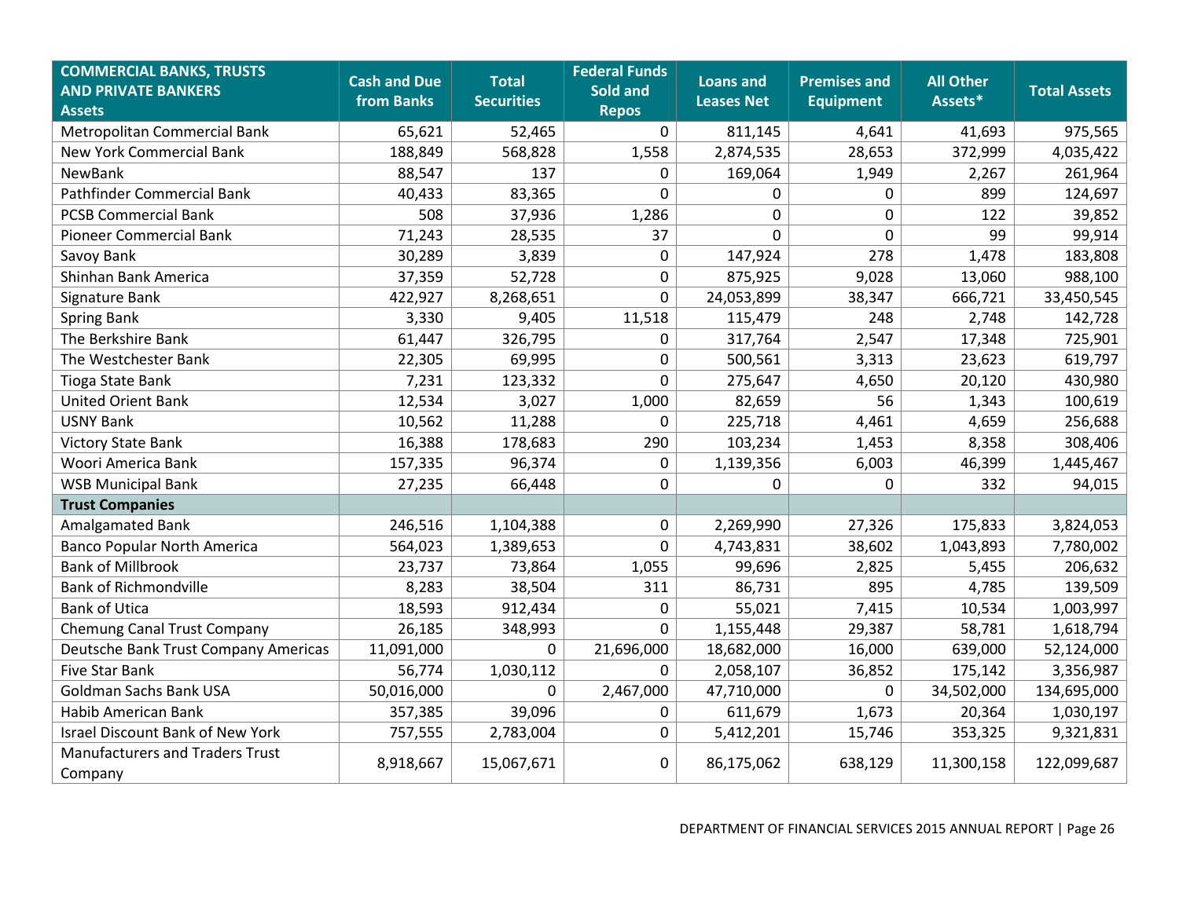| COMMERCIAL BANKS, TRUSTS AND PRIVATE BANKERS Assets | Cash and Due from Banks | Total Securities | Federal Funds Sold and Repos | Loans and Leases Net | Premises and Equipment | All Other Assets* | Total Assets |
|---|---|---|---|---|---|---|---|
| Metropolitan Commercial Bank | 65,621 | 52,465 | 0 | 811,145 | 4,641 | 41,693 | 975,565 |
| New York Commercial Bank | 188,849 | 568,828 | 1,558 | 2,874,535 | 28,653 | 372,999 | 4,035,422 |
| NewBank | 88,547 | 137 | 0 | 169,064 | 1,949 | 2,267 | 261,964 |
| Pathfinder Commercial Bank | 40,433 | 83,365 | 0 | 0 | 0 | 899 | 124,697 |
| PCSB Commercial Bank | 508 | 37,936 | 1,286 | 0 | 0 | 122 | 39,852 |
| Pioneer Commercial Bank | 71,243 | 28,535 | 37 | 0 | 0 | 99 | 99,914 |
| Savoy Bank | 30,289 | 3,839 | 0 | 147,924 | 278 | 1,478 | 183,808 |
| Shinhan Bank America | 37,359 | 52,728 | 0 | 875,925 | 9,028 | 13,060 | 988,100 |
| Signature Bank | 422,927 | 8,268,651 | 0 | 24,053,899 | 38,347 | 666,721 | 33,450,545 |
| Spring Bank | 3,330 | 9,405 | 11,518 | 115,479 | 248 | 2,748 | 142,728 |
| The Berkshire Bank | 61,447 | 326,795 | 0 | 317,764 | 2,547 | 17,348 | 725,901 |
| The Westchester Bank | 22,305 | 69,995 | 0 | 500,561 | 3,313 | 23,623 | 619,797 |
| Tioga State Bank | 7,231 | 123,332 | 0 | 275,647 | 4,650 | 20,120 | 430,980 |
| United Orient Bank | 12,534 | 3,027 | 1,000 | 82,659 | 56 | 1,343 | 100,619 |
| USNY Bank | 10,562 | 11,288 | 0 | 225,718 | 4,461 | 4,659 | 256,688 |
| Victory State Bank | 16,388 | 178,683 | 290 | 103,234 | 1,453 | 8,358 | 308,406 |
| Woori America Bank | 157,335 | 96,374 | 0 | 1,139,356 | 6,003 | 46,399 | 1,445,467 |
| WSB Municipal Bank | 27,235 | 66,448 | 0 | 0 | 0 | 332 | 94,015 |
| **Trust Companies** | | | | | | | |
| Amalgamated Bank | 246,516 | 1,104,388 | 0 | 2,269,990 | 27,326 | 175,833 | 3,824,053 |
| Banco Popular North America | 564,023 | 1,389,653 | 0 | 4,743,831 | 38,602 | 1,043,893 | 7,780,002 |
| Bank of Millbrook | 23,737 | 73,864 | 1,055 | 99,696 | 2,825 | 5,455 | 206,632 |
| Bank of Richmondville | 8,283 | 38,504 | 311 | 86,731 | 895 | 4,785 | 139,509 |
| Bank of Utica | 18,593 | 912,434 | 0 | 55,021 | 7,415 | 10,534 | 1,003,997 |
| Chemung Canal Trust Company | 26,185 | 348,993 | 0 | 1,155,448 | 29,387 | 58,781 | 1,618,794 |
| Deutsche Bank Trust Company Americas | 11,091,000 | 0 | 21,696,000 | 18,682,000 | 16,000 | 639,000 | 52,124,000 |
| Five Star Bank | 56,774 | 1,030,112 | 0 | 2,058,107 | 36,852 | 175,142 | 3,356,987 |
| Goldman Sachs Bank USA | 50,016,000 | 0 | 2,467,000 | 47,710,000 | 0 | 34,502,000 | 134,695,000 |
| Habib American Bank | 357,385 | 39,096 | 0 | 611,679 | 1,673 | 20,364 | 1,030,197 |
| Israel Discount Bank of New York | 757,555 | 2,783,004 | 0 | 5,412,201 | 15,746 | 353,325 | 9,321,831 |
| Manufacturers and Traders Trust Company | 8,918,667 | 15,067,671 | 0 | 86,175,062 | 638,129 | 11,300,158 | 122,099,687 |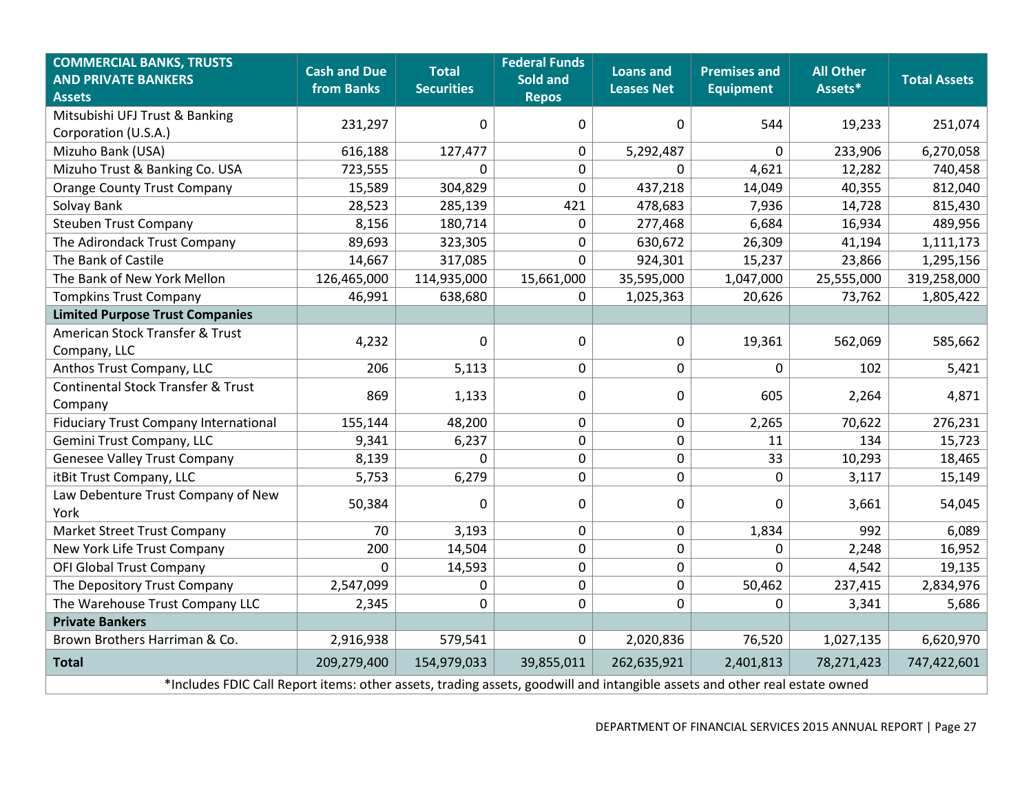| COMMERCIAL BANKS, TRUSTS AND PRIVATE BANKERS Assets | Cash and Due from Banks | Total Securities | Federal Funds Sold and Repos | Loans and Leases Net | Premises and Equipment | All Other Assets* | Total Assets |
|---|---|---|---|---|---|---|---|
| Mitsubishi UFJ Trust & Banking Corporation (U.S.A.) | 231,297 | 0 | 0 | 0 | 544 | 19,233 | 251,074 |
| Mizuho Bank (USA) | 616,188 | 127,477 | 0 | 5,292,487 | 0 | 233,906 | 6,270,058 |
| Mizuho Trust & Banking Co. USA | 723,555 | 0 | 0 | 0 | 4,621 | 12,282 | 740,458 |
| Orange County Trust Company | 15,589 | 304,829 | 0 | 437,218 | 14,049 | 40,355 | 812,040 |
| Solvay Bank | 28,523 | 285,139 | 421 | 478,683 | 7,936 | 14,728 | 815,430 |
| Steuben Trust Company | 8,156 | 180,714 | 0 | 277,468 | 6,684 | 16,934 | 489,956 |
| The Adirondack Trust Company | 89,693 | 323,305 | 0 | 630,672 | 26,309 | 41,194 | 1,111,173 |
| The Bank of Castile | 14,667 | 317,085 | 0 | 924,301 | 15,237 | 23,866 | 1,295,156 |
| The Bank of New York Mellon | 126,465,000 | 114,935,000 | 15,661,000 | 35,595,000 | 1,047,000 | 25,555,000 | 319,258,000 |
| Tompkins Trust Company | 46,991 | 638,680 | 0 | 1,025,363 | 20,626 | 73,762 | 1,805,422 |
| **Limited Purpose Trust Companies** | | | | | | | |
| American Stock Transfer & Trust Company, LLC | 4,232 | 0 | 0 | 0 | 19,361 | 562,069 | 585,662 |
| Anthos Trust Company, LLC | 206 | 5,113 | 0 | 0 | 0 | 102 | 5,421 |
| Continental Stock Transfer & Trust Company | 869 | 1,133 | 0 | 0 | 605 | 2,264 | 4,871 |
| Fiduciary Trust Company International | 155,144 | 48,200 | 0 | 0 | 2,265 | 70,622 | 276,231 |
| Gemini Trust Company, LLC | 9,341 | 6,237 | 0 | 0 | 11 | 134 | 15,723 |
| Genesee Valley Trust Company | 8,139 | 0 | 0 | 0 | 33 | 10,293 | 18,465 |
| itBit Trust Company, LLC | 5,753 | 6,279 | 0 | 0 | 0 | 3,117 | 15,149 |
| Law Debenture Trust Company of New York | 50,384 | 0 | 0 | 0 | 0 | 3,661 | 54,045 |
| Market Street Trust Company | 70 | 3,193 | 0 | 0 | 1,834 | 992 | 6,089 |
| New York Life Trust Company | 200 | 14,504 | 0 | 0 | 0 | 2,248 | 16,952 |
| OFI Global Trust Company | 0 | 14,593 | 0 | 0 | 0 | 4,542 | 19,135 |
| The Depository Trust Company | 2,547,099 | 0 | 0 | 0 | 50,462 | 237,415 | 2,834,976 |
| The Warehouse Trust Company LLC | 2,345 | 0 | 0 | 0 | 0 | 3,341 | 5,686 |
| **Private Bankers** | | | | | | | |
| Brown Brothers Harriman & Co. | 2,916,938 | 579,541 | 0 | 2,020,836 | 76,520 | 1,027,135 | 6,620,970 |
| **Total** | 209,279,400 | 154,979,033 | 39,855,011 | 262,635,921 | 2,401,813 | 78,271,423 | 747,422,601 |

*Includes FDIC Call Report items: other assets, trading assets, goodwill and intangible assets and other real estate owned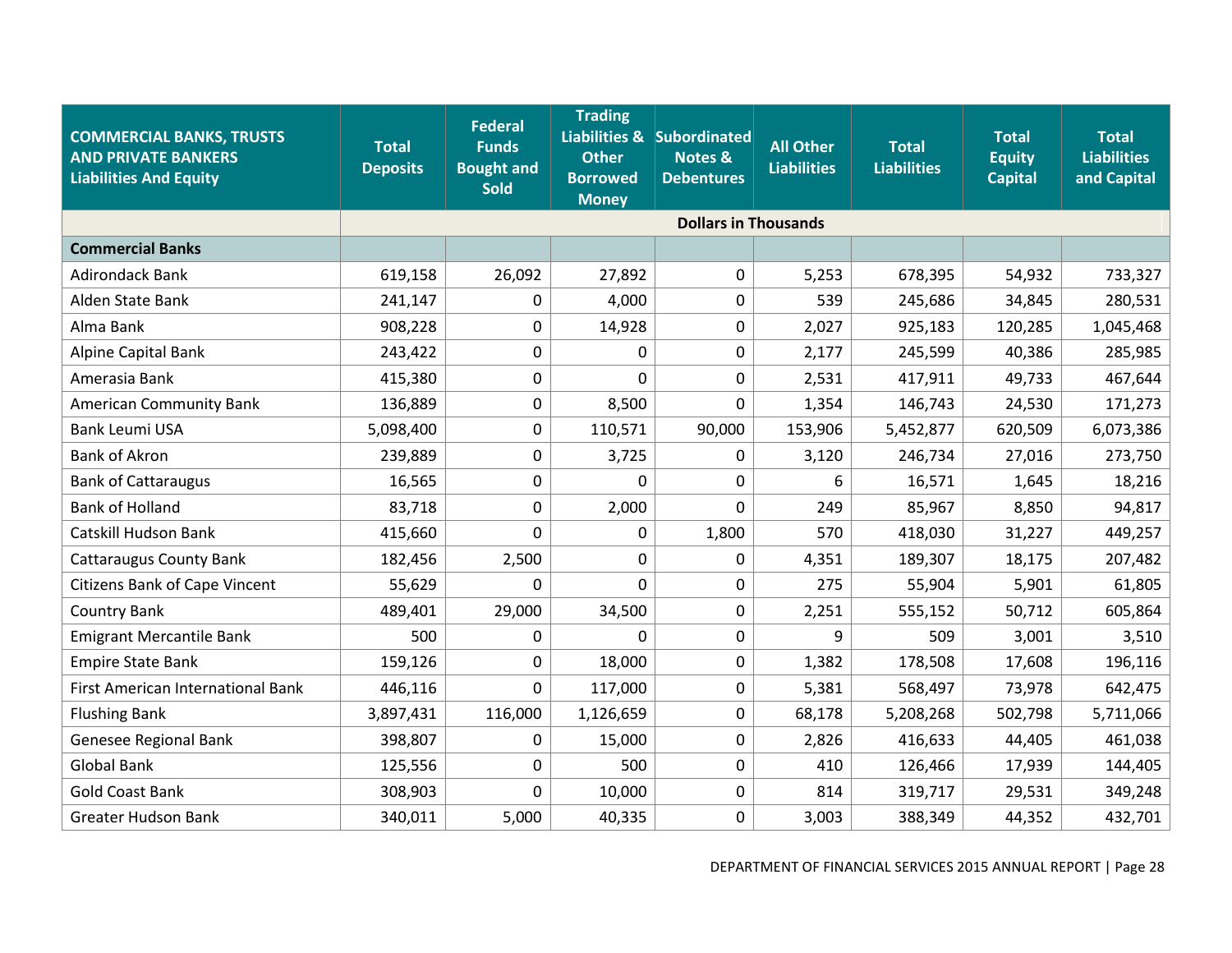| COMMERCIAL BANKS, TRUSTS AND PRIVATE BANKERS Liabilities And Equity | Total Deposits | Federal Funds Bought and Sold | Trading Liabilities & Other Borrowed Money | Subordinated Notes & Debentures | All Other Liabilities | Total Liabilities | Total Equity Capital | Total Liabilities and Capital |
|---|---|---|---|---|---|---|---|---|
| | Dollars in Thousands | | | | | | | |
| **Commercial Banks** | | | | | | | | |
| Adirondack Bank | 619,158 | 26,092 | 27,892 | 0 | 5,253 | 678,395 | 54,932 | 733,327 |
| Alden State Bank | 241,147 | 0 | 4,000 | 0 | 539 | 245,686 | 34,845 | 280,531 |
| Alma Bank | 908,228 | 0 | 14,928 | 0 | 2,027 | 925,183 | 120,285 | 1,045,468 |
| Alpine Capital Bank | 243,422 | 0 | 0 | 0 | 2,177 | 245,599 | 40,386 | 285,985 |
| Amerasia Bank | 415,380 | 0 | 0 | 0 | 2,531 | 417,911 | 49,733 | 467,644 |
| American Community Bank | 136,889 | 0 | 8,500 | 0 | 1,354 | 146,743 | 24,530 | 171,273 |
| Bank Leumi USA | 5,098,400 | 0 | 110,571 | 90,000 | 153,906 | 5,452,877 | 620,509 | 6,073,386 |
| Bank of Akron | 239,889 | 0 | 3,725 | 0 | 3,120 | 246,734 | 27,016 | 273,750 |
| Bank of Cattaraugus | 16,565 | 0 | 0 | 0 | 6 | 16,571 | 1,645 | 18,216 |
| Bank of Holland | 83,718 | 0 | 2,000 | 0 | 249 | 85,967 | 8,850 | 94,817 |
| Catskill Hudson Bank | 415,660 | 0 | 0 | 1,800 | 570 | 418,030 | 31,227 | 449,257 |
| Cattaraugus County Bank | 182,456 | 2,500 | 0 | 0 | 4,351 | 189,307 | 18,175 | 207,482 |
| Citizens Bank of Cape Vincent | 55,629 | 0 | 0 | 0 | 275 | 55,904 | 5,901 | 61,805 |
| Country Bank | 489,401 | 29,000 | 34,500 | 0 | 2,251 | 555,152 | 50,712 | 605,864 |
| Emigrant Mercantile Bank | 500 | 0 | 0 | 0 | 9 | 509 | 3,001 | 3,510 |
| Empire State Bank | 159,126 | 0 | 18,000 | 0 | 1,382 | 178,508 | 17,608 | 196,116 |
| First American International Bank | 446,116 | 0 | 117,000 | 0 | 5,381 | 568,497 | 73,978 | 642,475 |
| Flushing Bank | 3,897,431 | 116,000 | 1,126,659 | 0 | 68,178 | 5,208,268 | 502,798 | 5,711,066 |
| Genesee Regional Bank | 398,807 | 0 | 15,000 | 0 | 2,826 | 416,633 | 44,405 | 461,038 |
| Global Bank | 125,556 | 0 | 500 | 0 | 410 | 126,466 | 17,939 | 144,405 |
| Gold Coast Bank | 308,903 | 0 | 10,000 | 0 | 814 | 319,717 | 29,531 | 349,248 |
| Greater Hudson Bank | 340,011 | 5,000 | 40,335 | 0 | 3,003 | 388,349 | 44,352 | 432,701 |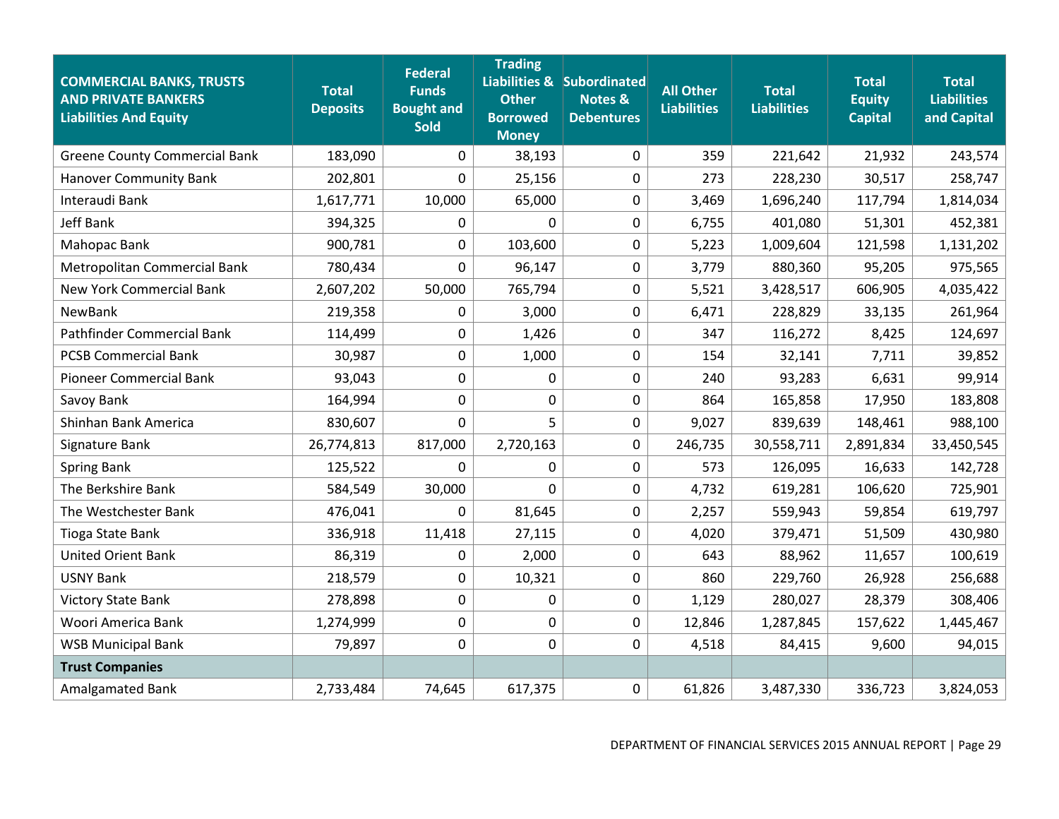| COMMERCIAL BANKS, TRUSTS AND PRIVATE BANKERS Liabilities And Equity | Total Deposits | Federal Funds Bought and Sold | Trading Liabilities & Other Borrowed Money | Subordinated Notes & Debentures | All Other Liabilities | Total Liabilities | Total Equity Capital | Total Liabilities and Capital |
|---|---|---|---|---|---|---|---|---|
| Greene County Commercial Bank | 183,090 | 0 | 38,193 | 0 | 359 | 221,642 | 21,932 | 243,574 |
| Hanover Community Bank | 202,801 | 0 | 25,156 | 0 | 273 | 228,230 | 30,517 | 258,747 |
| Interaudi Bank | 1,617,771 | 10,000 | 65,000 | 0 | 3,469 | 1,696,240 | 117,794 | 1,814,034 |
| Jeff Bank | 394,325 | 0 | 0 | 0 | 6,755 | 401,080 | 51,301 | 452,381 |
| Mahopac Bank | 900,781 | 0 | 103,600 | 0 | 5,223 | 1,009,604 | 121,598 | 1,131,202 |
| Metropolitan Commercial Bank | 780,434 | 0 | 96,147 | 0 | 3,779 | 880,360 | 95,205 | 975,565 |
| New York Commercial Bank | 2,607,202 | 50,000 | 765,794 | 0 | 5,521 | 3,428,517 | 606,905 | 4,035,422 |
| NewBank | 219,358 | 0 | 3,000 | 0 | 6,471 | 228,829 | 33,135 | 261,964 |
| Pathfinder Commercial Bank | 114,499 | 0 | 1,426 | 0 | 347 | 116,272 | 8,425 | 124,697 |
| PCSB Commercial Bank | 30,987 | 0 | 1,000 | 0 | 154 | 32,141 | 7,711 | 39,852 |
| Pioneer Commercial Bank | 93,043 | 0 | 0 | 0 | 240 | 93,283 | 6,631 | 99,914 |
| Savoy Bank | 164,994 | 0 | 0 | 0 | 864 | 165,858 | 17,950 | 183,808 |
| Shinhan Bank America | 830,607 | 0 | 5 | 0 | 9,027 | 839,639 | 148,461 | 988,100 |
| Signature Bank | 26,774,813 | 817,000 | 2,720,163 | 0 | 246,735 | 30,558,711 | 2,891,834 | 33,450,545 |
| Spring Bank | 125,522 | 0 | 0 | 0 | 573 | 126,095 | 16,633 | 142,728 |
| The Berkshire Bank | 584,549 | 30,000 | 0 | 0 | 4,732 | 619,281 | 106,620 | 725,901 |
| The Westchester Bank | 476,041 | 0 | 81,645 | 0 | 2,257 | 559,943 | 59,854 | 619,797 |
| Tioga State Bank | 336,918 | 11,418 | 27,115 | 0 | 4,020 | 379,471 | 51,509 | 430,980 |
| United Orient Bank | 86,319 | 0 | 2,000 | 0 | 643 | 88,962 | 11,657 | 100,619 |
| USNY Bank | 218,579 | 0 | 10,321 | 0 | 860 | 229,760 | 26,928 | 256,688 |
| Victory State Bank | 278,898 | 0 | 0 | 0 | 1,129 | 280,027 | 28,379 | 308,406 |
| Woori America Bank | 1,274,999 | 0 | 0 | 0 | 12,846 | 1,287,845 | 157,622 | 1,445,467 |
| WSB Municipal Bank | 79,897 | 0 | 0 | 0 | 4,518 | 84,415 | 9,600 | 94,015 |
| **Trust Companies** | | | | | | | | |
| Amalgamated Bank | 2,733,484 | 74,645 | 617,375 | 0 | 61,826 | 3,487,330 | 336,723 | 3,824,053 |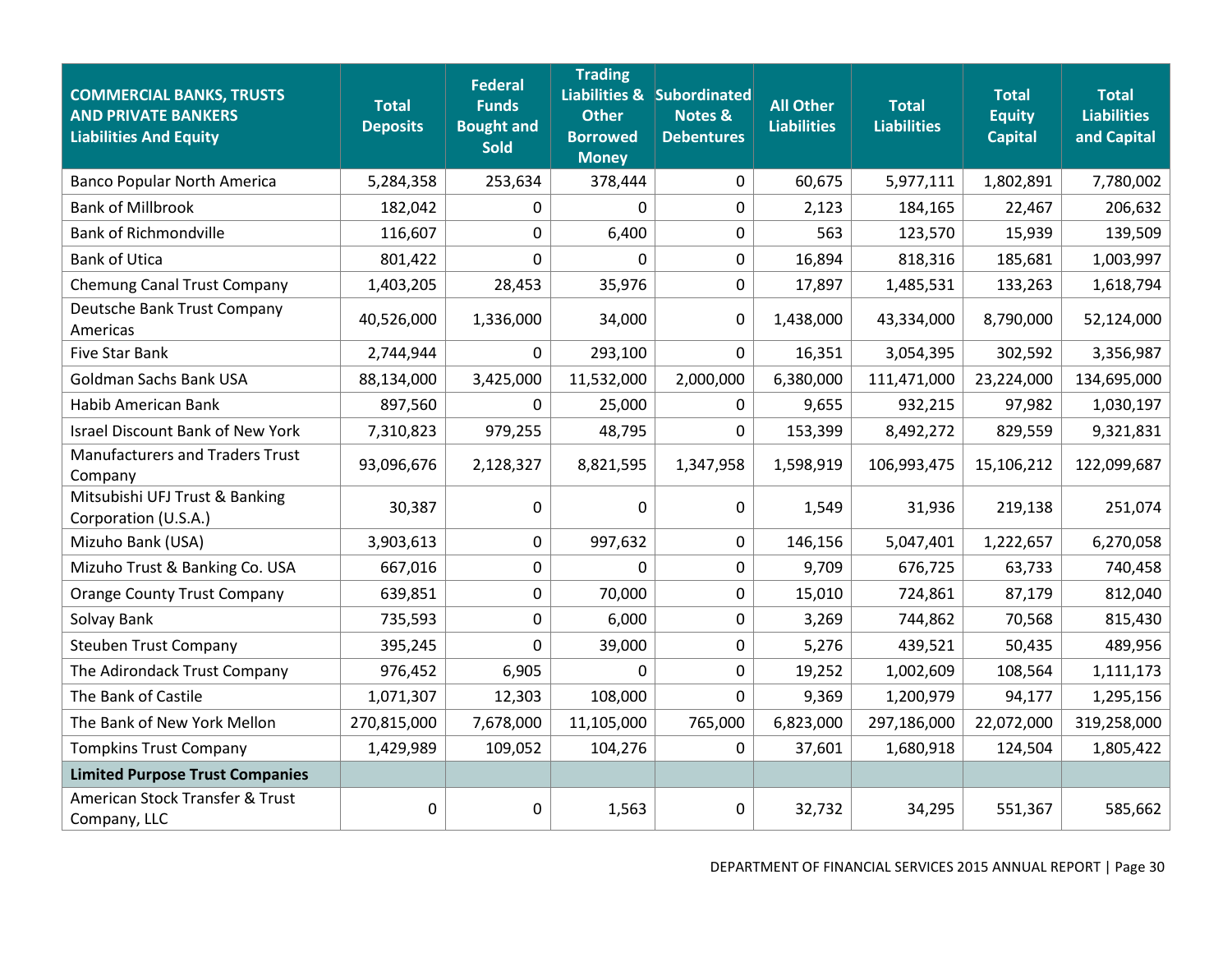| COMMERCIAL BANKS, TRUSTS AND PRIVATE BANKERS Liabilities And Equity | Total Deposits | Federal Funds Bought and Sold | Trading Liabilities & Other Borrowed Money | Subordinated Notes & Debentures | All Other Liabilities | Total Liabilities | Total Equity Capital | Total Liabilities and Capital |
|---|---|---|---|---|---|---|---|---|
| Banco Popular North America | 5,284,358 | 253,634 | 378,444 | 0 | 60,675 | 5,977,111 | 1,802,891 | 7,780,002 |
| Bank of Millbrook | 182,042 | 0 | 0 | 0 | 2,123 | 184,165 | 22,467 | 206,632 |
| Bank of Richmondville | 116,607 | 0 | 6,400 | 0 | 563 | 123,570 | 15,939 | 139,509 |
| Bank of Utica | 801,422 | 0 | 0 | 0 | 16,894 | 818,316 | 185,681 | 1,003,997 |
| Chemung Canal Trust Company | 1,403,205 | 28,453 | 35,976 | 0 | 17,897 | 1,485,531 | 133,263 | 1,618,794 |
| Deutsche Bank Trust Company Americas | 40,526,000 | 1,336,000 | 34,000 | 0 | 1,438,000 | 43,334,000 | 8,790,000 | 52,124,000 |
| Five Star Bank | 2,744,944 | 0 | 293,100 | 0 | 16,351 | 3,054,395 | 302,592 | 3,356,987 |
| Goldman Sachs Bank USA | 88,134,000 | 3,425,000 | 11,532,000 | 2,000,000 | 6,380,000 | 111,471,000 | 23,224,000 | 134,695,000 |
| Habib American Bank | 897,560 | 0 | 25,000 | 0 | 9,655 | 932,215 | 97,982 | 1,030,197 |
| Israel Discount Bank of New York | 7,310,823 | 979,255 | 48,795 | 0 | 153,399 | 8,492,272 | 829,559 | 9,321,831 |
| Manufacturers and Traders Trust Company | 93,096,676 | 2,128,327 | 8,821,595 | 1,347,958 | 1,598,919 | 106,993,475 | 15,106,212 | 122,099,687 |
| Mitsubishi UFJ Trust & Banking Corporation (U.S.A.) | 30,387 | 0 | 0 | 0 | 1,549 | 31,936 | 219,138 | 251,074 |
| Mizuho Bank (USA) | 3,903,613 | 0 | 997,632 | 0 | 146,156 | 5,047,401 | 1,222,657 | 6,270,058 |
| Mizuho Trust & Banking Co. USA | 667,016 | 0 | 0 | 0 | 9,709 | 676,725 | 63,733 | 740,458 |
| Orange County Trust Company | 639,851 | 0 | 70,000 | 0 | 15,010 | 724,861 | 87,179 | 812,040 |
| Solvay Bank | 735,593 | 0 | 6,000 | 0 | 3,269 | 744,862 | 70,568 | 815,430 |
| Steuben Trust Company | 395,245 | 0 | 39,000 | 0 | 5,276 | 439,521 | 50,435 | 489,956 |
| The Adirondack Trust Company | 976,452 | 6,905 | 0 | 0 | 19,252 | 1,002,609 | 108,564 | 1,111,173 |
| The Bank of Castile | 1,071,307 | 12,303 | 108,000 | 0 | 9,369 | 1,200,979 | 94,177 | 1,295,156 |
| The Bank of New York Mellon | 270,815,000 | 7,678,000 | 11,105,000 | 765,000 | 6,823,000 | 297,186,000 | 22,072,000 | 319,258,000 |
| Tompkins Trust Company | 1,429,989 | 109,052 | 104,276 | 0 | 37,601 | 1,680,918 | 124,504 | 1,805,422 |
| **Limited Purpose Trust Companies** | | | | | | | | |
| American Stock Transfer & Trust Company, LLC | 0 | 0 | 1,563 | 0 | 32,732 | 34,295 | 551,367 | 585,662 |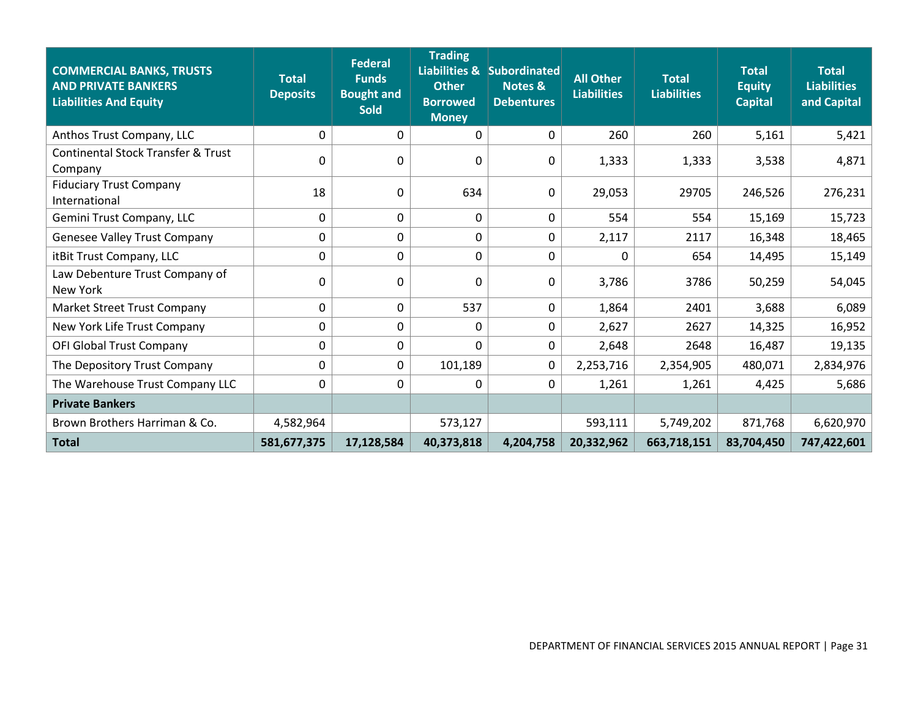| COMMERCIAL BANKS, TRUSTS AND PRIVATE BANKERS Liabilities And Equity | Total Deposits | Federal Funds Bought and Sold | Trading Liabilities & Other Borrowed Money | Subordinated Notes & Debentures | All Other Liabilities | Total Liabilities | Total Equity Capital | Total Liabilities and Capital |
|---|---|---|---|---|---|---|---|---|
| Anthos Trust Company, LLC | 0 | 0 | 0 | 0 | 260 | 260 | 5,161 | 5,421 |
| Continental Stock Transfer & Trust Company | 0 | 0 | 0 | 0 | 1,333 | 1,333 | 3,538 | 4,871 |
| Fiduciary Trust Company International | 18 | 0 | 634 | 0 | 29,053 | 29705 | 246,526 | 276,231 |
| Gemini Trust Company, LLC | 0 | 0 | 0 | 0 | 554 | 554 | 15,169 | 15,723 |
| Genesee Valley Trust Company | 0 | 0 | 0 | 0 | 2,117 | 2117 | 16,348 | 18,465 |
| itBit Trust Company, LLC | 0 | 0 | 0 | 0 | 0 | 654 | 14,495 | 15,149 |
| Law Debenture Trust Company of New York | 0 | 0 | 0 | 0 | 3,786 | 3786 | 50,259 | 54,045 |
| Market Street Trust Company | 0 | 0 | 537 | 0 | 1,864 | 2401 | 3,688 | 6,089 |
| New York Life Trust Company | 0 | 0 | 0 | 0 | 2,627 | 2627 | 14,325 | 16,952 |
| OFI Global Trust Company | 0 | 0 | 0 | 0 | 2,648 | 2648 | 16,487 | 19,135 |
| The Depository Trust Company | 0 | 0 | 101,189 | 0 | 2,253,716 | 2,354,905 | 480,071 | 2,834,976 |
| The Warehouse Trust Company LLC | 0 | 0 | 0 | 0 | 1,261 | 1,261 | 4,425 | 5,686 |
| **Private Bankers** | | | | | | | | |
| Brown Brothers Harriman & Co. | 4,582,964 | | 573,127 | | 593,111 | 5,749,202 | 871,768 | 6,620,970 |
| **Total** | **581,677,375** | **17,128,584** | **40,373,818** | **4,204,758** | **20,332,962** | **663,718,151** | **83,704,450** | **747,422,601** |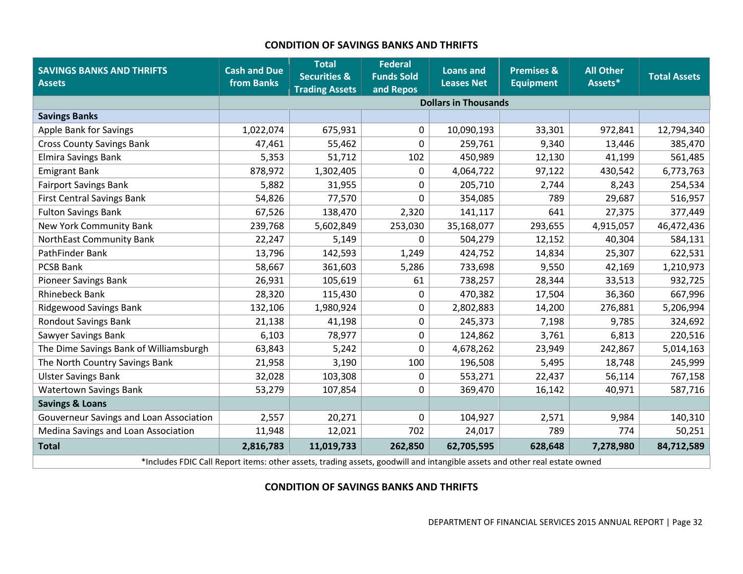## CONDITION OF SAVINGS BANKS AND THRIFTS

| SAVINGS BANKS AND THRIFTS Assets | Cash and Due from Banks | Total Securities & Trading Assets | Federal Funds Sold and Repos | Loans and Leases Net | Premises & Equipment | All Other Assets* | Total Assets |
|---|---|---|---|---|---|---|---|
| | Dollars in Thousands | | | | | | |
| **Savings Banks** | | | | | | | |
| Apple Bank for Savings | 1,022,074 | 675,931 | 0 | 10,090,193 | 33,301 | 972,841 | 12,794,340 |
| Cross County Savings Bank | 47,461 | 55,462 | 0 | 259,761 | 9,340 | 13,446 | 385,470 |
| Elmira Savings Bank | 5,353 | 51,712 | 102 | 450,989 | 12,130 | 41,199 | 561,485 |
| Emigrant Bank | 878,972 | 1,302,405 | 0 | 4,064,722 | 97,122 | 430,542 | 6,773,763 |
| Fairport Savings Bank | 5,882 | 31,955 | 0 | 205,710 | 2,744 | 8,243 | 254,534 |
| First Central Savings Bank | 54,826 | 77,570 | 0 | 354,085 | 789 | 29,687 | 516,957 |
| Fulton Savings Bank | 67,526 | 138,470 | 2,320 | 141,117 | 641 | 27,375 | 377,449 |
| New York Community Bank | 239,768 | 5,602,849 | 253,030 | 35,168,077 | 293,655 | 4,915,057 | 46,472,436 |
| NorthEast Community Bank | 22,247 | 5,149 | 0 | 504,279 | 12,152 | 40,304 | 584,131 |
| PathFinder Bank | 13,796 | 142,593 | 1,249 | 424,752 | 14,834 | 25,307 | 622,531 |
| PCSB Bank | 58,667 | 361,603 | 5,286 | 733,698 | 9,550 | 42,169 | 1,210,973 |
| Pioneer Savings Bank | 26,931 | 105,619 | 61 | 738,257 | 28,344 | 33,513 | 932,725 |
| Rhinebeck Bank | 28,320 | 115,430 | 0 | 470,382 | 17,504 | 36,360 | 667,996 |
| Ridgewood Savings Bank | 132,106 | 1,980,924 | 0 | 2,802,883 | 14,200 | 276,881 | 5,206,994 |
| Rondout Savings Bank | 21,138 | 41,198 | 0 | 245,373 | 7,198 | 9,785 | 324,692 |
| Sawyer Savings Bank | 6,103 | 78,977 | 0 | 124,862 | 3,761 | 6,813 | 220,516 |
| The Dime Savings Bank of Williamsburgh | 63,843 | 5,242 | 0 | 4,678,262 | 23,949 | 242,867 | 5,014,163 |
| The North Country Savings Bank | 21,958 | 3,190 | 100 | 196,508 | 5,495 | 18,748 | 245,999 |
| Ulster Savings Bank | 32,028 | 103,308 | 0 | 553,271 | 22,437 | 56,114 | 767,158 |
| Watertown Savings Bank | 53,279 | 107,854 | 0 | 369,470 | 16,142 | 40,971 | 587,716 |
| **Savings & Loans** | | | | | | | |
| Gouverneur Savings and Loan Association | 2,557 | 20,271 | 0 | 104,927 | 2,571 | 9,984 | 140,310 |
| Medina Savings and Loan Association | 11,948 | 12,021 | 702 | 24,017 | 789 | 774 | 50,251 |
| **Total** | **2,816,783** | **11,019,733** | **262,850** | **62,705,595** | **628,648** | **7,278,980** | **84,712,589** |

*Includes FDIC Call Report items: other assets, trading assets, goodwill and intangible assets and other real estate owned

## CONDITION OF SAVINGS BANKS AND THRIFTS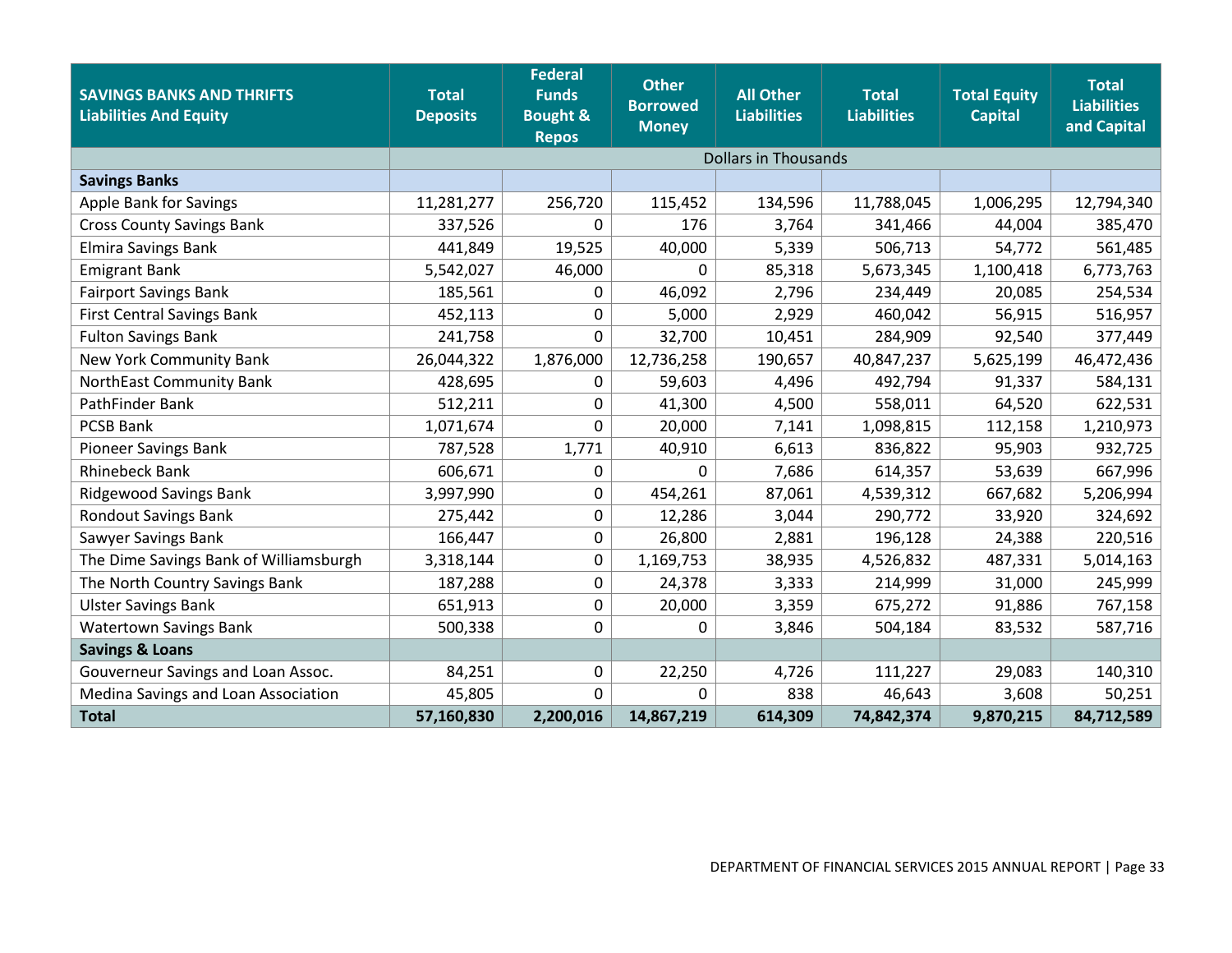| SAVINGS BANKS AND THRIFTS Liabilities And Equity | Total Deposits | Federal Funds Bought & Repos | Other Borrowed Money | All Other Liabilities | Total Liabilities | Total Equity Capital | Total Liabilities and Capital |
|---|---|---|---|---|---|---|---|
| | Dollars in Thousands | | | | | | |
| **Savings Banks** | | | | | | | |
| Apple Bank for Savings | 11,281,277 | 256,720 | 115,452 | 134,596 | 11,788,045 | 1,006,295 | 12,794,340 |
| Cross County Savings Bank | 337,526 | 0 | 176 | 3,764 | 341,466 | 44,004 | 385,470 |
| Elmira Savings Bank | 441,849 | 19,525 | 40,000 | 5,339 | 506,713 | 54,772 | 561,485 |
| Emigrant Bank | 5,542,027 | 46,000 | 0 | 85,318 | 5,673,345 | 1,100,418 | 6,773,763 |
| Fairport Savings Bank | 185,561 | 0 | 46,092 | 2,796 | 234,449 | 20,085 | 254,534 |
| First Central Savings Bank | 452,113 | 0 | 5,000 | 2,929 | 460,042 | 56,915 | 516,957 |
| Fulton Savings Bank | 241,758 | 0 | 32,700 | 10,451 | 284,909 | 92,540 | 377,449 |
| New York Community Bank | 26,044,322 | 1,876,000 | 12,736,258 | 190,657 | 40,847,237 | 5,625,199 | 46,472,436 |
| NorthEast Community Bank | 428,695 | 0 | 59,603 | 4,496 | 492,794 | 91,337 | 584,131 |
| PathFinder Bank | 512,211 | 0 | 41,300 | 4,500 | 558,011 | 64,520 | 622,531 |
| PCSB Bank | 1,071,674 | 0 | 20,000 | 7,141 | 1,098,815 | 112,158 | 1,210,973 |
| Pioneer Savings Bank | 787,528 | 1,771 | 40,910 | 6,613 | 836,822 | 95,903 | 932,725 |
| Rhinebeck Bank | 606,671 | 0 | 0 | 7,686 | 614,357 | 53,639 | 667,996 |
| Ridgewood Savings Bank | 3,997,990 | 0 | 454,261 | 87,061 | 4,539,312 | 667,682 | 5,206,994 |
| Rondout Savings Bank | 275,442 | 0 | 12,286 | 3,044 | 290,772 | 33,920 | 324,692 |
| Sawyer Savings Bank | 166,447 | 0 | 26,800 | 2,881 | 196,128 | 24,388 | 220,516 |
| The Dime Savings Bank of Williamsburgh | 3,318,144 | 0 | 1,169,753 | 38,935 | 4,526,832 | 487,331 | 5,014,163 |
| The North Country Savings Bank | 187,288 | 0 | 24,378 | 3,333 | 214,999 | 31,000 | 245,999 |
| Ulster Savings Bank | 651,913 | 0 | 20,000 | 3,359 | 675,272 | 91,886 | 767,158 |
| Watertown Savings Bank | 500,338 | 0 | 0 | 3,846 | 504,184 | 83,532 | 587,716 |
| **Savings & Loans** | | | | | | | |
| Gouverneur Savings and Loan Assoc. | 84,251 | 0 | 22,250 | 4,726 | 111,227 | 29,083 | 140,310 |
| Medina Savings and Loan Association | 45,805 | 0 | 0 | 838 | 46,643 | 3,608 | 50,251 |
| **Total** | **57,160,830** | **2,200,016** | **14,867,219** | **614,309** | **74,842,374** | **9,870,215** | **84,712,589** |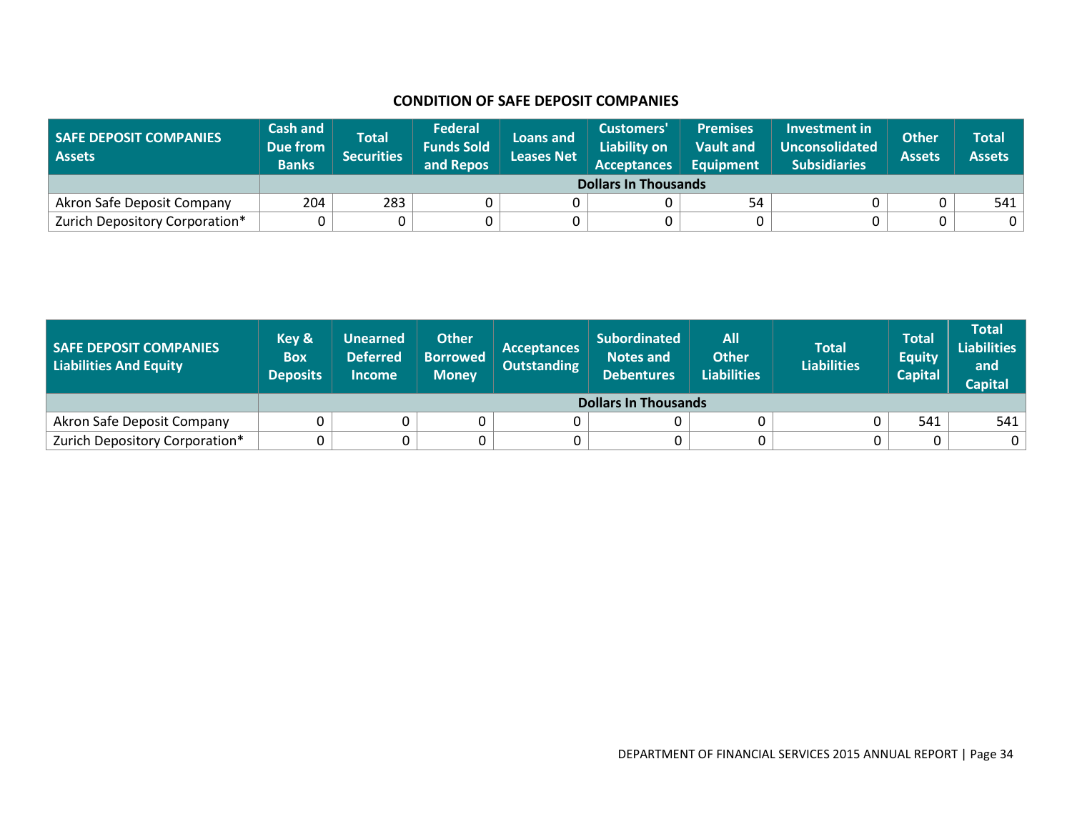## CONDITION OF SAFE DEPOSIT COMPANIES

| SAFE DEPOSIT COMPANIES Assets | Cash and Due from Banks | Total Securities | Federal Funds Sold and Repos | Loans and Leases Net | Customers' Liability on Acceptances | Premises Vault and Equipment | Investment in Unconsolidated Subsidiaries | Other Assets | Total Assets |
|---|---|---|---|---|---|---|---|---|---|
| | Dollars In Thousands | | | | | | | | |
| Akron Safe Deposit Company | 204 | 283 | 0 | 0 | 0 | 54 | 0 | 0 | 541 |
| Zurich Depository Corporation* | 0 | 0 | 0 | 0 | 0 | 0 | 0 | 0 | 0 |

| SAFE DEPOSIT COMPANIES Liabilities And Equity | Key & Box Deposits | Unearned Deferred Income | Other Borrowed Money | Acceptances Outstanding | Subordinated Notes and Debentures | All Other Liabilities | Total Liabilities | Total Equity Capital | Total Liabilities and Capital |
|---|---|---|---|---|---|---|---|---|---|
| | Dollars In Thousands | | | | | | | | |
| Akron Safe Deposit Company | 0 | 0 | 0 | 0 | 0 | 0 | 0 | 541 | 541 |
| Zurich Depository Corporation* | 0 | 0 | 0 | 0 | 0 | 0 | 0 | 0 | 0 |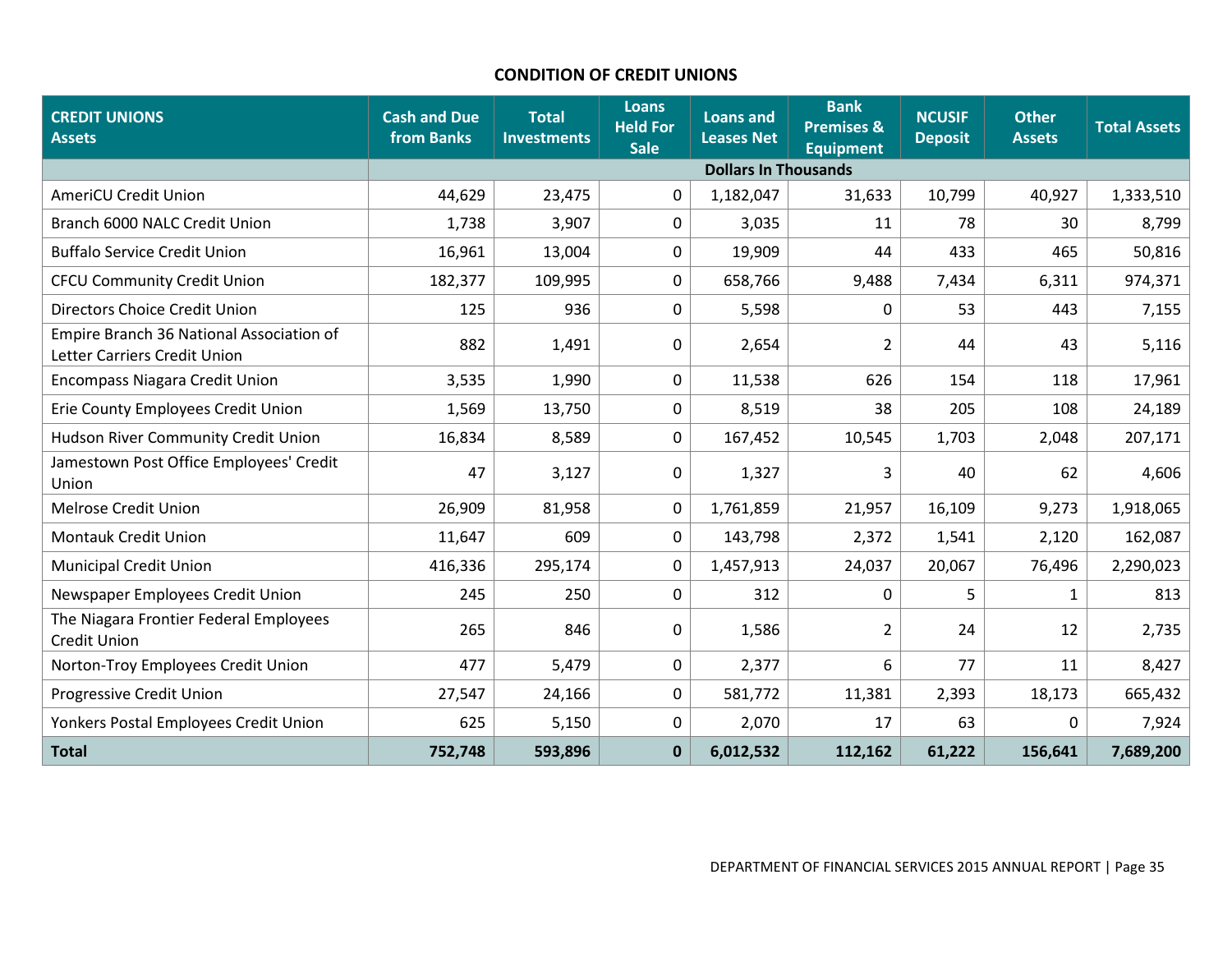## CONDITION OF CREDIT UNIONS

| CREDIT UNIONS Assets | Cash and Due from Banks | Total Investments | Loans Held For Sale | Loans and Leases Net | Bank Premises & Equipment | NCUSIF Deposit | Other Assets | Total Assets |
|---|---|---|---|---|---|---|---|---|
| | Dollars In Thousands | | | | | | | |
| AmeriCU Credit Union | 44,629 | 23,475 | 0 | 1,182,047 | 31,633 | 10,799 | 40,927 | 1,333,510 |
| Branch 6000 NALC Credit Union | 1,738 | 3,907 | 0 | 3,035 | 11 | 78 | 30 | 8,799 |
| Buffalo Service Credit Union | 16,961 | 13,004 | 0 | 19,909 | 44 | 433 | 465 | 50,816 |
| CFCU Community Credit Union | 182,377 | 109,995 | 0 | 658,766 | 9,488 | 7,434 | 6,311 | 974,371 |
| Directors Choice Credit Union | 125 | 936 | 0 | 5,598 | 0 | 53 | 443 | 7,155 |
| Empire Branch 36 National Association of Letter Carriers Credit Union | 882 | 1,491 | 0 | 2,654 | 2 | 44 | 43 | 5,116 |
| Encompass Niagara Credit Union | 3,535 | 1,990 | 0 | 11,538 | 626 | 154 | 118 | 17,961 |
| Erie County Employees Credit Union | 1,569 | 13,750 | 0 | 8,519 | 38 | 205 | 108 | 24,189 |
| Hudson River Community Credit Union | 16,834 | 8,589 | 0 | 167,452 | 10,545 | 1,703 | 2,048 | 207,171 |
| Jamestown Post Office Employees' Credit Union | 47 | 3,127 | 0 | 1,327 | 3 | 40 | 62 | 4,606 |
| Melrose Credit Union | 26,909 | 81,958 | 0 | 1,761,859 | 21,957 | 16,109 | 9,273 | 1,918,065 |
| Montauk Credit Union | 11,647 | 609 | 0 | 143,798 | 2,372 | 1,541 | 2,120 | 162,087 |
| Municipal Credit Union | 416,336 | 295,174 | 0 | 1,457,913 | 24,037 | 20,067 | 76,496 | 2,290,023 |
| Newspaper Employees Credit Union | 245 | 250 | 0 | 312 | 0 | 5 | 1 | 813 |
| The Niagara Frontier Federal Employees Credit Union | 265 | 846 | 0 | 1,586 | 2 | 24 | 12 | 2,735 |
| Norton-Troy Employees Credit Union | 477 | 5,479 | 0 | 2,377 | 6 | 77 | 11 | 8,427 |
| Progressive Credit Union | 27,547 | 24,166 | 0 | 581,772 | 11,381 | 2,393 | 18,173 | 665,432 |
| Yonkers Postal Employees Credit Union | 625 | 5,150 | 0 | 2,070 | 17 | 63 | 0 | 7,924 |
| **Total** | **752,748** | **593,896** | **0** | **6,012,532** | **112,162** | **61,222** | **156,641** | **7,689,200** |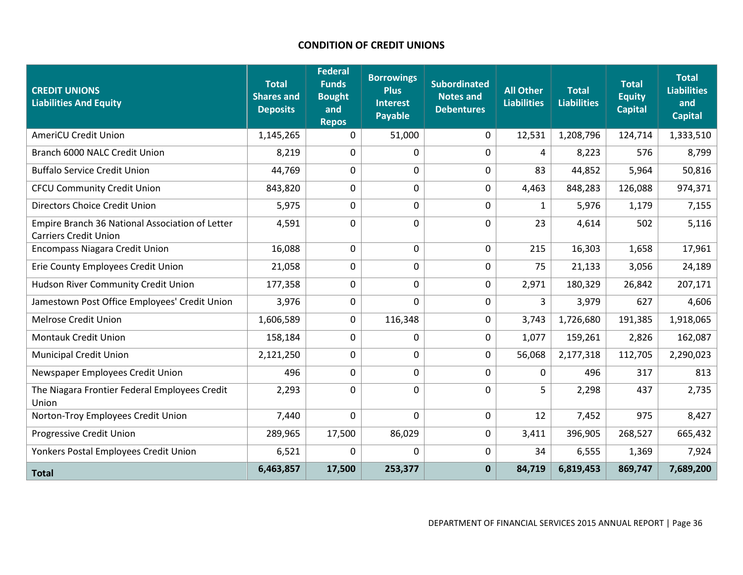## CONDITION OF CREDIT UNIONS

| CREDIT UNIONS Liabilities And Equity | Total Shares and Deposits | Federal Funds Bought and Repos | Borrowings Plus Interest Payable | Subordinated Notes and Debentures | All Other Liabilities | Total Liabilities | Total Equity Capital | Total Liabilities and Capital |
|---|---|---|---|---|---|---|---|---|
| AmeriCU Credit Union | 1,145,265 | 0 | 51,000 | 0 | 12,531 | 1,208,796 | 124,714 | 1,333,510 |
| Branch 6000 NALC Credit Union | 8,219 | 0 | 0 | 0 | 4 | 8,223 | 576 | 8,799 |
| Buffalo Service Credit Union | 44,769 | 0 | 0 | 0 | 83 | 44,852 | 5,964 | 50,816 |
| CFCU Community Credit Union | 843,820 | 0 | 0 | 0 | 4,463 | 848,283 | 126,088 | 974,371 |
| Directors Choice Credit Union | 5,975 | 0 | 0 | 0 | 1 | 5,976 | 1,179 | 7,155 |
| Empire Branch 36 National Association of Letter Carriers Credit Union | 4,591 | 0 | 0 | 0 | 23 | 4,614 | 502 | 5,116 |
| Encompass Niagara Credit Union | 16,088 | 0 | 0 | 0 | 215 | 16,303 | 1,658 | 17,961 |
| Erie County Employees Credit Union | 21,058 | 0 | 0 | 0 | 75 | 21,133 | 3,056 | 24,189 |
| Hudson River Community Credit Union | 177,358 | 0 | 0 | 0 | 2,971 | 180,329 | 26,842 | 207,171 |
| Jamestown Post Office Employees' Credit Union | 3,976 | 0 | 0 | 0 | 3 | 3,979 | 627 | 4,606 |
| Melrose Credit Union | 1,606,589 | 0 | 116,348 | 0 | 3,743 | 1,726,680 | 191,385 | 1,918,065 |
| Montauk Credit Union | 158,184 | 0 | 0 | 0 | 1,077 | 159,261 | 2,826 | 162,087 |
| Municipal Credit Union | 2,121,250 | 0 | 0 | 0 | 56,068 | 2,177,318 | 112,705 | 2,290,023 |
| Newspaper Employees Credit Union | 496 | 0 | 0 | 0 | 0 | 496 | 317 | 813 |
| The Niagara Frontier Federal Employees Credit Union | 2,293 | 0 | 0 | 0 | 5 | 2,298 | 437 | 2,735 |
| Norton-Troy Employees Credit Union | 7,440 | 0 | 0 | 0 | 12 | 7,452 | 975 | 8,427 |
| Progressive Credit Union | 289,965 | 17,500 | 86,029 | 0 | 3,411 | 396,905 | 268,527 | 665,432 |
| Yonkers Postal Employees Credit Union | 6,521 | 0 | 0 | 0 | 34 | 6,555 | 1,369 | 7,924 |
| **Total** | **6,463,857** | **17,500** | **253,377** | **0** | **84,719** | **6,819,453** | **869,747** | **7,689,200** |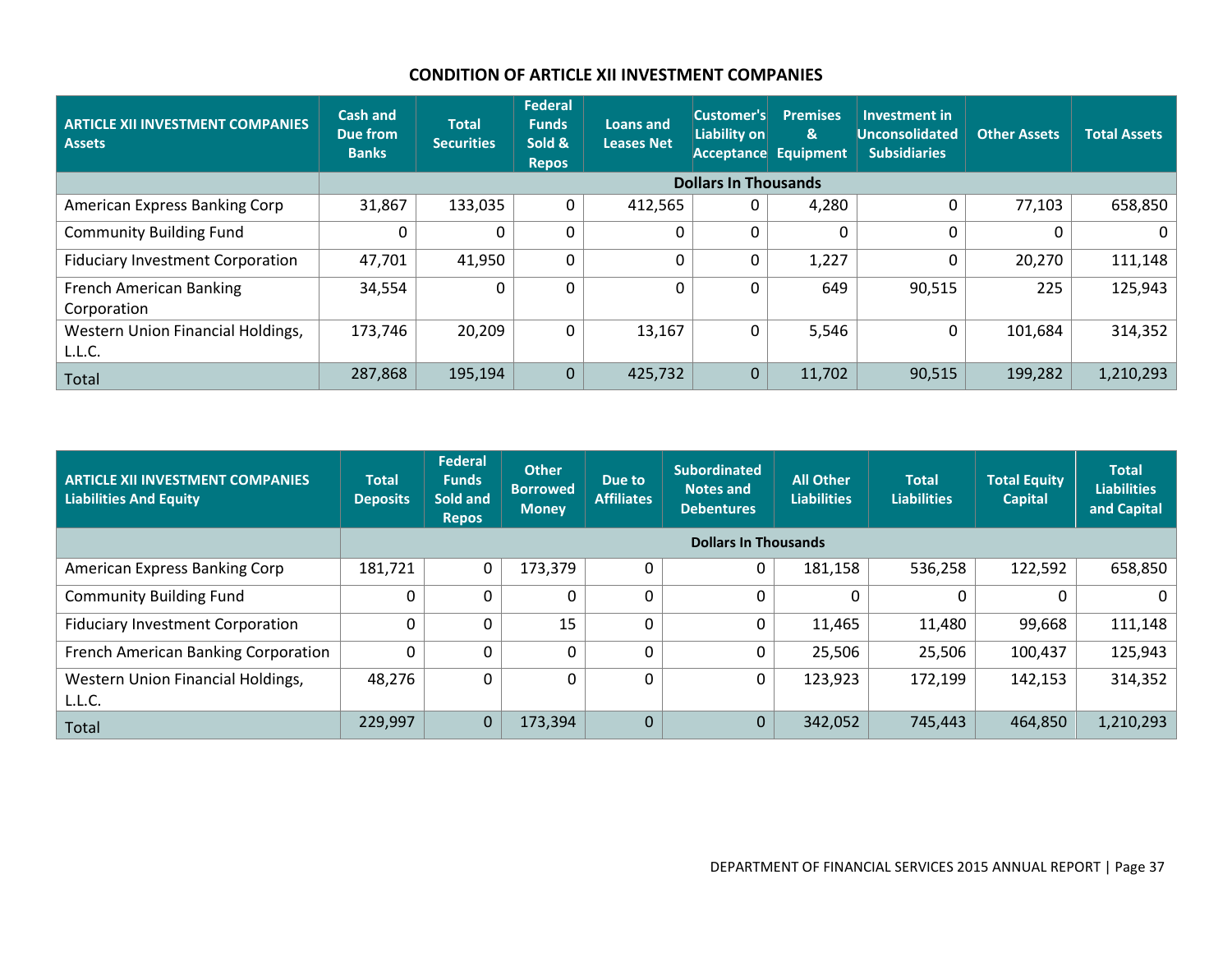## CONDITION OF ARTICLE XII INVESTMENT COMPANIES

| ARTICLE XII INVESTMENT COMPANIES Assets | Cash and Due from Banks | Total Securities | Federal Funds Sold & Repos | Loans and Leases Net | Customer's Liability on Acceptance | Premises & Equipment | Investment in Unconsolidated Subsidiaries | Other Assets | Total Assets |
|---|---|---|---|---|---|---|---|---|---|
| | Dollars In Thousands | | | | | | | | |
| American Express Banking Corp | 31,867 | 133,035 | 0 | 412,565 | 0 | 4,280 | 0 | 77,103 | 658,850 |
| Community Building Fund | 0 | 0 | 0 | 0 | 0 | 0 | 0 | 0 | 0 |
| Fiduciary Investment Corporation | 47,701 | 41,950 | 0 | 0 | 0 | 1,227 | 0 | 20,270 | 111,148 |
| French American Banking Corporation | 34,554 | 0 | 0 | 0 | 0 | 649 | 90,515 | 225 | 125,943 |
| Western Union Financial Holdings, L.L.C. | 173,746 | 20,209 | 0 | 13,167 | 0 | 5,546 | 0 | 101,684 | 314,352 |
| Total | 287,868 | 195,194 | 0 | 425,732 | 0 | 11,702 | 90,515 | 199,282 | 1,210,293 |

| ARTICLE XII INVESTMENT COMPANIES Liabilities And Equity | Total Deposits | Federal Funds Sold and Repos | Other Borrowed Money | Due to Affiliates | Subordinated Notes and Debentures | All Other Liabilities | Total Liabilities | Total Equity Capital | Total Liabilities and Capital |
|---|---|---|---|---|---|---|---|---|---|
| | Dollars In Thousands | | | | | | | | |
| American Express Banking Corp | 181,721 | 0 | 173,379 | 0 | 0 | 181,158 | 536,258 | 122,592 | 658,850 |
| Community Building Fund | 0 | 0 | 0 | 0 | 0 | 0 | 0 | 0 | 0 |
| Fiduciary Investment Corporation | 0 | 0 | 15 | 0 | 0 | 11,465 | 11,480 | 99,668 | 111,148 |
| French American Banking Corporation | 0 | 0 | 0 | 0 | 0 | 25,506 | 25,506 | 100,437 | 125,943 |
| Western Union Financial Holdings, L.L.C. | 48,276 | 0 | 0 | 0 | 0 | 123,923 | 172,199 | 142,153 | 314,352 |
| Total | 229,997 | 0 | 173,394 | 0 | 0 | 342,052 | 745,443 | 464,850 | 1,210,293 |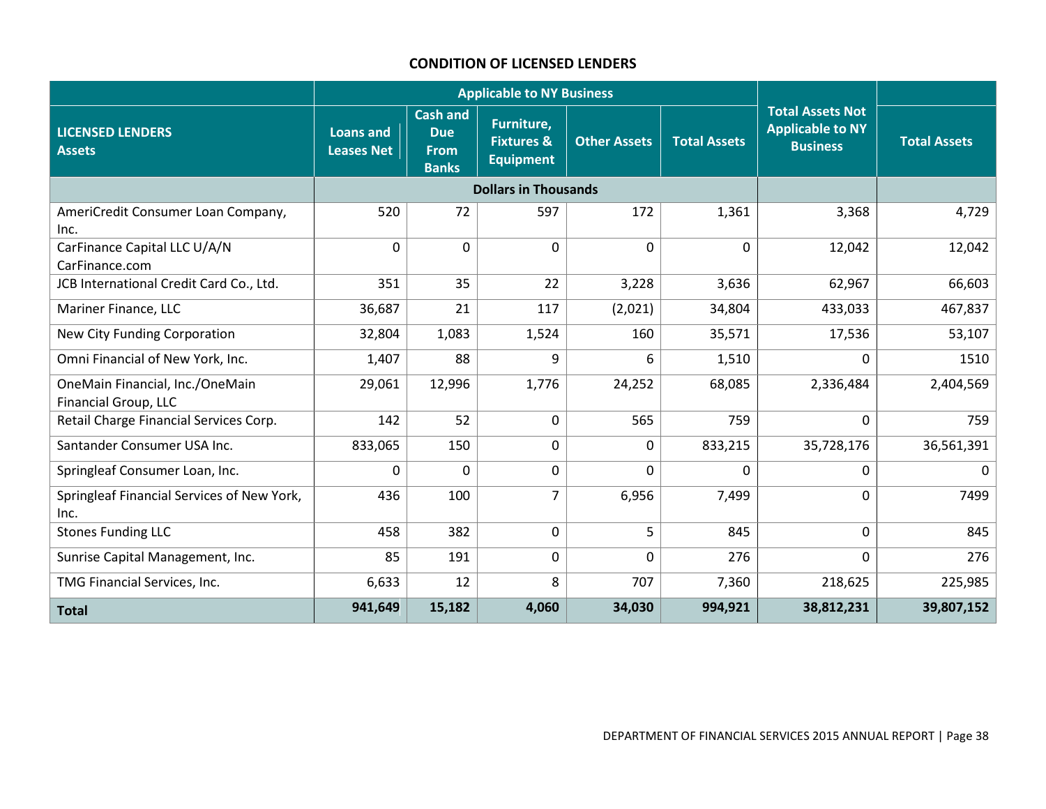## CONDITION OF LICENSED LENDERS

| LICENSED LENDERS Assets | Applicable to NY Business | | | | | Total Assets Not Applicable to NY Business | Total Assets |
|---|---|---|---|---|---|---|---|
| | Loans and Leases Net | Cash and Due From Banks | Furniture, Fixtures & Equipment | Other Assets | Total Assets | | |
| | Dollars in Thousands | | | | | | |
| AmeriCredit Consumer Loan Company, Inc. | 520 | 72 | 597 | 172 | 1,361 | 3,368 | 4,729 |
| CarFinance Capital LLC U/A/N CarFinance.com | 0 | 0 | 0 | 0 | 0 | 12,042 | 12,042 |
| JCB International Credit Card Co., Ltd. | 351 | 35 | 22 | 3,228 | 3,636 | 62,967 | 66,603 |
| Mariner Finance, LLC | 36,687 | 21 | 117 | (2,021) | 34,804 | 433,033 | 467,837 |
| New City Funding Corporation | 32,804 | 1,083 | 1,524 | 160 | 35,571 | 17,536 | 53,107 |
| Omni Financial of New York, Inc. | 1,407 | 88 | 9 | 6 | 1,510 | 0 | 1510 |
| OneMain Financial, Inc./OneMain Financial Group, LLC | 29,061 | 12,996 | 1,776 | 24,252 | 68,085 | 2,336,484 | 2,404,569 |
| Retail Charge Financial Services Corp. | 142 | 52 | 0 | 565 | 759 | 0 | 759 |
| Santander Consumer USA Inc. | 833,065 | 150 | 0 | 0 | 833,215 | 35,728,176 | 36,561,391 |
| Springleaf Consumer Loan, Inc. | 0 | 0 | 0 | 0 | 0 | 0 | 0 |
| Springleaf Financial Services of New York, Inc. | 436 | 100 | 7 | 6,956 | 7,499 | 0 | 7499 |
| Stones Funding LLC | 458 | 382 | 0 | 5 | 845 | 0 | 845 |
| Sunrise Capital Management, Inc. | 85 | 191 | 0 | 0 | 276 | 0 | 276 |
| TMG Financial Services, Inc. | 6,633 | 12 | 8 | 707 | 7,360 | 218,625 | 225,985 |
| **Total** | **941,649** | **15,182** | **4,060** | **34,030** | **994,921** | **38,812,231** | **39,807,152** |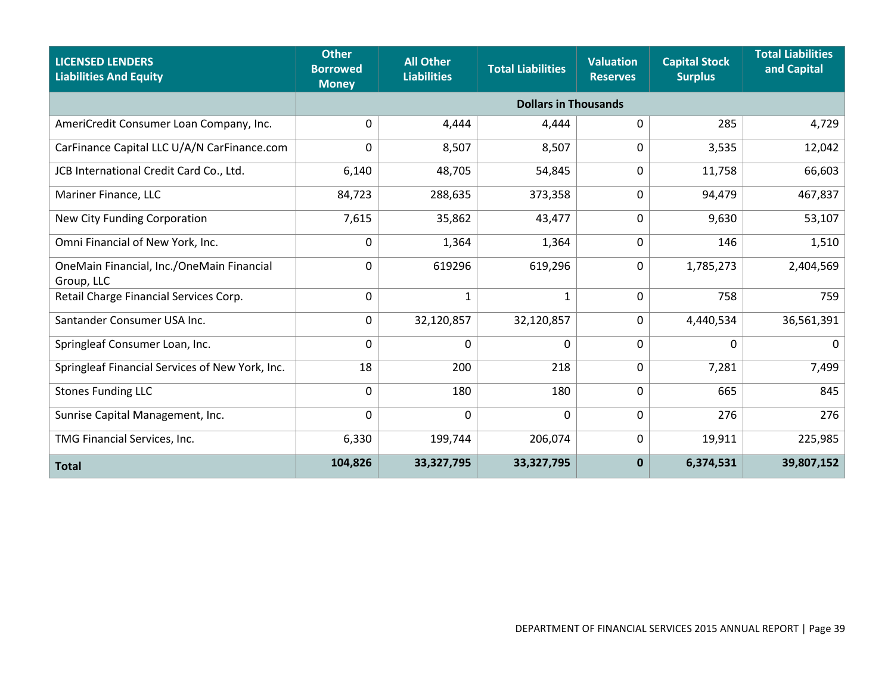| LICENSED LENDERS Liabilities And Equity | Other Borrowed Money | All Other Liabilities | Total Liabilities | Valuation Reserves | Capital Stock Surplus | Total Liabilities and Capital |
|---|---|---|---|---|---|---|
| | Dollars in Thousands | | | | | |
| AmeriCredit Consumer Loan Company, Inc. | 0 | 4,444 | 4,444 | 0 | 285 | 4,729 |
| CarFinance Capital LLC U/A/N CarFinance.com | 0 | 8,507 | 8,507 | 0 | 3,535 | 12,042 |
| JCB International Credit Card Co., Ltd. | 6,140 | 48,705 | 54,845 | 0 | 11,758 | 66,603 |
| Mariner Finance, LLC | 84,723 | 288,635 | 373,358 | 0 | 94,479 | 467,837 |
| New City Funding Corporation | 7,615 | 35,862 | 43,477 | 0 | 9,630 | 53,107 |
| Omni Financial of New York, Inc. | 0 | 1,364 | 1,364 | 0 | 146 | 1,510 |
| OneMain Financial, Inc./OneMain Financial Group, LLC | 0 | 619296 | 619,296 | 0 | 1,785,273 | 2,404,569 |
| Retail Charge Financial Services Corp. | 0 | 1 | 1 | 0 | 758 | 759 |
| Santander Consumer USA Inc. | 0 | 32,120,857 | 32,120,857 | 0 | 4,440,534 | 36,561,391 |
| Springleaf Consumer Loan, Inc. | 0 | 0 | 0 | 0 | 0 | 0 |
| Springleaf Financial Services of New York, Inc. | 18 | 200 | 218 | 0 | 7,281 | 7,499 |
| Stones Funding LLC | 0 | 180 | 180 | 0 | 665 | 845 |
| Sunrise Capital Management, Inc. | 0 | 0 | 0 | 0 | 276 | 276 |
| TMG Financial Services, Inc. | 6,330 | 199,744 | 206,074 | 0 | 19,911 | 225,985 |
| **Total** | **104,826** | **33,327,795** | **33,327,795** | **0** | **6,374,531** | **39,807,152** |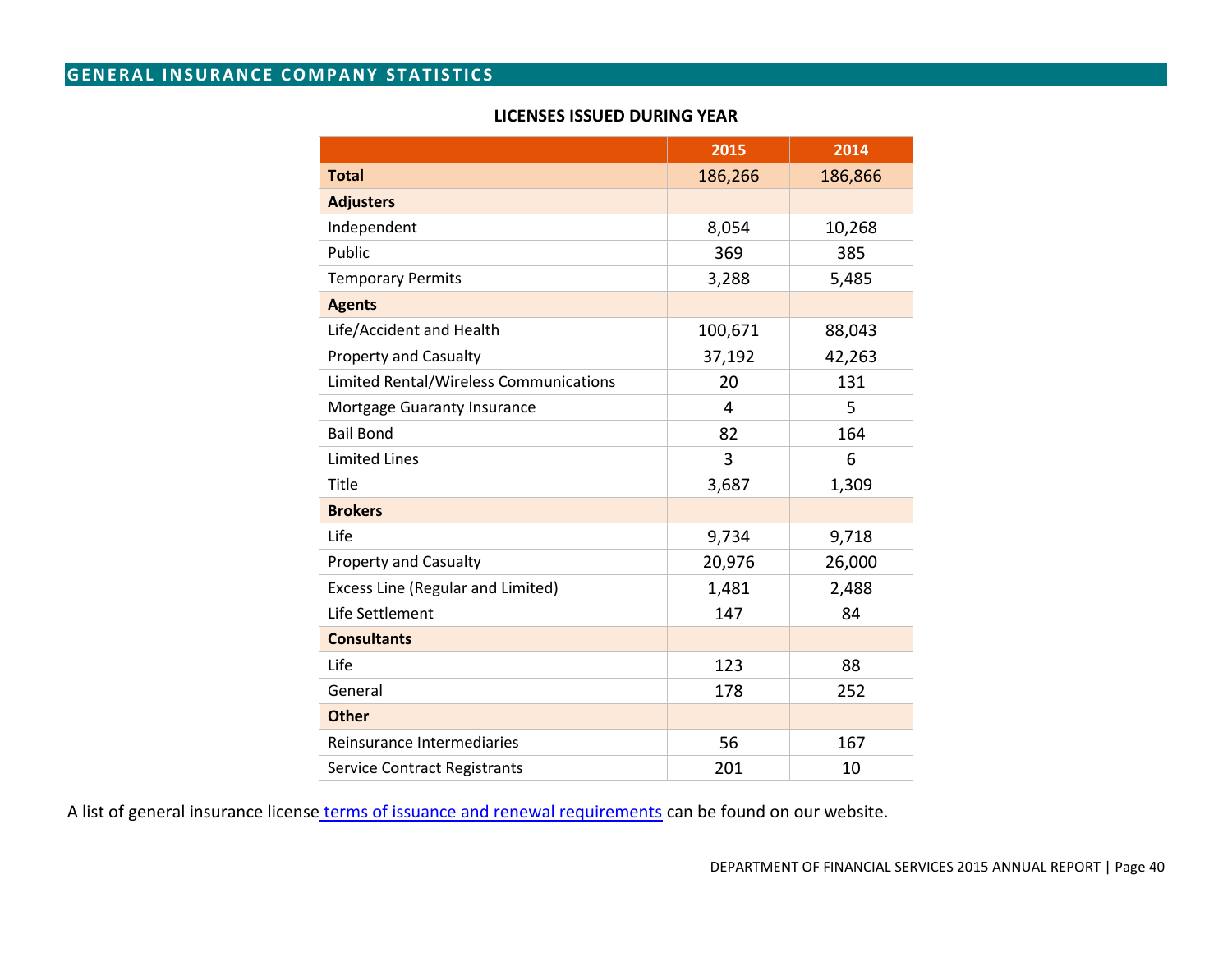## GENERAL INSURANCE COMPANY STATISTICS

### LICENSES ISSUED DURING YEAR

| | 2015 | 2014 |
|---|---|---|
| **Total** | 186,266 | 186,866 |
| **Adjusters** | | |
| Independent | 8,054 | 10,268 |
| Public | 369 | 385 |
| Temporary Permits | 3,288 | 5,485 |
| **Agents** | | |
| Life/Accident and Health | 100,671 | 88,043 |
| Property and Casualty | 37,192 | 42,263 |
| Limited Rental/Wireless Communications | 20 | 131 |
| Mortgage Guaranty Insurance | 4 | 5 |
| Bail Bond | 82 | 164 |
| Limited Lines | 3 | 6 |
| Title | 3,687 | 1,309 |
| **Brokers** | | |
| Life | 9,734 | 9,718 |
| Property and Casualty | 20,976 | 26,000 |
| Excess Line (Regular and Limited) | 1,481 | 2,488 |
| Life Settlement | 147 | 84 |
| **Consultants** | | |
| Life | 123 | 88 |
| General | 178 | 252 |
| **Other** | | |
| Reinsurance Intermediaries | 56 | 167 |
| Service Contract Registrants | 201 | 10 |

A list of general insurance license terms of issuance and renewal requirements can be found on our website.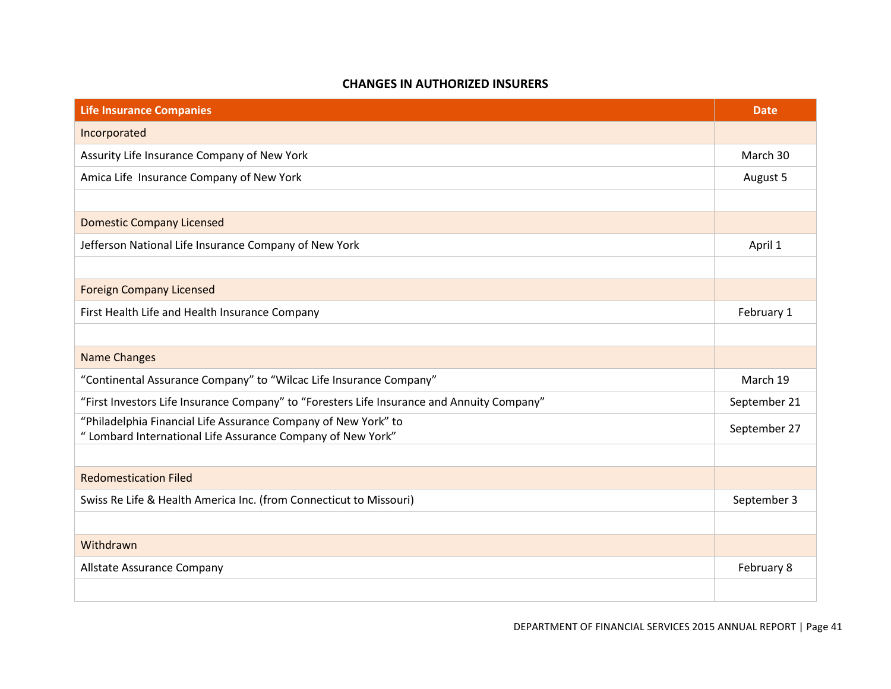## CHANGES IN AUTHORIZED INSURERS

| Life Insurance Companies | Date |
|---|---|
| Incorporated | |
| Assurity Life Insurance Company of New York | March 30 |
| Amica Life Insurance Company of New York | August 5 |
| | |
| Domestic Company Licensed | |
| Jefferson National Life Insurance Company of New York | April 1 |
| | |
| Foreign Company Licensed | |
| First Health Life and Health Insurance Company | February 1 |
| | |
| Name Changes | |
| "Continental Assurance Company" to "Wilcac Life Insurance Company" | March 19 |
| "First Investors Life Insurance Company" to "Foresters Life Insurance and Annuity Company" | September 21 |
| "Philadelphia Financial Life Assurance Company of New York" to " Lombard International Life Assurance Company of New York" | September 27 |
| | |
| Redomestication Filed | |
| Swiss Re Life & Health America Inc. (from Connecticut to Missouri) | September 3 |
| | |
| Withdrawn | |
| Allstate Assurance Company | February 8 |
| | |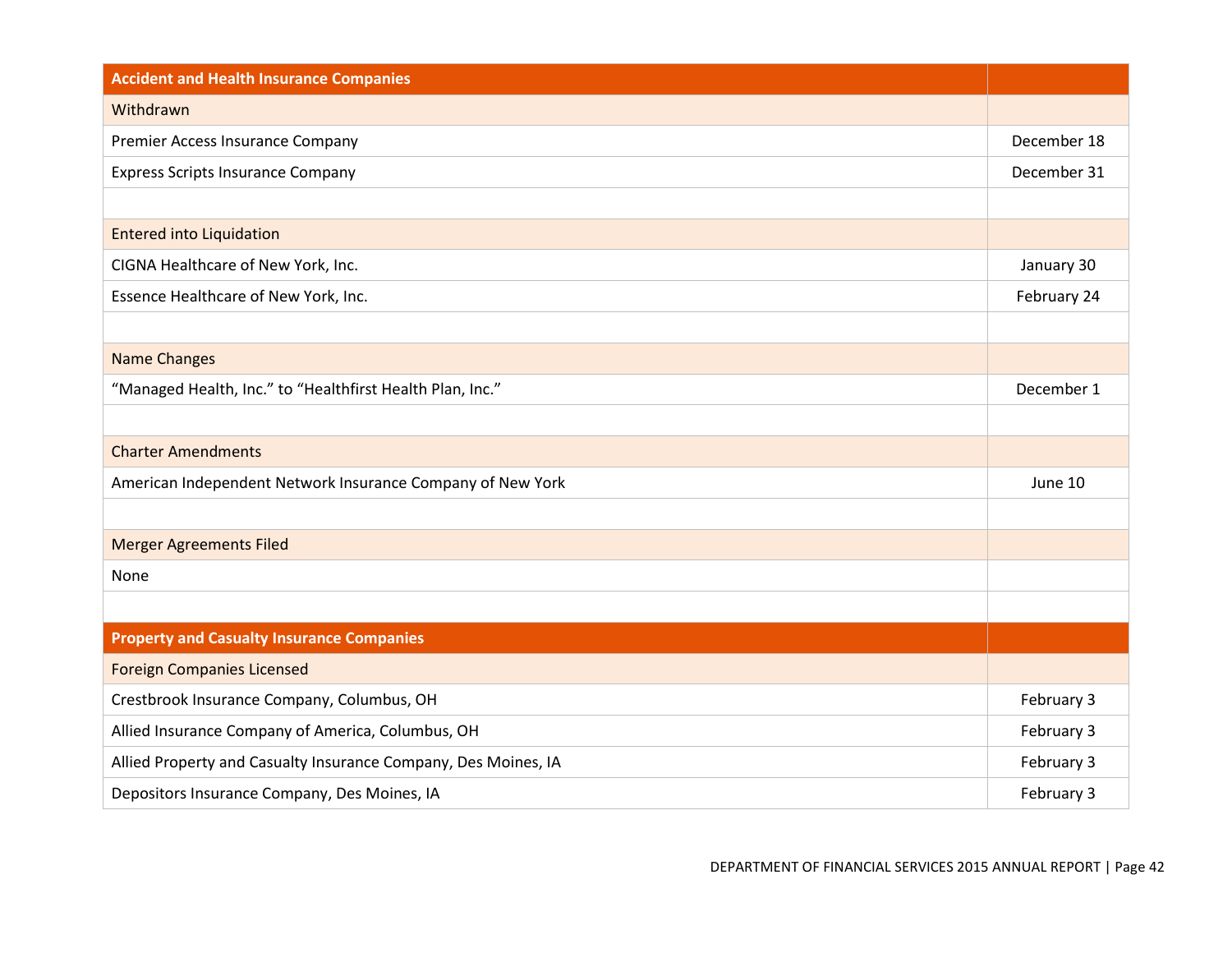| Accident and Health Insurance Companies | |
|---|---|
| Withdrawn | |
| Premier Access Insurance Company | December 18 |
| Express Scripts Insurance Company | December 31 |
| | |
| Entered into Liquidation | |
| CIGNA Healthcare of New York, Inc. | January 30 |
| Essence Healthcare of New York, Inc. | February 24 |
| | |
| Name Changes | |
| "Managed Health, Inc." to "Healthfirst Health Plan, Inc." | December 1 |
| | |
| Charter Amendments | |
| American Independent Network Insurance Company of New York | June 10 |
| | |
| Merger Agreements Filed | |
| None | |
| | |
| **Property and Casualty Insurance Companies** | |
| Foreign Companies Licensed | |
| Crestbrook Insurance Company, Columbus, OH | February 3 |
| Allied Insurance Company of America, Columbus, OH | February 3 |
| Allied Property and Casualty Insurance Company, Des Moines, IA | February 3 |
| Depositors Insurance Company, Des Moines, IA | February 3 |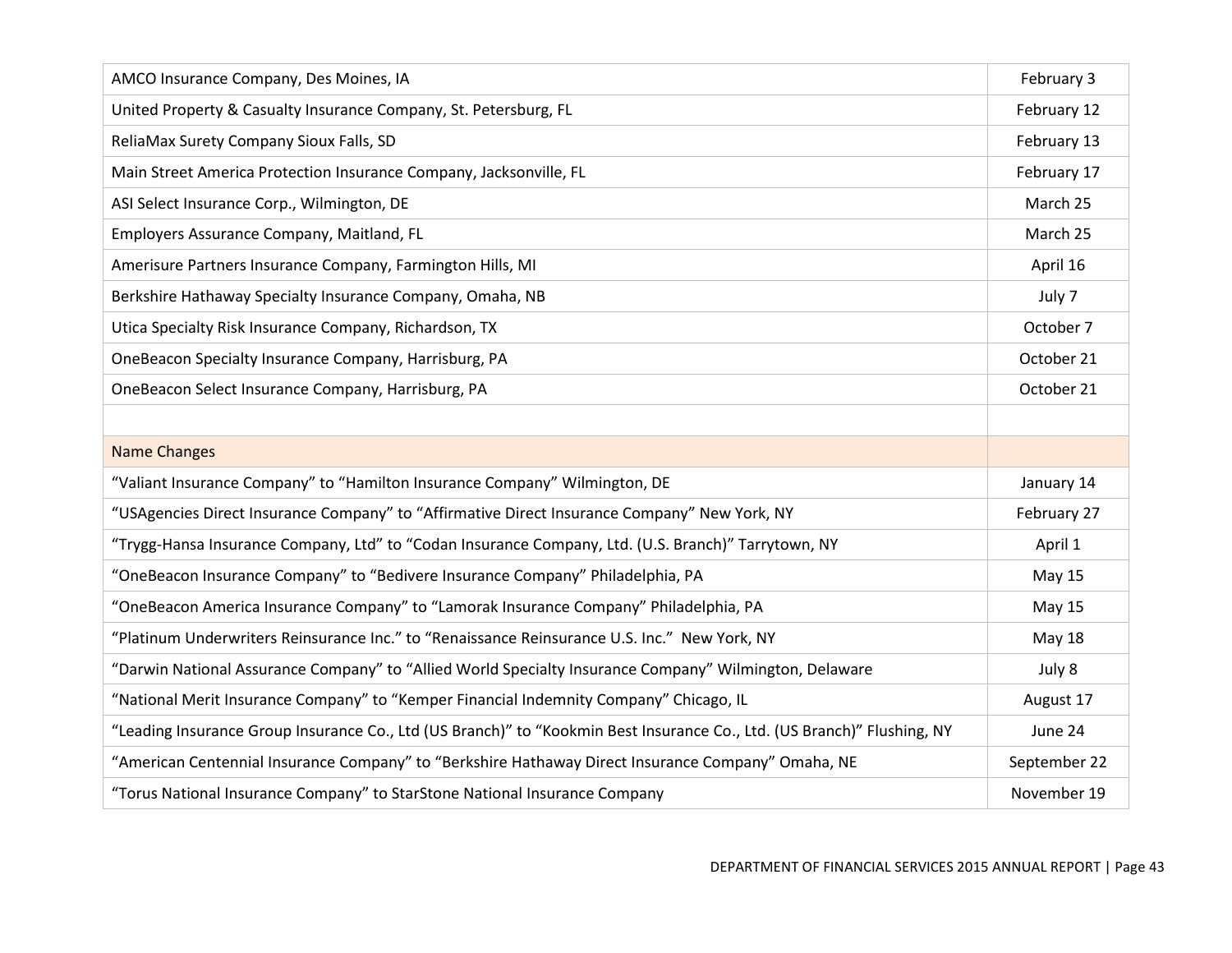| | |
|---|---|
| AMCO Insurance Company, Des Moines, IA | February 3 |
| United Property & Casualty Insurance Company, St. Petersburg, FL | February 12 |
| ReliaMax Surety Company Sioux Falls, SD | February 13 |
| Main Street America Protection Insurance Company, Jacksonville, FL | February 17 |
| ASI Select Insurance Corp., Wilmington, DE | March 25 |
| Employers Assurance Company, Maitland, FL | March 25 |
| Amerisure Partners Insurance Company, Farmington Hills, MI | April 16 |
| Berkshire Hathaway Specialty Insurance Company, Omaha, NB | July 7 |
| Utica Specialty Risk Insurance Company, Richardson, TX | October 7 |
| OneBeacon Specialty Insurance Company, Harrisburg, PA | October 21 |
| OneBeacon Select Insurance Company, Harrisburg, PA | October 21 |
| | |
| Name Changes | |
| “Valiant Insurance Company” to “Hamilton Insurance Company” Wilmington, DE | January 14 |
| “USAgencies Direct Insurance Company” to “Affirmative Direct Insurance Company” New York, NY | February 27 |
| “Trygg-Hansa Insurance Company, Ltd” to “Codan Insurance Company, Ltd. (U.S. Branch)” Tarrytown, NY | April 1 |
| “OneBeacon Insurance Company” to “Bedivere Insurance Company” Philadelphia, PA | May 15 |
| “OneBeacon America Insurance Company” to “Lamorak Insurance Company” Philadelphia, PA | May 15 |
| “Platinum Underwriters Reinsurance Inc.” to “Renaissance Reinsurance U.S. Inc.” New York, NY | May 18 |
| “Darwin National Assurance Company” to “Allied World Specialty Insurance Company” Wilmington, Delaware | July 8 |
| “National Merit Insurance Company” to “Kemper Financial Indemnity Company” Chicago, IL | August 17 |
| “Leading Insurance Group Insurance Co., Ltd (US Branch)” to “Kookmin Best Insurance Co., Ltd. (US Branch)” Flushing, NY | June 24 |
| “American Centennial Insurance Company” to “Berkshire Hathaway Direct Insurance Company” Omaha, NE | September 22 |
| “Torus National Insurance Company” to StarStone National Insurance Company | November 19 |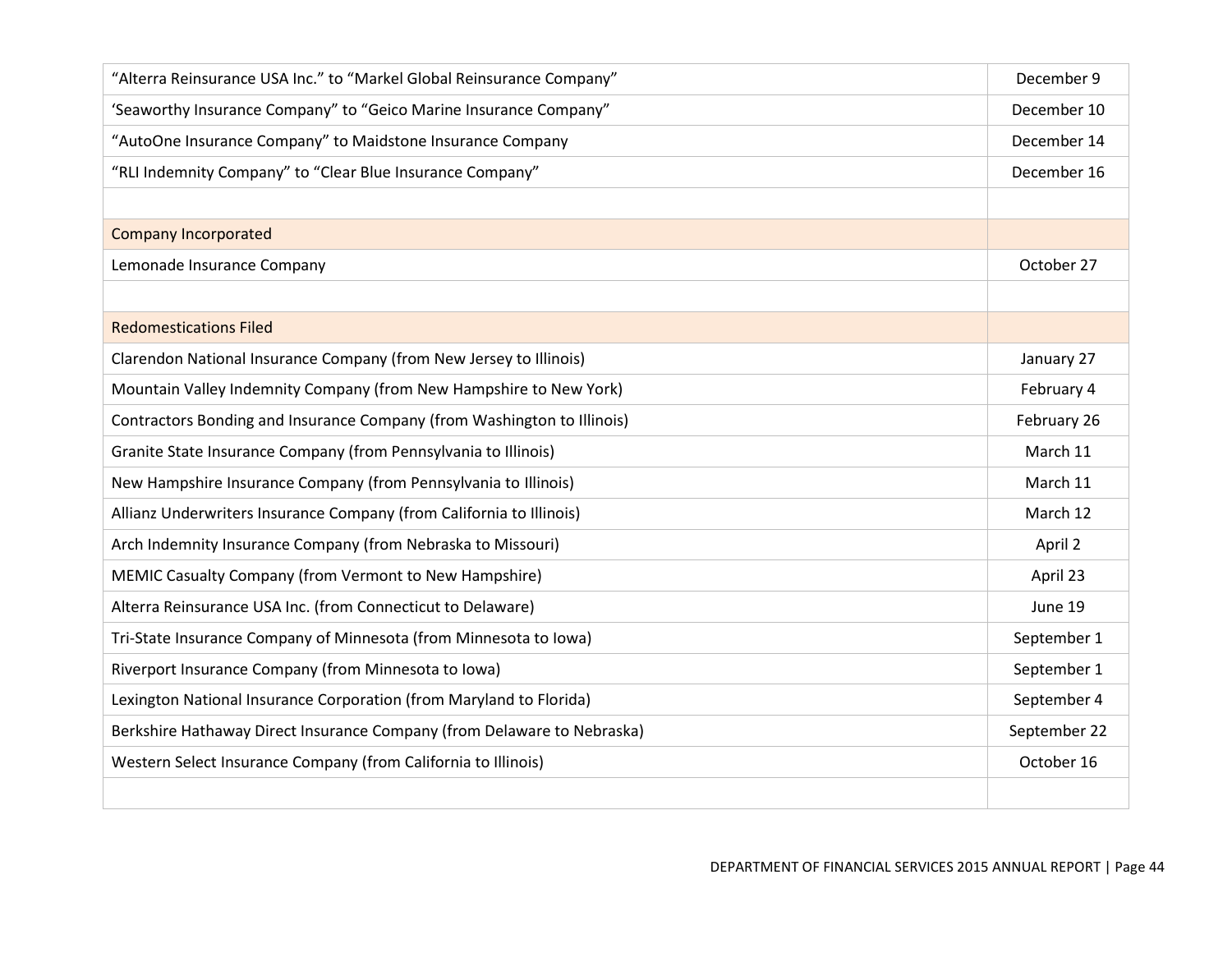| | |
|---|---|
| “Alterra Reinsurance USA Inc.” to “Markel Global Reinsurance Company” | December 9 |
| ‘Seaworthy Insurance Company” to “Geico Marine Insurance Company” | December 10 |
| “AutoOne Insurance Company” to Maidstone Insurance Company | December 14 |
| “RLI Indemnity Company” to “Clear Blue Insurance Company” | December 16 |
| | |
| Company Incorporated | |
| Lemonade Insurance Company | October 27 |
| | |
| Redomestications Filed | |
| Clarendon National Insurance Company (from New Jersey to Illinois) | January 27 |
| Mountain Valley Indemnity Company (from New Hampshire to New York) | February 4 |
| Contractors Bonding and Insurance Company (from Washington to Illinois) | February 26 |
| Granite State Insurance Company (from Pennsylvania to Illinois) | March 11 |
| New Hampshire Insurance Company (from Pennsylvania to Illinois) | March 11 |
| Allianz Underwriters Insurance Company (from California to Illinois) | March 12 |
| Arch Indemnity Insurance Company (from Nebraska to Missouri) | April 2 |
| MEMIC Casualty Company (from Vermont to New Hampshire) | April 23 |
| Alterra Reinsurance USA Inc. (from Connecticut to Delaware) | June 19 |
| Tri-State Insurance Company of Minnesota (from Minnesota to Iowa) | September 1 |
| Riverport Insurance Company (from Minnesota to Iowa) | September 1 |
| Lexington National Insurance Corporation (from Maryland to Florida) | September 4 |
| Berkshire Hathaway Direct Insurance Company (from Delaware to Nebraska) | September 22 |
| Western Select Insurance Company (from California to Illinois) | October 16 |
| | |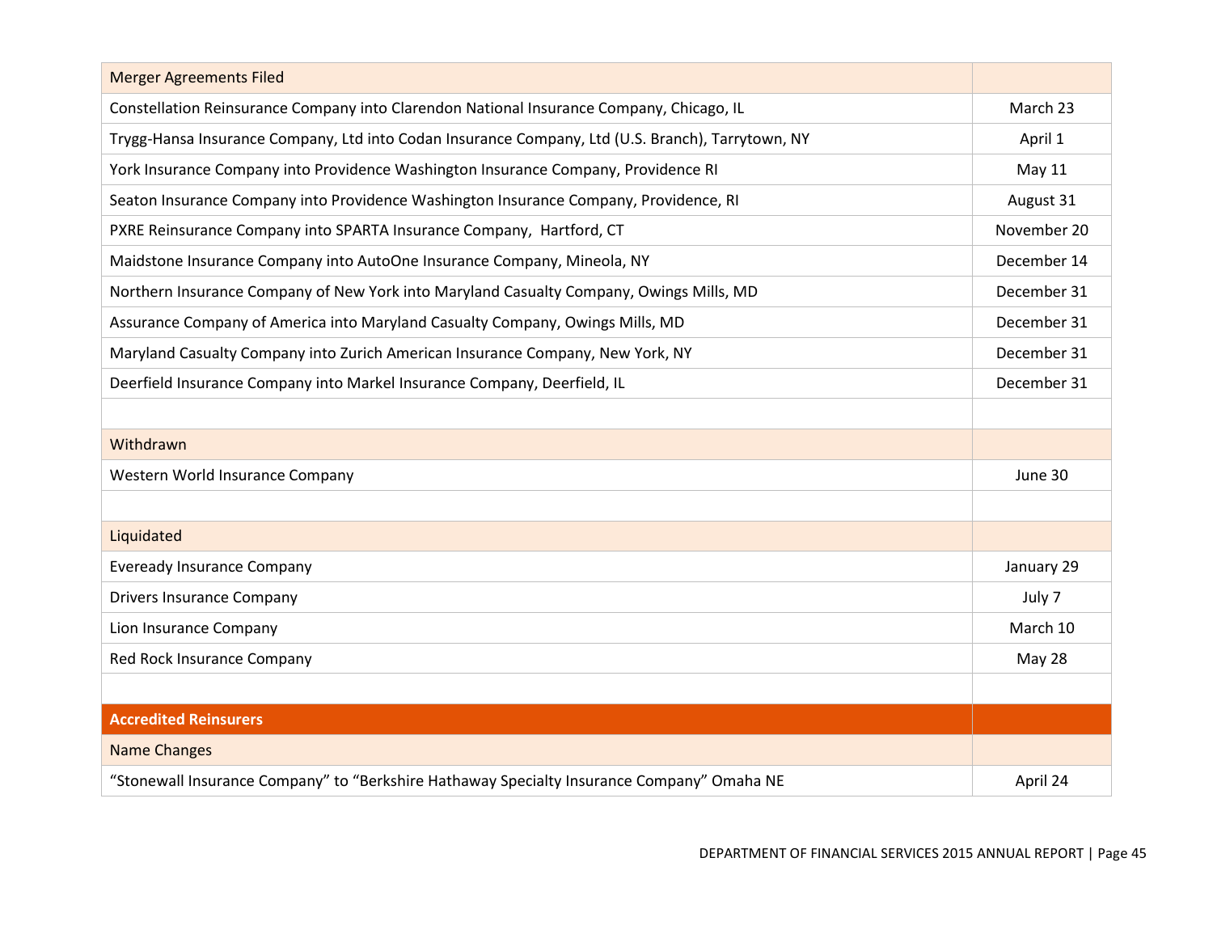| Merger Agreements Filed | |
|---|---|
| Constellation Reinsurance Company into Clarendon National Insurance Company, Chicago, IL | March 23 |
| Trygg-Hansa Insurance Company, Ltd into Codan Insurance Company, Ltd (U.S. Branch), Tarrytown, NY | April 1 |
| York Insurance Company into Providence Washington Insurance Company, Providence RI | May 11 |
| Seaton Insurance Company into Providence Washington Insurance Company, Providence, RI | August 31 |
| PXRE Reinsurance Company into SPARTA Insurance Company, Hartford, CT | November 20 |
| Maidstone Insurance Company into AutoOne Insurance Company, Mineola, NY | December 14 |
| Northern Insurance Company of New York into Maryland Casualty Company, Owings Mills, MD | December 31 |
| Assurance Company of America into Maryland Casualty Company, Owings Mills, MD | December 31 |
| Maryland Casualty Company into Zurich American Insurance Company, New York, NY | December 31 |
| Deerfield Insurance Company into Markel Insurance Company, Deerfield, IL | December 31 |
| | |
| Withdrawn | |
| Western World Insurance Company | June 30 |
| | |
| Liquidated | |
| Eveready Insurance Company | January 29 |
| Drivers Insurance Company | July 7 |
| Lion Insurance Company | March 10 |
| Red Rock Insurance Company | May 28 |
| | |
| **Accredited Reinsurers** | |
| Name Changes | |
| "Stonewall Insurance Company" to "Berkshire Hathaway Specialty Insurance Company" Omaha NE | April 24 |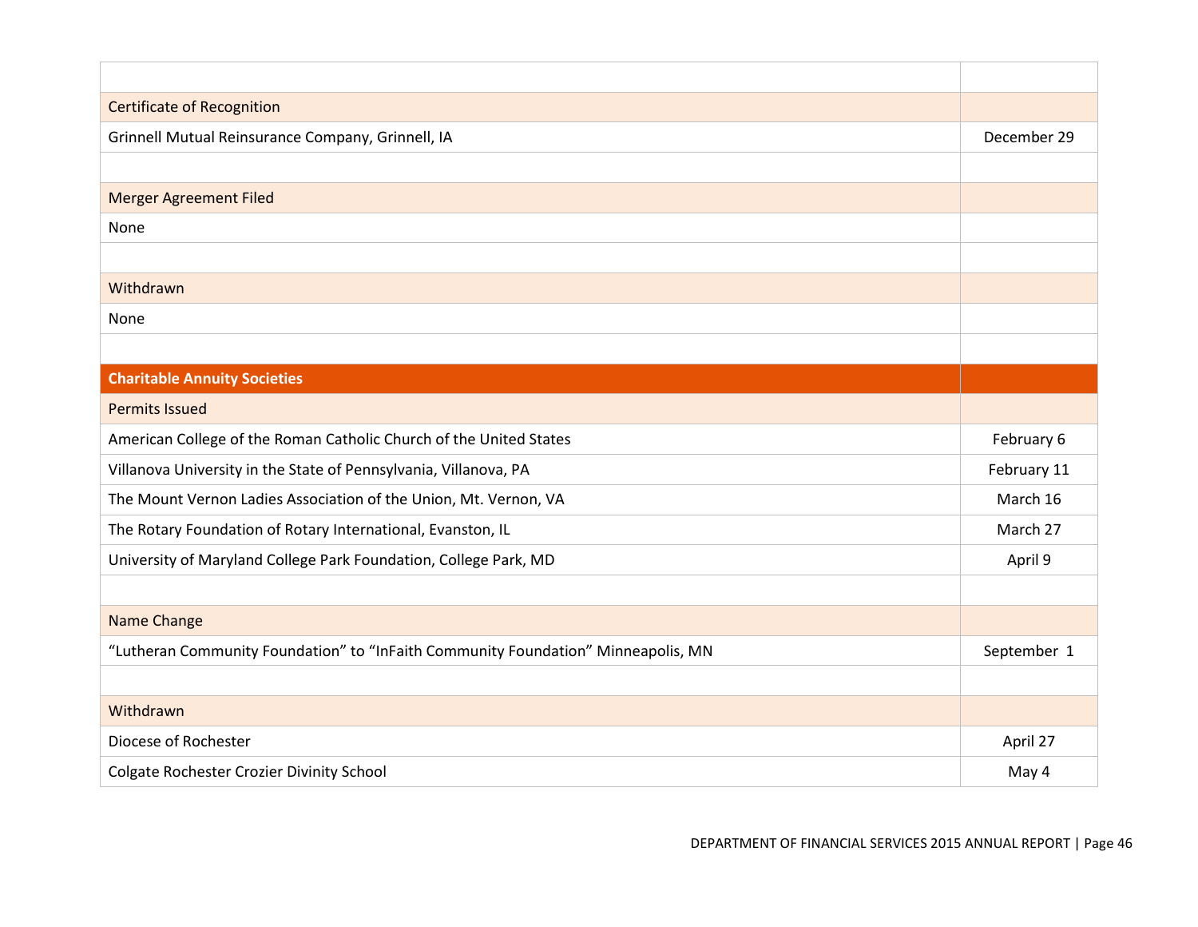| | |
|---|---|
| | |
| Certificate of Recognition | |
| Grinnell Mutual Reinsurance Company, Grinnell, IA | December 29 |
| | |
| Merger Agreement Filed | |
| None | |
| | |
| Withdrawn | |
| None | |
| | |
| **Charitable Annuity Societies** | |
| Permits Issued | |
| American College of the Roman Catholic Church of the United States | February 6 |
| Villanova University in the State of Pennsylvania, Villanova, PA | February 11 |
| The Mount Vernon Ladies Association of the Union, Mt. Vernon, VA | March 16 |
| The Rotary Foundation of Rotary International, Evanston, IL | March 27 |
| University of Maryland College Park Foundation, College Park, MD | April 9 |
| | |
| Name Change | |
| "Lutheran Community Foundation" to "InFaith Community Foundation" Minneapolis, MN | September 1 |
| | |
| Withdrawn | |
| Diocese of Rochester | April 27 |
| Colgate Rochester Crozier Divinity School | May 4 |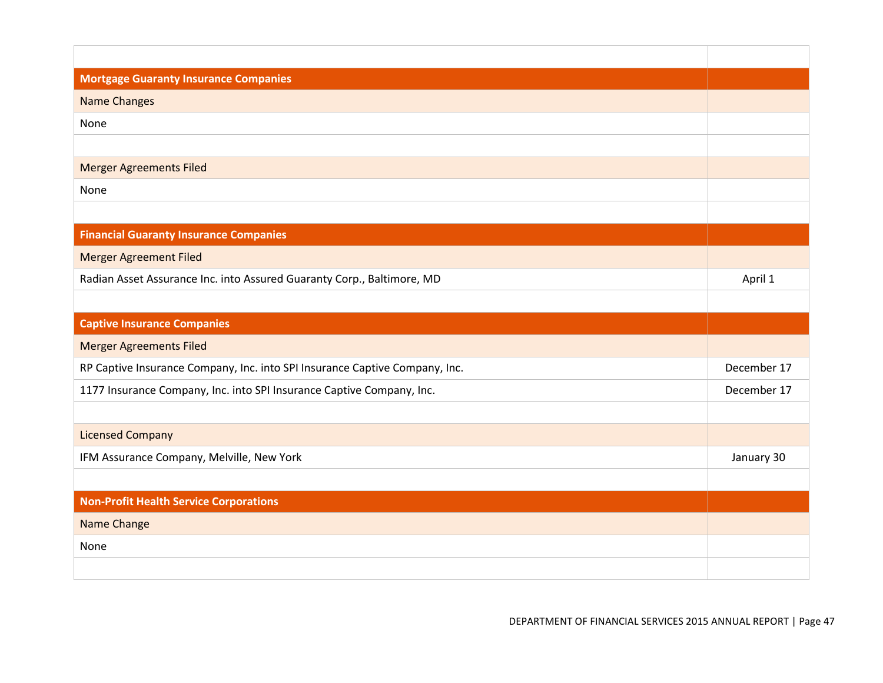| | |
|---|---|
| **Mortgage Guaranty Insurance Companies** | |
| Name Changes | |
| None | |
| | |
| Merger Agreements Filed | |
| None | |
| | |
| **Financial Guaranty Insurance Companies** | |
| Merger Agreement Filed | |
| Radian Asset Assurance Inc. into Assured Guaranty Corp., Baltimore, MD | April 1 |
| | |
| **Captive Insurance Companies** | |
| Merger Agreements Filed | |
| RP Captive Insurance Company, Inc. into SPI Insurance Captive Company, Inc. | December 17 |
| 1177 Insurance Company, Inc. into SPI Insurance Captive Company, Inc. | December 17 |
| | |
| Licensed Company | |
| IFM Assurance Company, Melville, New York | January 30 |
| | |
| **Non-Profit Health Service Corporations** | |
| Name Change | |
| None | |
| | |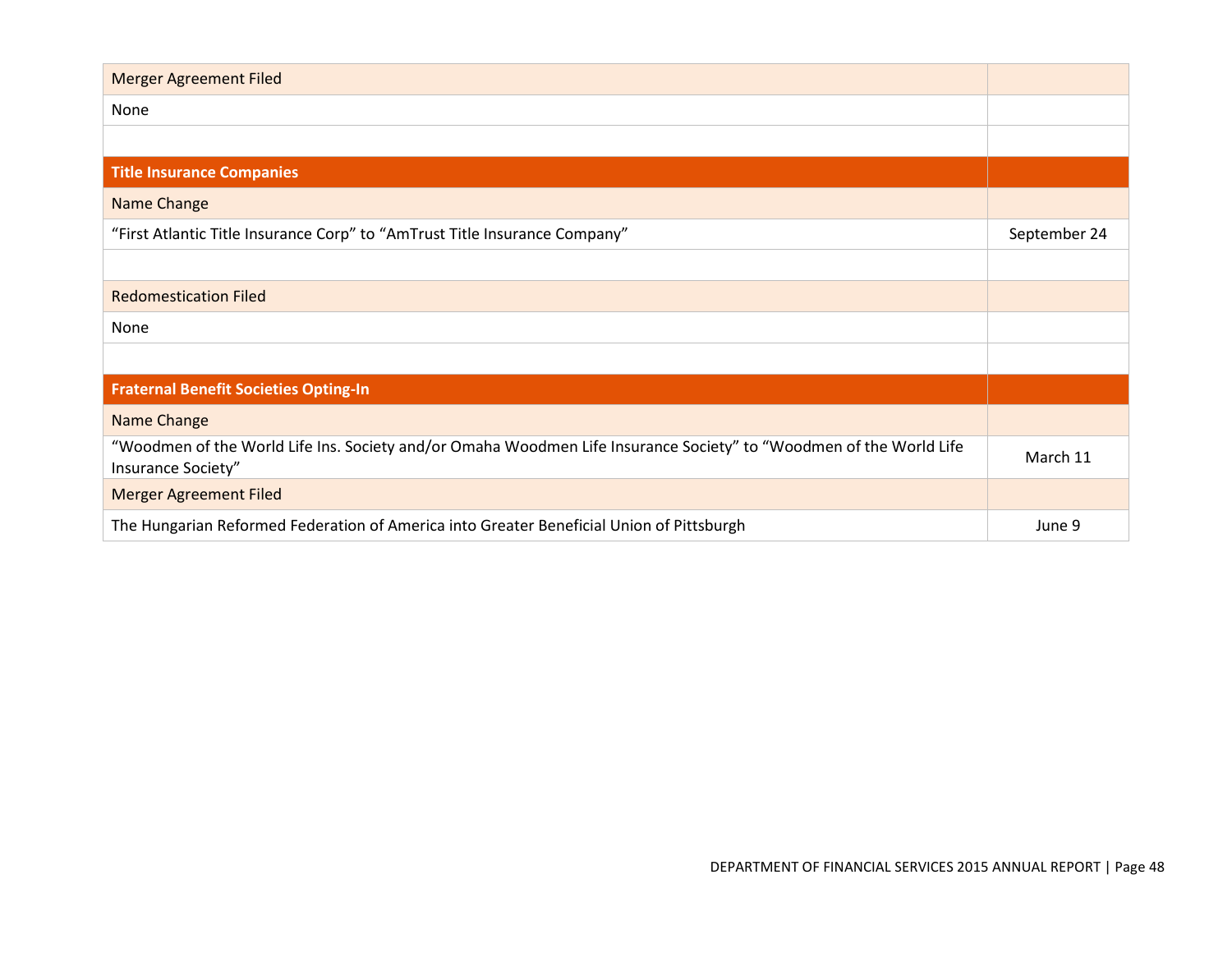| Merger Agreement Filed | |
|---|---|
| None | |
| | |
| **Title Insurance Companies** | |
| Name Change | |
| "First Atlantic Title Insurance Corp" to "AmTrust Title Insurance Company" | September 24 |
| | |
| Redomestication Filed | |
| None | |
| | |
| **Fraternal Benefit Societies Opting-In** | |
| Name Change | |
| "Woodmen of the World Life Ins. Society and/or Omaha Woodmen Life Insurance Society" to "Woodmen of the World Life Insurance Society" | March 11 |
| Merger Agreement Filed | |
| The Hungarian Reformed Federation of America into Greater Beneficial Union of Pittsburgh | June 9 |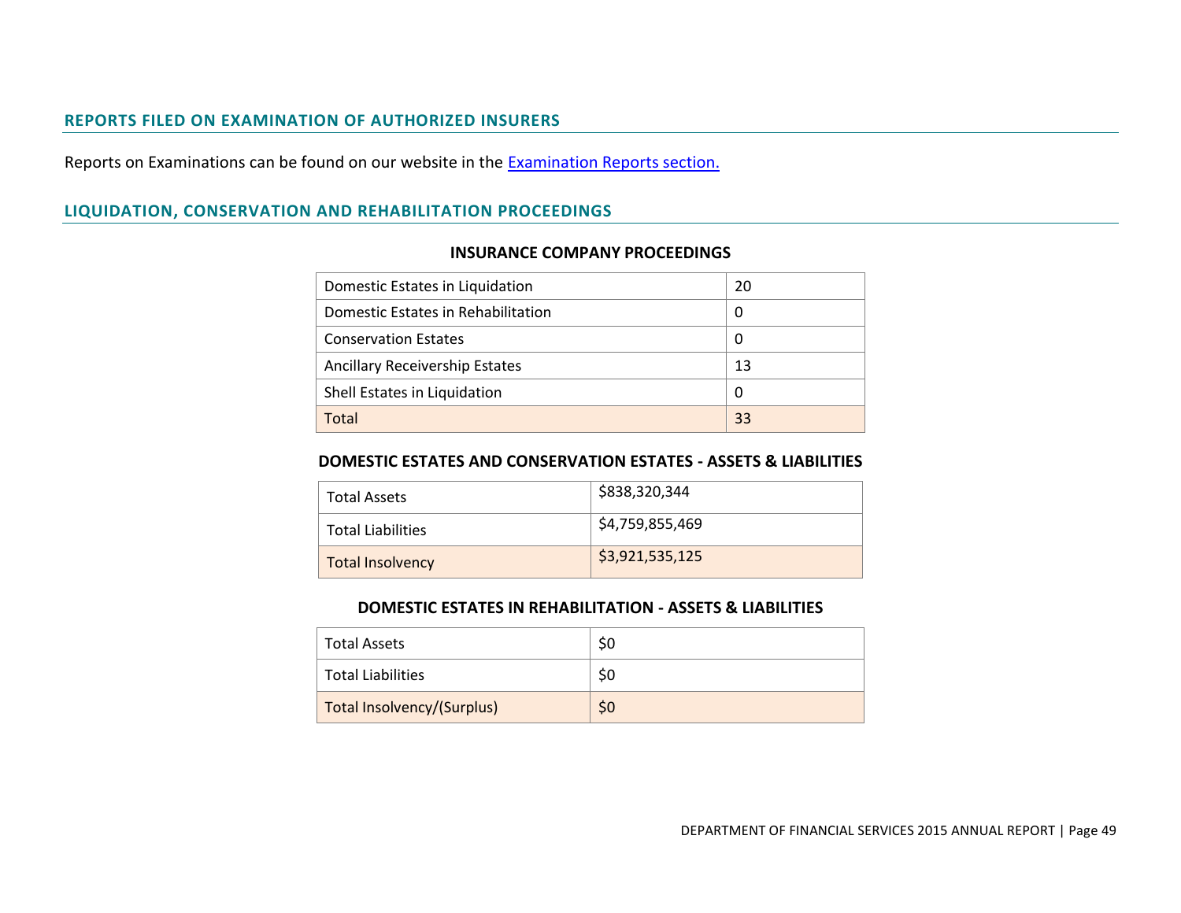## REPORTS FILED ON EXAMINATION OF AUTHORIZED INSURERS

Reports on Examinations can be found on our website in the [Examination Reports section.]()

## LIQUIDATION, CONSERVATION AND REHABILITATION PROCEEDINGS

### INSURANCE COMPANY PROCEEDINGS

| | |
|---|---|
| Domestic Estates in Liquidation | 20 |
| Domestic Estates in Rehabilitation | 0 |
| Conservation Estates | 0 |
| Ancillary Receivership Estates | 13 |
| Shell Estates in Liquidation | 0 |
| Total | 33 |

### DOMESTIC ESTATES AND CONSERVATION ESTATES - ASSETS & LIABILITIES

| | |
|---|---|
| Total Assets | $838,320,344 |
| Total Liabilities | $4,759,855,469 |
| Total Insolvency | $3,921,535,125 |

### DOMESTIC ESTATES IN REHABILITATION - ASSETS & LIABILITIES

| | |
|---|---|
| Total Assets | $0 |
| Total Liabilities | $0 |
| Total Insolvency/(Surplus) | $0 |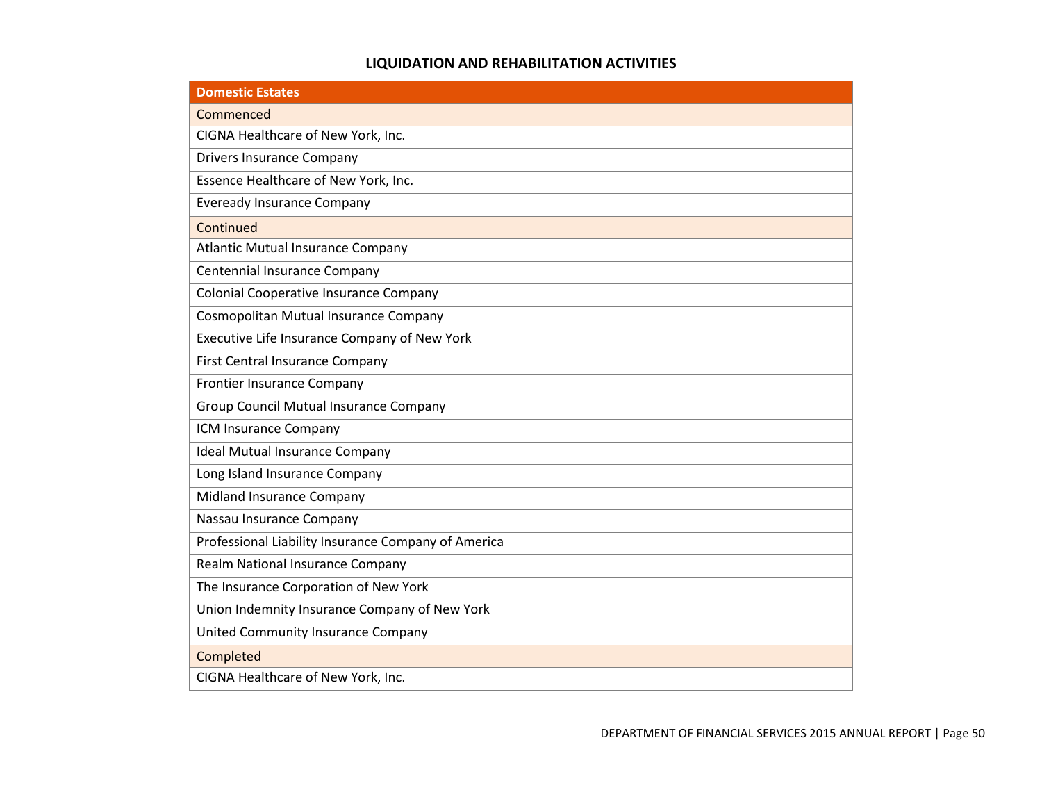## LIQUIDATION AND REHABILITATION ACTIVITIES

| Domestic Estates |
|---|
| Commenced |
| CIGNA Healthcare of New York, Inc. |
| Drivers Insurance Company |
| Essence Healthcare of New York, Inc. |
| Eveready Insurance Company |
| Continued |
| Atlantic Mutual Insurance Company |
| Centennial Insurance Company |
| Colonial Cooperative Insurance Company |
| Cosmopolitan Mutual Insurance Company |
| Executive Life Insurance Company of New York |
| First Central Insurance Company |
| Frontier Insurance Company |
| Group Council Mutual Insurance Company |
| ICM Insurance Company |
| Ideal Mutual Insurance Company |
| Long Island Insurance Company |
| Midland Insurance Company |
| Nassau Insurance Company |
| Professional Liability Insurance Company of America |
| Realm National Insurance Company |
| The Insurance Corporation of New York |
| Union Indemnity Insurance Company of New York |
| United Community Insurance Company |
| Completed |
| CIGNA Healthcare of New York, Inc. |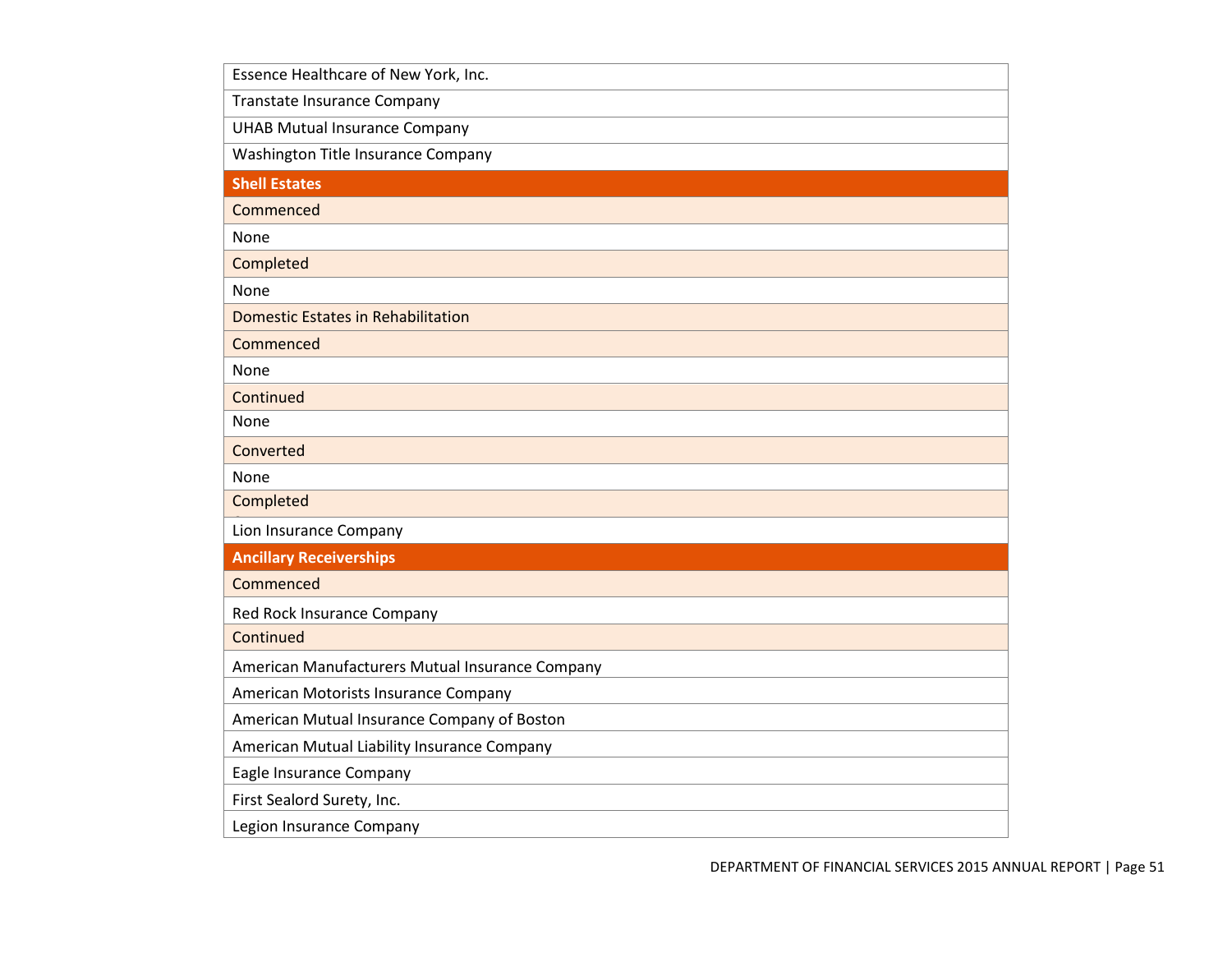| Essence Healthcare of New York, Inc. |
|---|
| Transtate Insurance Company |
| UHAB Mutual Insurance Company |
| Washington Title Insurance Company |
| **Shell Estates** |
| Commenced |
| None |
| Completed |
| None |
| Domestic Estates in Rehabilitation |
| Commenced |
| None |
| Continued |
| None |
| Converted |
| None |
| Completed |
| Lion Insurance Company |
| **Ancillary Receiverships** |
| Commenced |
| Red Rock Insurance Company |
| Continued |
| American Manufacturers Mutual Insurance Company |
| American Motorists Insurance Company |
| American Mutual Insurance Company of Boston |
| American Mutual Liability Insurance Company |
| Eagle Insurance Company |
| First Sealord Surety, Inc. |
| Legion Insurance Company |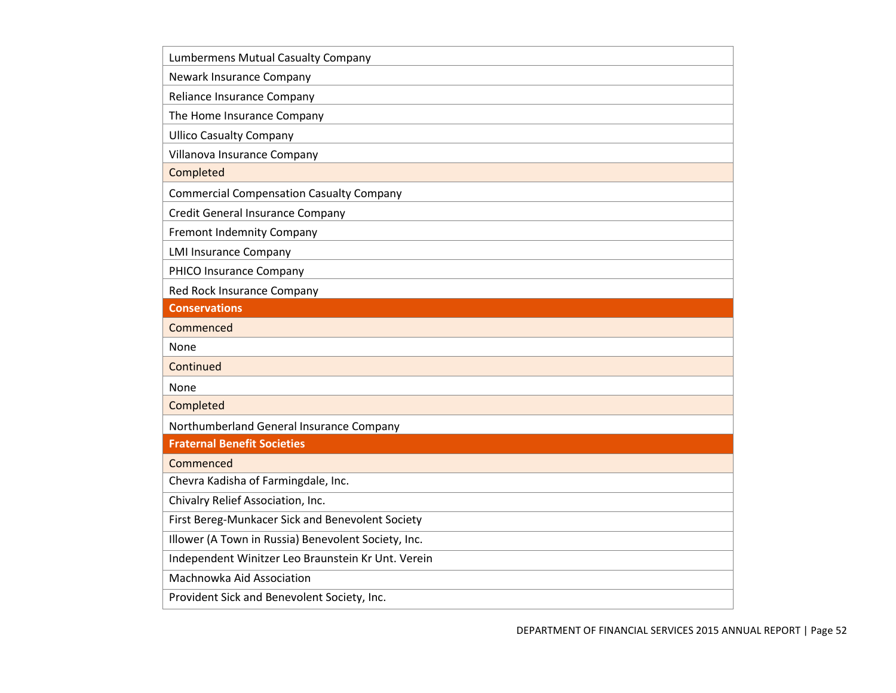| Lumbermens Mutual Casualty Company |
| --- |
| Newark Insurance Company |
| Reliance Insurance Company |
| The Home Insurance Company |
| Ullico Casualty Company |
| Villanova Insurance Company |
| Completed |
| Commercial Compensation Casualty Company |
| Credit General Insurance Company |
| Fremont Indemnity Company |
| LMI Insurance Company |
| PHICO Insurance Company |
| Red Rock Insurance Company |
| **Conservations** |
| Commenced |
| None |
| Continued |
| None |
| Completed |
| Northumberland General Insurance Company |
| **Fraternal Benefit Societies** |
| Commenced |
| Chevra Kadisha of Farmingdale, Inc. |
| Chivalry Relief Association, Inc. |
| First Bereg-Munkacer Sick and Benevolent Society |
| Illower (A Town in Russia) Benevolent Society, Inc. |
| Independent Winitzer Leo Braunstein Kr Unt. Verein |
| Machnowka Aid Association |
| Provident Sick and Benevolent Society, Inc. |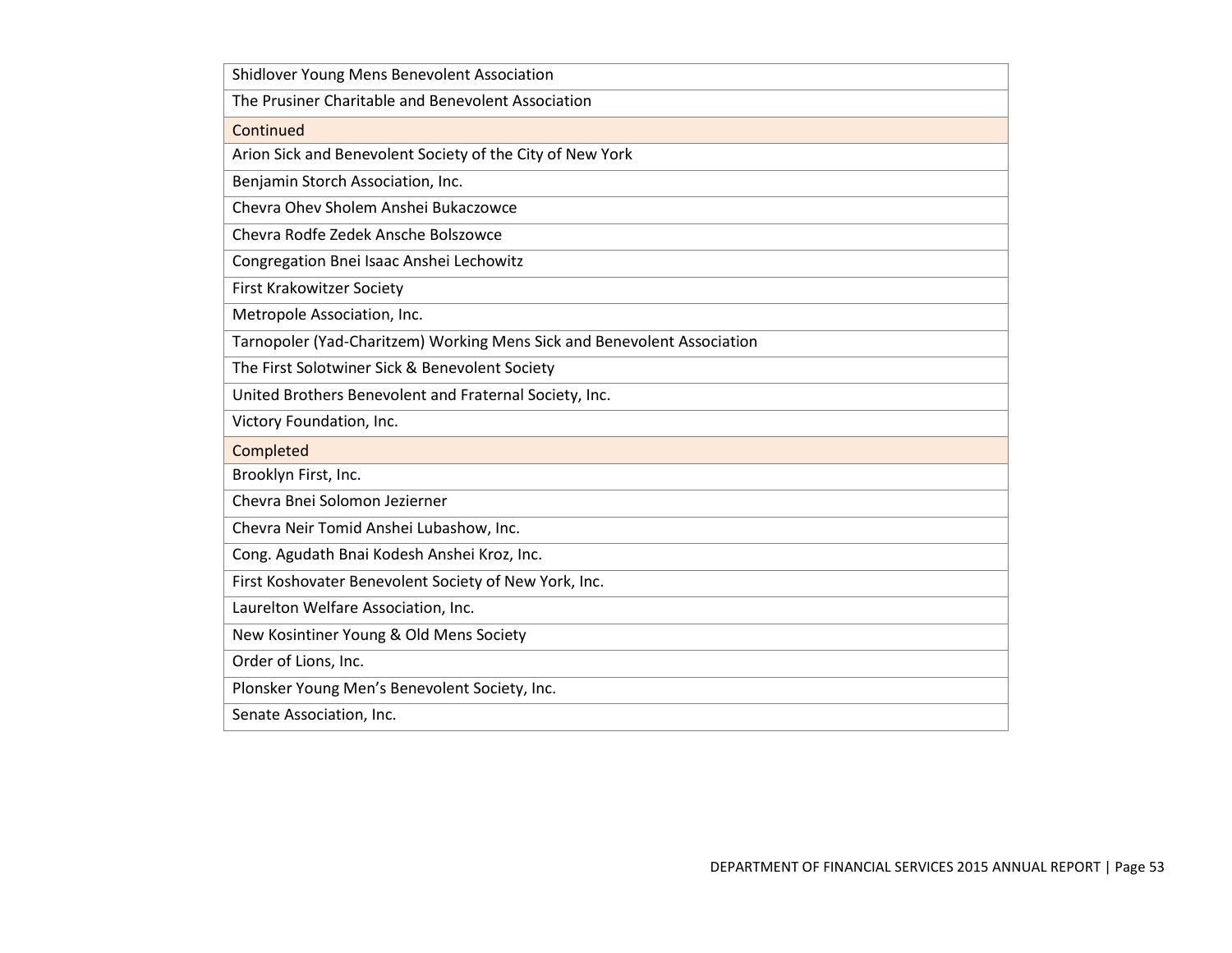| Shidlover Young Mens Benevolent Association |
|---|
| The Prusiner Charitable and Benevolent Association |
| Continued |
| Arion Sick and Benevolent Society of the City of New York |
| Benjamin Storch Association, Inc. |
| Chevra Ohev Sholem Anshei Bukaczowce |
| Chevra Rodfe Zedek Ansche Bolszowce |
| Congregation Bnei Isaac Anshei Lechowitz |
| First Krakowitzer Society |
| Metropole Association, Inc. |
| Tarnopoler (Yad-Charitzem) Working Mens Sick and Benevolent Association |
| The First Solotwiner Sick & Benevolent Society |
| United Brothers Benevolent and Fraternal Society, Inc. |
| Victory Foundation, Inc. |
| Completed |
| Brooklyn First, Inc. |
| Chevra Bnei Solomon Jezierner |
| Chevra Neir Tomid Anshei Lubashow, Inc. |
| Cong. Agudath Bnai Kodesh Anshei Kroz, Inc. |
| First Koshovater Benevolent Society of New York, Inc. |
| Laurelton Welfare Association, Inc. |
| New Kosintiner Young & Old Mens Society |
| Order of Lions, Inc. |
| Plonsker Young Men's Benevolent Society, Inc. |
| Senate Association, Inc. |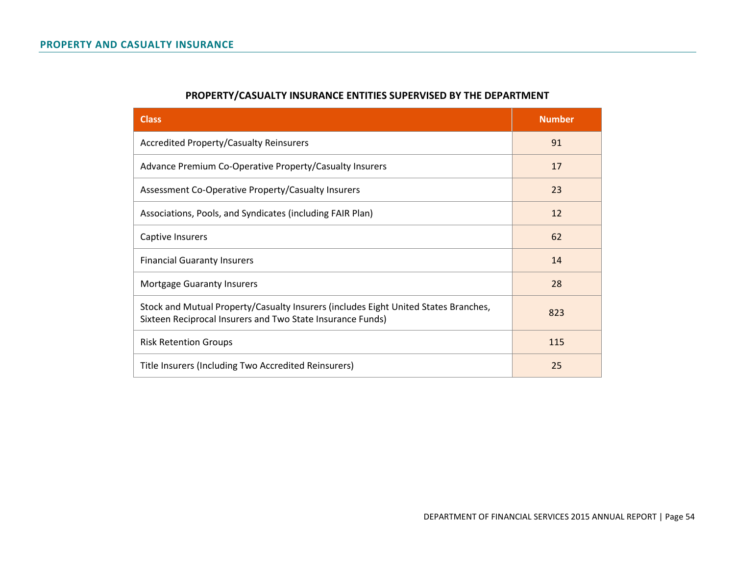## PROPERTY AND CASUALTY INSURANCE

### PROPERTY/CASUALTY INSURANCE ENTITIES SUPERVISED BY THE DEPARTMENT

| Class | Number |
|---|---|
| Accredited Property/Casualty Reinsurers | 91 |
| Advance Premium Co-Operative Property/Casualty Insurers | 17 |
| Assessment Co-Operative Property/Casualty Insurers | 23 |
| Associations, Pools, and Syndicates (including FAIR Plan) | 12 |
| Captive Insurers | 62 |
| Financial Guaranty Insurers | 14 |
| Mortgage Guaranty Insurers | 28 |
| Stock and Mutual Property/Casualty Insurers (includes Eight United States Branches, Sixteen Reciprocal Insurers and Two State Insurance Funds) | 823 |
| Risk Retention Groups | 115 |
| Title Insurers (Including Two Accredited Reinsurers) | 25 |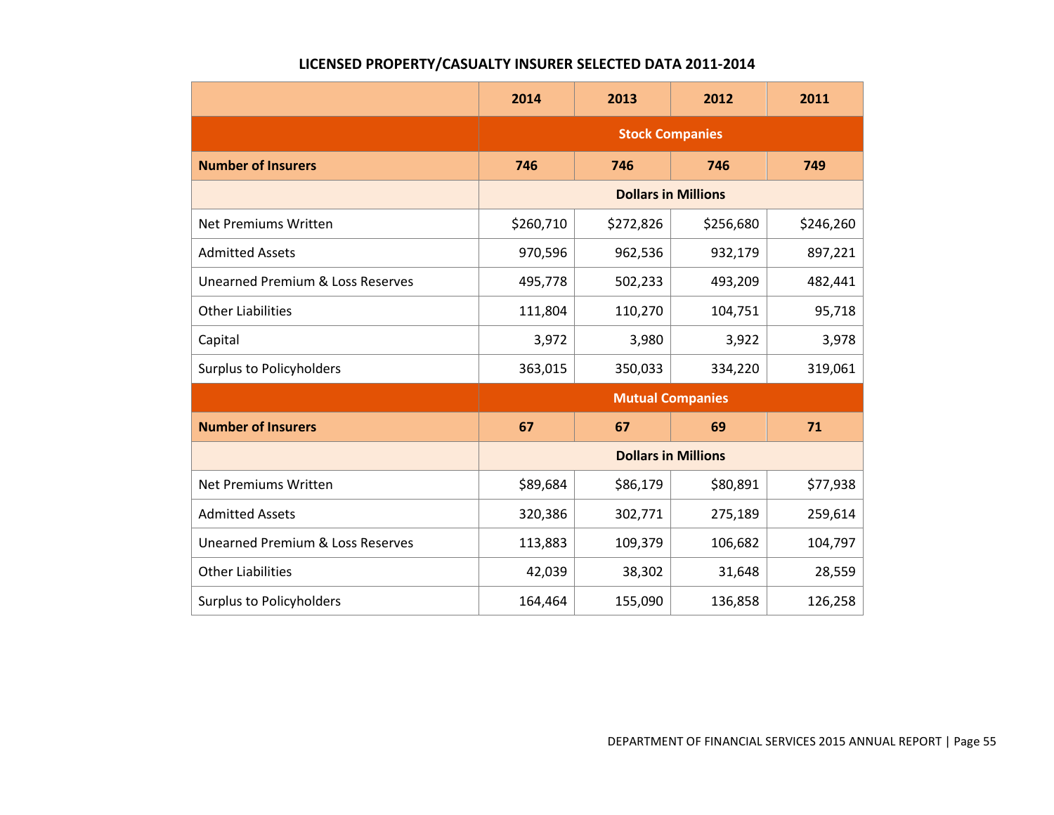## LICENSED PROPERTY/CASUALTY INSURER SELECTED DATA 2011-2014

| | 2014 | 2013 | 2012 | 2011 |
|---|---|---|---|---|
| | **Stock Companies** | | | |
| **Number of Insurers** | **746** | **746** | **746** | **749** |
| | **Dollars in Millions** | | | |
| Net Premiums Written | $260,710 | $272,826 | $256,680 | $246,260 |
| Admitted Assets | 970,596 | 962,536 | 932,179 | 897,221 |
| Unearned Premium & Loss Reserves | 495,778 | 502,233 | 493,209 | 482,441 |
| Other Liabilities | 111,804 | 110,270 | 104,751 | 95,718 |
| Capital | 3,972 | 3,980 | 3,922 | 3,978 |
| Surplus to Policyholders | 363,015 | 350,033 | 334,220 | 319,061 |
| | **Mutual Companies** | | | |
| **Number of Insurers** | **67** | **67** | **69** | **71** |
| | **Dollars in Millions** | | | |
| Net Premiums Written | $89,684 | $86,179 | $80,891 | $77,938 |
| Admitted Assets | 320,386 | 302,771 | 275,189 | 259,614 |
| Unearned Premium & Loss Reserves | 113,883 | 109,379 | 106,682 | 104,797 |
| Other Liabilities | 42,039 | 38,302 | 31,648 | 28,559 |
| Surplus to Policyholders | 164,464 | 155,090 | 136,858 | 126,258 |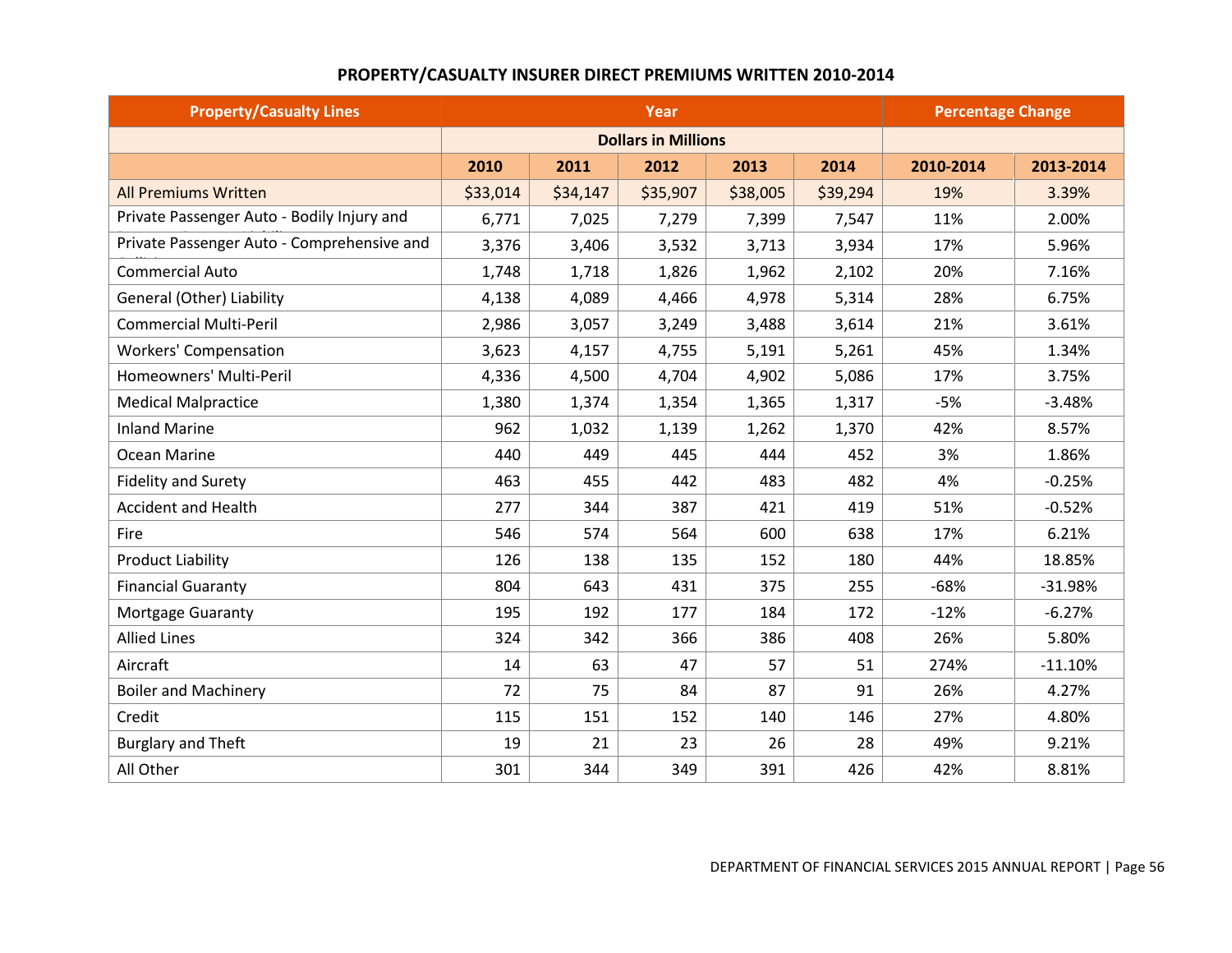## PROPERTY/CASUALTY INSURER DIRECT PREMIUMS WRITTEN 2010-2014

| Property/Casualty Lines | Year | | | | | Percentage Change | |
|---|---|---|---|---|---|---|---|
| | Dollars in Millions | | | | | | |
| | 2010 | 2011 | 2012 | 2013 | 2014 | 2010-2014 | 2013-2014 |
| All Premiums Written | $33,014 | $34,147 | $35,907 | $38,005 | $39,294 | 19% | 3.39% |
| Private Passenger Auto - Bodily Injury and | 6,771 | 7,025 | 7,279 | 7,399 | 7,547 | 11% | 2.00% |
| Private Passenger Auto - Comprehensive and | 3,376 | 3,406 | 3,532 | 3,713 | 3,934 | 17% | 5.96% |
| Commercial Auto | 1,748 | 1,718 | 1,826 | 1,962 | 2,102 | 20% | 7.16% |
| General (Other) Liability | 4,138 | 4,089 | 4,466 | 4,978 | 5,314 | 28% | 6.75% |
| Commercial Multi-Peril | 2,986 | 3,057 | 3,249 | 3,488 | 3,614 | 21% | 3.61% |
| Workers' Compensation | 3,623 | 4,157 | 4,755 | 5,191 | 5,261 | 45% | 1.34% |
| Homeowners' Multi-Peril | 4,336 | 4,500 | 4,704 | 4,902 | 5,086 | 17% | 3.75% |
| Medical Malpractice | 1,380 | 1,374 | 1,354 | 1,365 | 1,317 | -5% | -3.48% |
| Inland Marine | 962 | 1,032 | 1,139 | 1,262 | 1,370 | 42% | 8.57% |
| Ocean Marine | 440 | 449 | 445 | 444 | 452 | 3% | 1.86% |
| Fidelity and Surety | 463 | 455 | 442 | 483 | 482 | 4% | -0.25% |
| Accident and Health | 277 | 344 | 387 | 421 | 419 | 51% | -0.52% |
| Fire | 546 | 574 | 564 | 600 | 638 | 17% | 6.21% |
| Product Liability | 126 | 138 | 135 | 152 | 180 | 44% | 18.85% |
| Financial Guaranty | 804 | 643 | 431 | 375 | 255 | -68% | -31.98% |
| Mortgage Guaranty | 195 | 192 | 177 | 184 | 172 | -12% | -6.27% |
| Allied Lines | 324 | 342 | 366 | 386 | 408 | 26% | 5.80% |
| Aircraft | 14 | 63 | 47 | 57 | 51 | 274% | -11.10% |
| Boiler and Machinery | 72 | 75 | 84 | 87 | 91 | 26% | 4.27% |
| Credit | 115 | 151 | 152 | 140 | 146 | 27% | 4.80% |
| Burglary and Theft | 19 | 21 | 23 | 26 | 28 | 49% | 9.21% |
| All Other | 301 | 344 | 349 | 391 | 426 | 42% | 8.81% |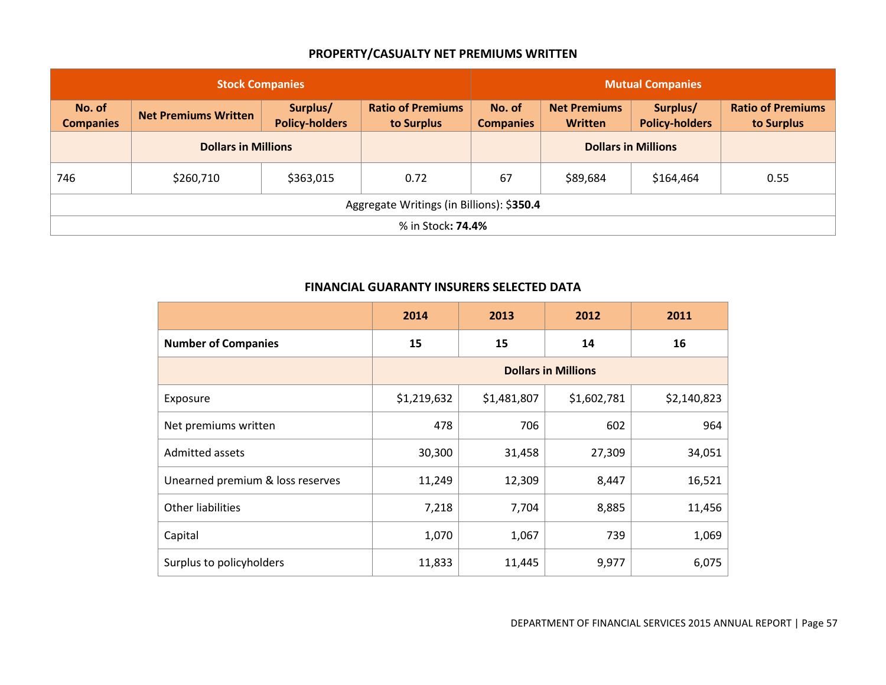## PROPERTY/CASUALTY NET PREMIUMS WRITTEN

| Stock Companies | | | | Mutual Companies | | | |
|---|---|---|---|---|---|---|---|
| No. of Companies | Net Premiums Written | Surplus/ Policy-holders | Ratio of Premiums to Surplus | No. of Companies | Net Premiums Written | Surplus/ Policy-holders | Ratio of Premiums to Surplus |
| | Dollars in Millions | | | | Dollars in Millions | | |
| 746 | $260,710 | $363,015 | 0.72 | 67 | $89,684 | $164,464 | 0.55 |
| Aggregate Writings (in Billions): $**350.4** | | | | | | | |
| % in Stock**: 74.4%** | | | | | | | |

## FINANCIAL GUARANTY INSURERS SELECTED DATA

| | 2014 | 2013 | 2012 | 2011 |
|---|---|---|---|---|
| **Number of Companies** | **15** | **15** | **14** | **16** |
| | **Dollars in Millions** | | | |
| Exposure | $1,219,632 | $1,481,807 | $1,602,781 | $2,140,823 |
| Net premiums written | 478 | 706 | 602 | 964 |
| Admitted assets | 30,300 | 31,458 | 27,309 | 34,051 |
| Unearned premium & loss reserves | 11,249 | 12,309 | 8,447 | 16,521 |
| Other liabilities | 7,218 | 7,704 | 8,885 | 11,456 |
| Capital | 1,070 | 1,067 | 739 | 1,069 |
| Surplus to policyholders | 11,833 | 11,445 | 9,977 | 6,075 |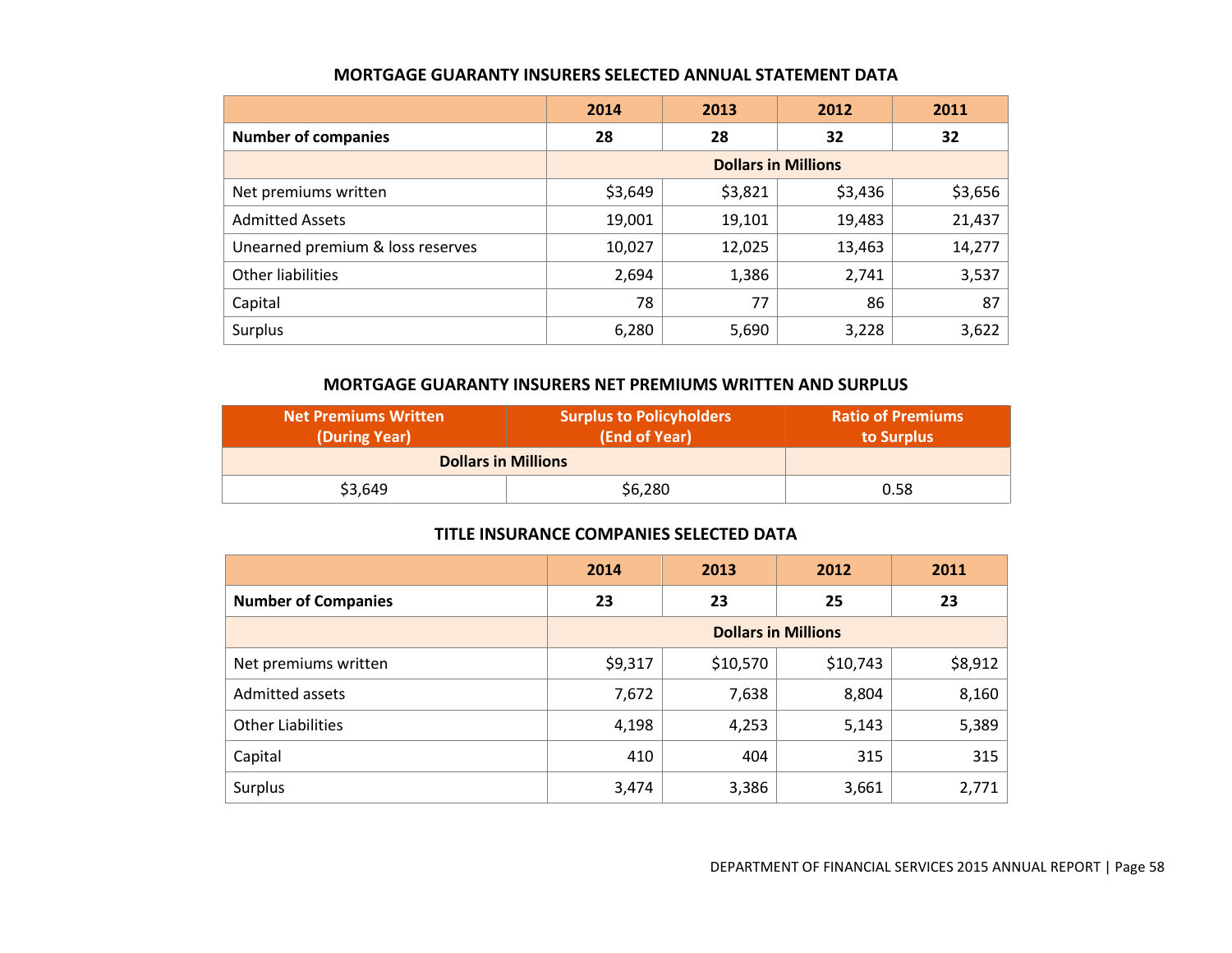## MORTGAGE GUARANTY INSURERS SELECTED ANNUAL STATEMENT DATA

| | 2014 | 2013 | 2012 | 2011 |
|---|---|---|---|---|
| **Number of companies** | **28** | **28** | **32** | **32** |
| | **Dollars in Millions** | | | |
| Net premiums written | $3,649 | $3,821 | $3,436 | $3,656 |
| Admitted Assets | 19,001 | 19,101 | 19,483 | 21,437 |
| Unearned premium & loss reserves | 10,027 | 12,025 | 13,463 | 14,277 |
| Other liabilities | 2,694 | 1,386 | 2,741 | 3,537 |
| Capital | 78 | 77 | 86 | 87 |
| Surplus | 6,280 | 5,690 | 3,228 | 3,622 |

## MORTGAGE GUARANTY INSURERS NET PREMIUMS WRITTEN AND SURPLUS

| Net Premiums Written (During Year) | Surplus to Policyholders (End of Year) | Ratio of Premiums to Surplus |
|---|---|---|
| **Dollars in Millions** | | |
| $3,649 | $6,280 | 0.58 |

## TITLE INSURANCE COMPANIES SELECTED DATA

| | 2014 | 2013 | 2012 | 2011 |
|---|---|---|---|---|
| **Number of Companies** | **23** | **23** | **25** | **23** |
| | **Dollars in Millions** | | | |
| Net premiums written | $9,317 | $10,570 | $10,743 | $8,912 |
| Admitted assets | 7,672 | 7,638 | 8,804 | 8,160 |
| Other Liabilities | 4,198 | 4,253 | 5,143 | 5,389 |
| Capital | 410 | 404 | 315 | 315 |
| Surplus | 3,474 | 3,386 | 3,661 | 2,771 |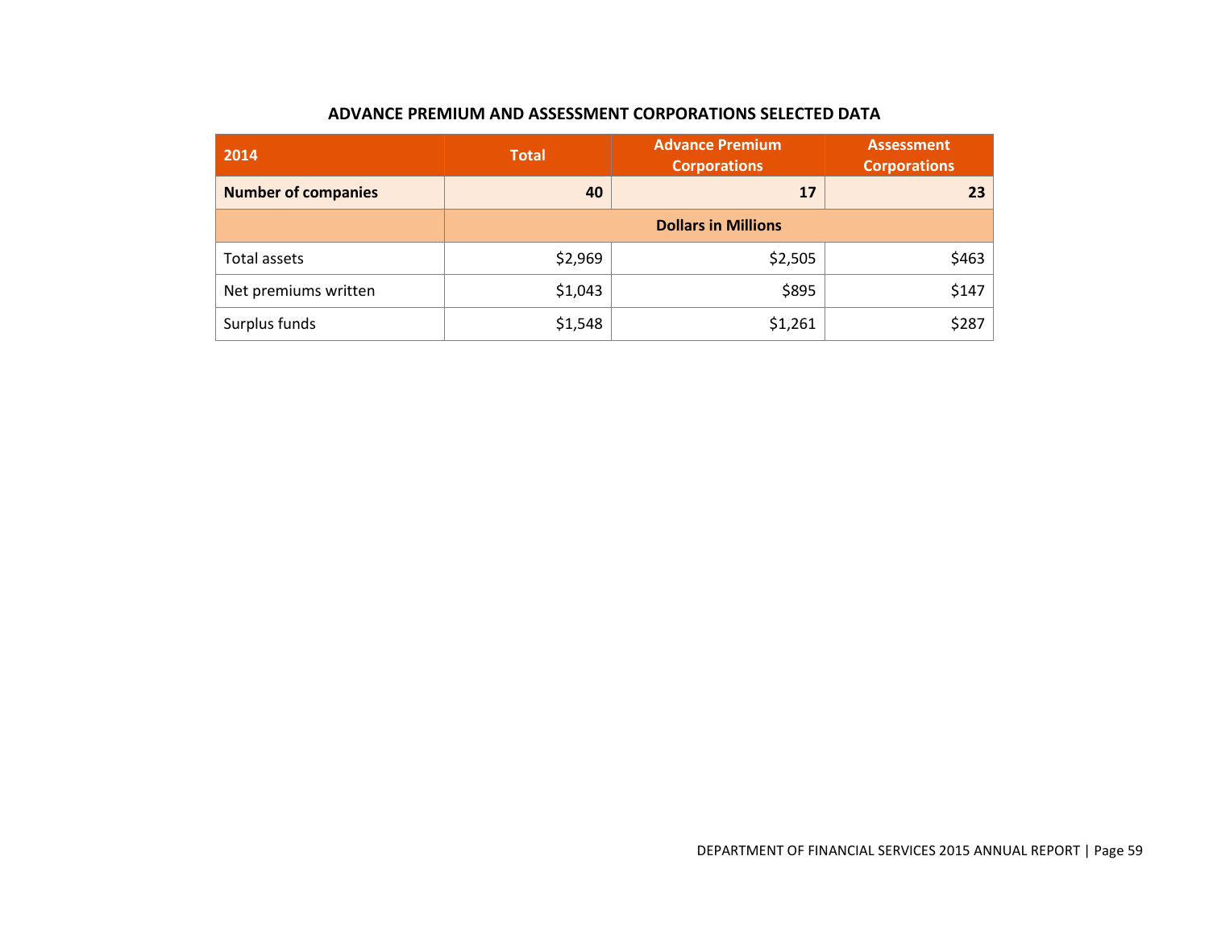## ADVANCE PREMIUM AND ASSESSMENT CORPORATIONS SELECTED DATA

| 2014 | Total | Advance Premium Corporations | Assessment Corporations |
|---|---|---|---|
| **Number of companies** | **40** | **17** | **23** |
| | **Dollars in Millions** | | |
| Total assets | $2,969 | $2,505 | $463 |
| Net premiums written | $1,043 | $895 | $147 |
| Surplus funds | $1,548 | $1,261 | $287 |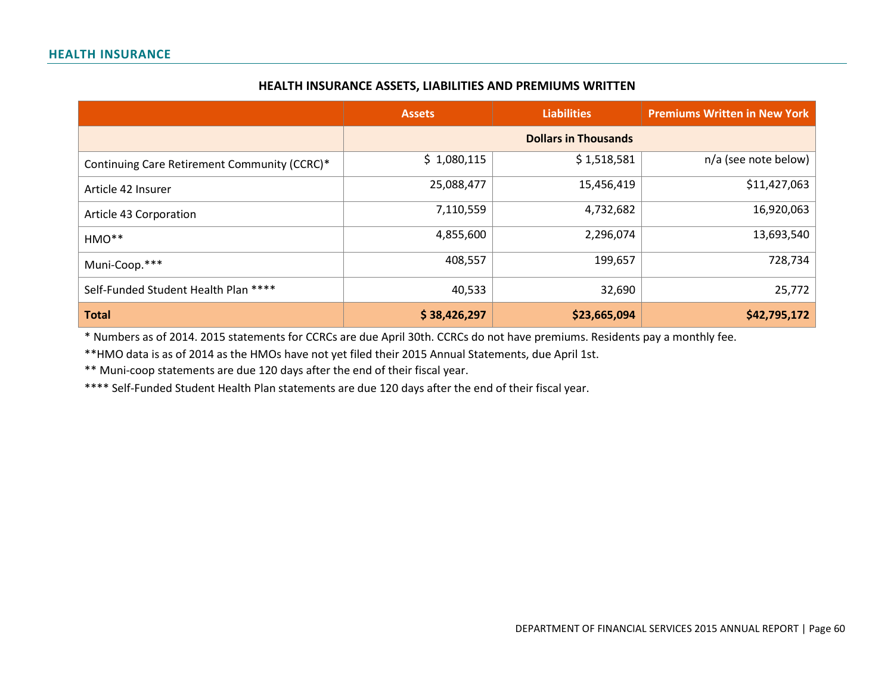## HEALTH INSURANCE

### HEALTH INSURANCE ASSETS, LIABILITIES AND PREMIUMS WRITTEN

| | Assets | Liabilities | Premiums Written in New York |
|---|---|---|---|
| | Dollars in Thousands | | |
| Continuing Care Retirement Community (CCRC)* | $ 1,080,115 | $ 1,518,581 | n/a (see note below) |
| Article 42 Insurer | 25,088,477 | 15,456,419 | $11,427,063 |
| Article 43 Corporation | 7,110,559 | 4,732,682 | 16,920,063 |
| HMO** | 4,855,600 | 2,296,074 | 13,693,540 |
| Muni-Coop.*** | 408,557 | 199,657 | 728,734 |
| Self-Funded Student Health Plan **** | 40,533 | 32,690 | 25,772 |
| **Total** | **$ 38,426,297** | **$23,665,094** | **$42,795,172** |

* Numbers as of 2014. 2015 statements for CCRCs are due April 30th. CCRCs do not have premiums. Residents pay a monthly fee.

**HMO data is as of 2014 as the HMOs have not yet filed their 2015 Annual Statements, due April 1st.

** Muni-coop statements are due 120 days after the end of their fiscal year.

**** Self-Funded Student Health Plan statements are due 120 days after the end of their fiscal year.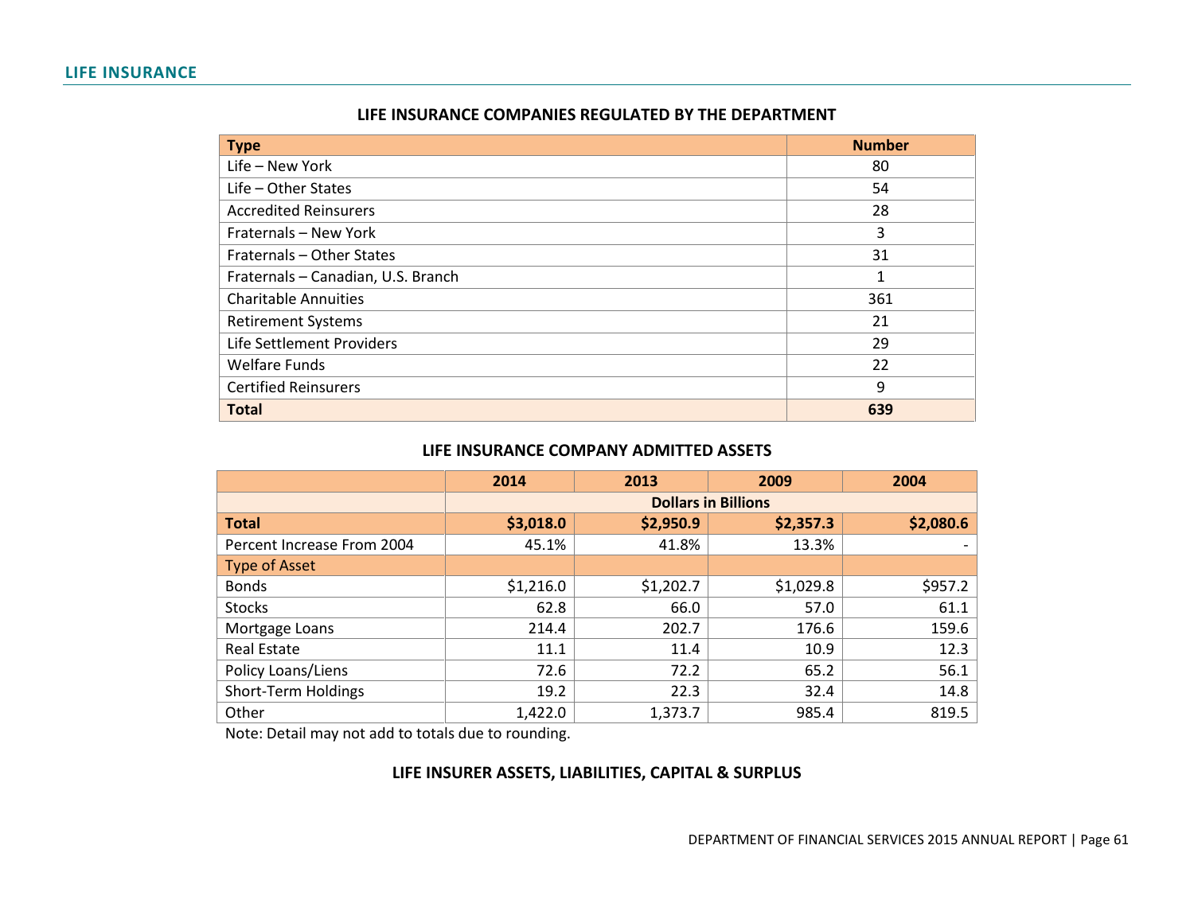## LIFE INSURANCE

### LIFE INSURANCE COMPANIES REGULATED BY THE DEPARTMENT

| Type | Number |
|---|---|
| Life – New York | 80 |
| Life – Other States | 54 |
| Accredited Reinsurers | 28 |
| Fraternals – New York | 3 |
| Fraternals – Other States | 31 |
| Fraternals – Canadian, U.S. Branch | 1 |
| Charitable Annuities | 361 |
| Retirement Systems | 21 |
| Life Settlement Providers | 29 |
| Welfare Funds | 22 |
| Certified Reinsurers | 9 |
| **Total** | **639** |

### LIFE INSURANCE COMPANY ADMITTED ASSETS

| | 2014 | 2013 | 2009 | 2004 |
|---|---|---|---|---|
| | **Dollars in Billions** | | | |
| **Total** | **$3,018.0** | **$2,950.9** | **$2,357.3** | **$2,080.6** |
| Percent Increase From 2004 | 45.1% | 41.8% | 13.3% | - |
| Type of Asset | | | | |
| Bonds | $1,216.0 | $1,202.7 | $1,029.8 | $957.2 |
| Stocks | 62.8 | 66.0 | 57.0 | 61.1 |
| Mortgage Loans | 214.4 | 202.7 | 176.6 | 159.6 |
| Real Estate | 11.1 | 11.4 | 10.9 | 12.3 |
| Policy Loans/Liens | 72.6 | 72.2 | 65.2 | 56.1 |
| Short-Term Holdings | 19.2 | 22.3 | 32.4 | 14.8 |
| Other | 1,422.0 | 1,373.7 | 985.4 | 819.5 |

Note: Detail may not add to totals due to rounding.

### LIFE INSURER ASSETS, LIABILITIES, CAPITAL & SURPLUS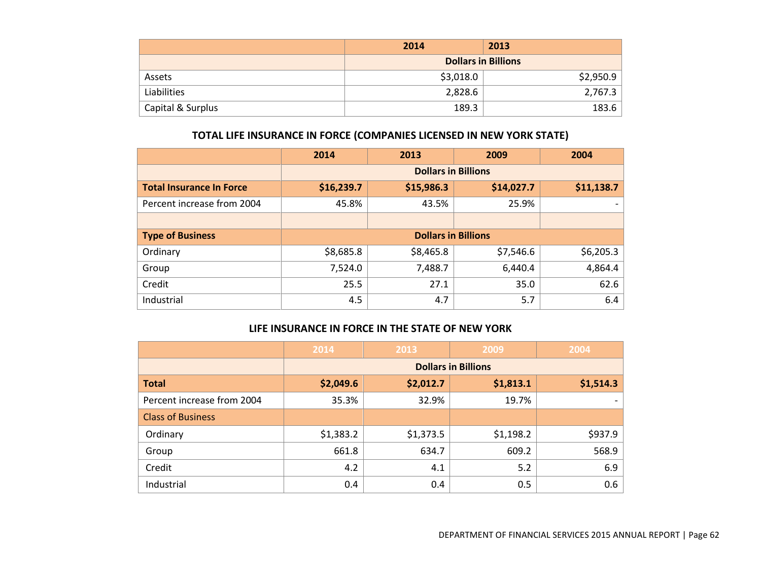| | 2014 | 2013 |
|---|---|---|
| | Dollars in Billions | |
| Assets | $3,018.0 | $2,950.9 |
| Liabilities | 2,828.6 | 2,767.3 |
| Capital & Surplus | 189.3 | 183.6 |

## TOTAL LIFE INSURANCE IN FORCE (COMPANIES LICENSED IN NEW YORK STATE)

| | 2014 | 2013 | 2009 | 2004 |
|---|---|---|---|---|
| | Dollars in Billions | | | |
| **Total Insurance In Force** | **$16,239.7** | **$15,986.3** | **$14,027.7** | **$11,138.7** |
| Percent increase from 2004 | 45.8% | 43.5% | 25.9% | - |
| | | | | |
| **Type of Business** | Dollars in Billions | | | |
| Ordinary | $8,685.8 | $8,465.8 | $7,546.6 | $6,205.3 |
| Group | 7,524.0 | 7,488.7 | 6,440.4 | 4,864.4 |
| Credit | 25.5 | 27.1 | 35.0 | 62.6 |
| Industrial | 4.5 | 4.7 | 5.7 | 6.4 |

## LIFE INSURANCE IN FORCE IN THE STATE OF NEW YORK

| | 2014 | 2013 | 2009 | 2004 |
|---|---|---|---|---|
| | Dollars in Billions | | | |
| **Total** | **$2,049.6** | **$2,012.7** | **$1,813.1** | **$1,514.3** |
| Percent increase from 2004 | 35.3% | 32.9% | 19.7% | - |
| Class of Business | | | | |
| Ordinary | $1,383.2 | $1,373.5 | $1,198.2 | $937.9 |
| Group | 661.8 | 634.7 | 609.2 | 568.9 |
| Credit | 4.2 | 4.1 | 5.2 | 6.9 |
| Industrial | 0.4 | 0.4 | 0.5 | 0.6 |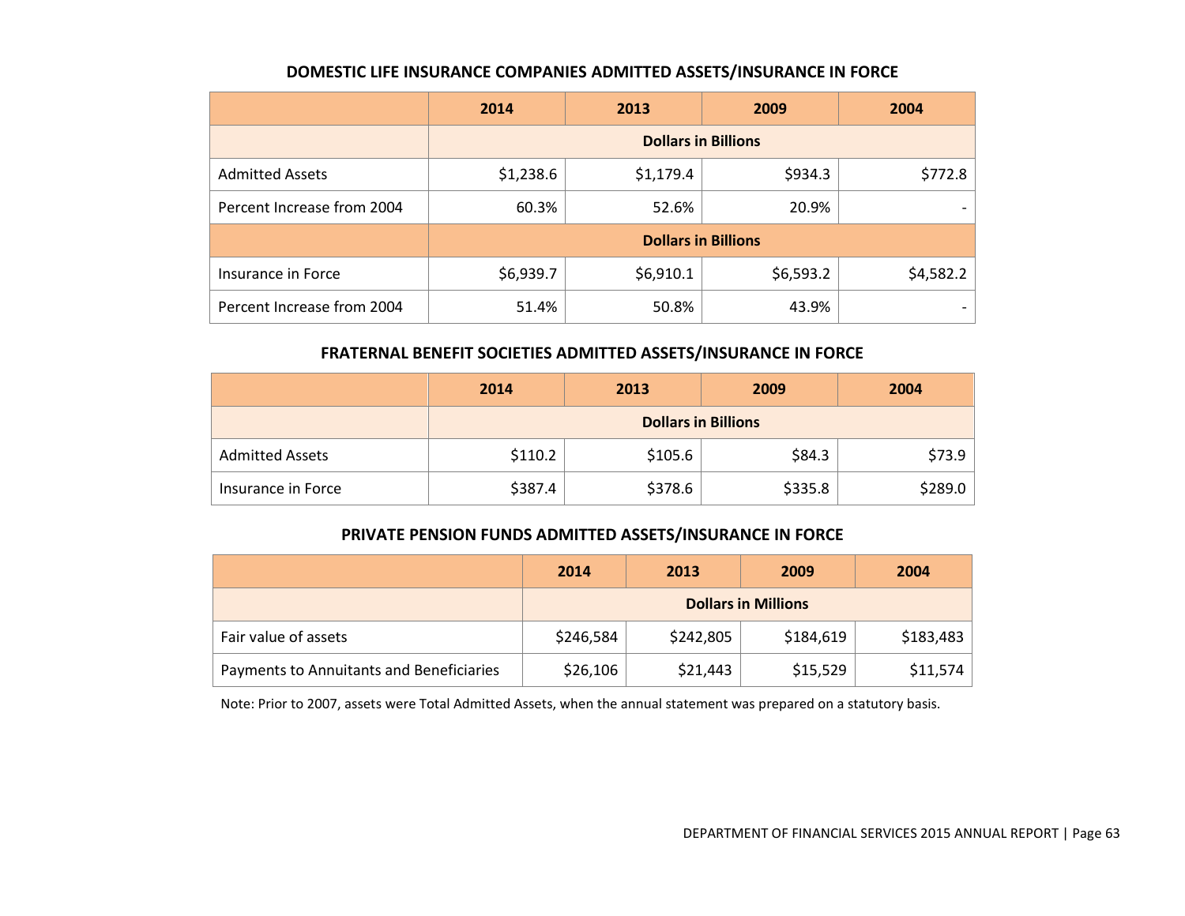### DOMESTIC LIFE INSURANCE COMPANIES ADMITTED ASSETS/INSURANCE IN FORCE

| | 2014 | 2013 | 2009 | 2004 |
|---|---|---|---|---|
| | **Dollars in Billions** | | | |
| Admitted Assets | $1,238.6 | $1,179.4 | $934.3 | $772.8 |
| Percent Increase from 2004 | 60.3% | 52.6% | 20.9% | - |
| | **Dollars in Billions** | | | |
| Insurance in Force | $6,939.7 | $6,910.1 | $6,593.2 | $4,582.2 |
| Percent Increase from 2004 | 51.4% | 50.8% | 43.9% | - |

### FRATERNAL BENEFIT SOCIETIES ADMITTED ASSETS/INSURANCE IN FORCE

| | 2014 | 2013 | 2009 | 2004 |
|---|---|---|---|---|
| | **Dollars in Billions** | | | |
| Admitted Assets | $110.2 | $105.6 | $84.3 | $73.9 |
| Insurance in Force | $387.4 | $378.6 | $335.8 | $289.0 |

### PRIVATE PENSION FUNDS ADMITTED ASSETS/INSURANCE IN FORCE

| | 2014 | 2013 | 2009 | 2004 |
|---|---|---|---|---|
| | **Dollars in Millions** | | | |
| Fair value of assets | $246,584 | $242,805 | $184,619 | $183,483 |
| Payments to Annuitants and Beneficiaries | $26,106 | $21,443 | $15,529 | $11,574 |

Note: Prior to 2007, assets were Total Admitted Assets, when the annual statement was prepared on a statutory basis.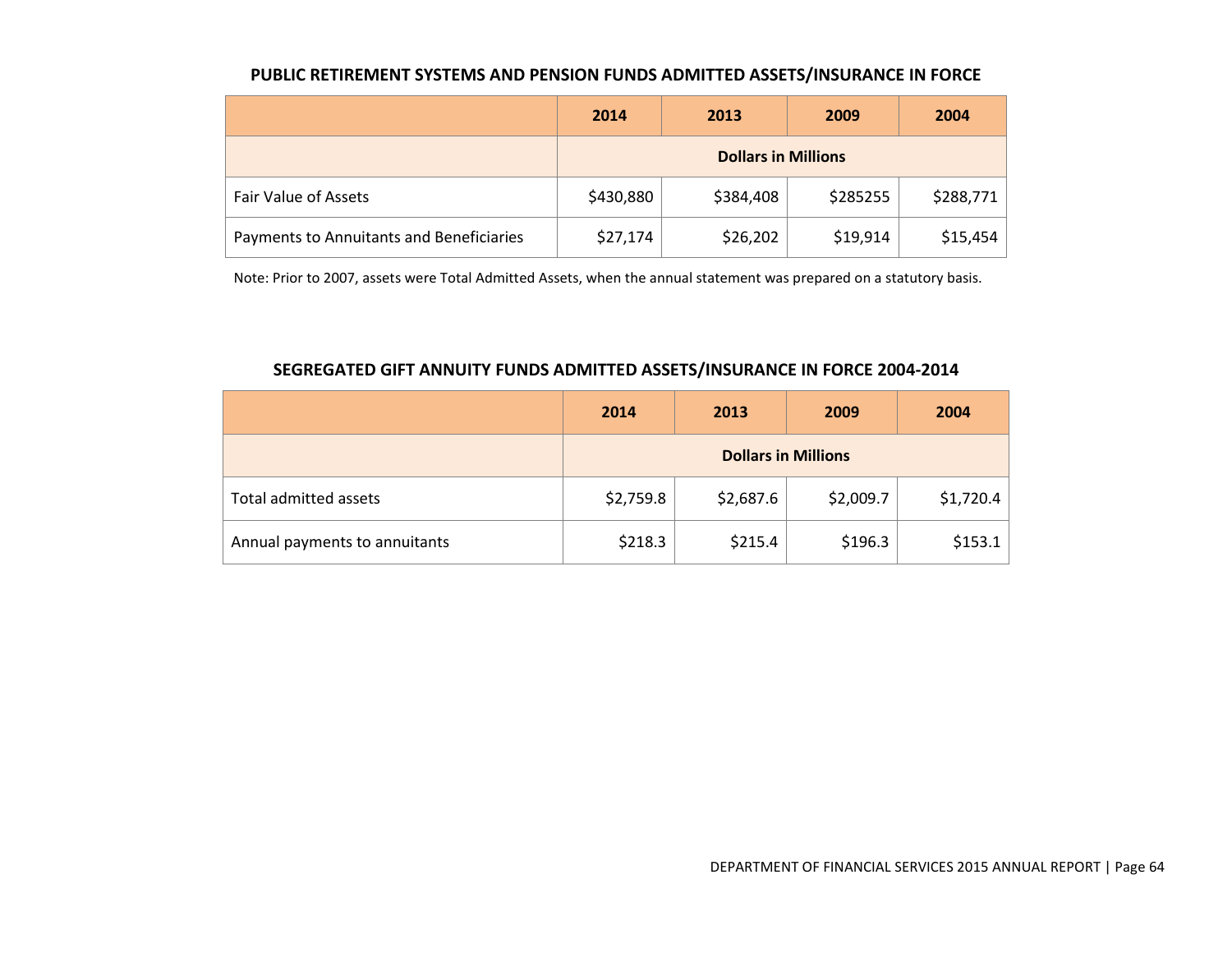## PUBLIC RETIREMENT SYSTEMS AND PENSION FUNDS ADMITTED ASSETS/INSURANCE IN FORCE

| | 2014 | 2013 | 2009 | 2004 |
|---|---|---|---|---|
| | Dollars in Millions | | | |
| Fair Value of Assets | $430,880 | $384,408 | $285255 | $288,771 |
| Payments to Annuitants and Beneficiaries | $27,174 | $26,202 | $19,914 | $15,454 |

Note: Prior to 2007, assets were Total Admitted Assets, when the annual statement was prepared on a statutory basis.

## SEGREGATED GIFT ANNUITY FUNDS ADMITTED ASSETS/INSURANCE IN FORCE 2004-2014

| | 2014 | 2013 | 2009 | 2004 |
|---|---|---|---|---|
| | Dollars in Millions | | | |
| Total admitted assets | $2,759.8 | $2,687.6 | $2,009.7 | $1,720.4 |
| Annual payments to annuitants | $218.3 | $215.4 | $196.3 | $153.1 |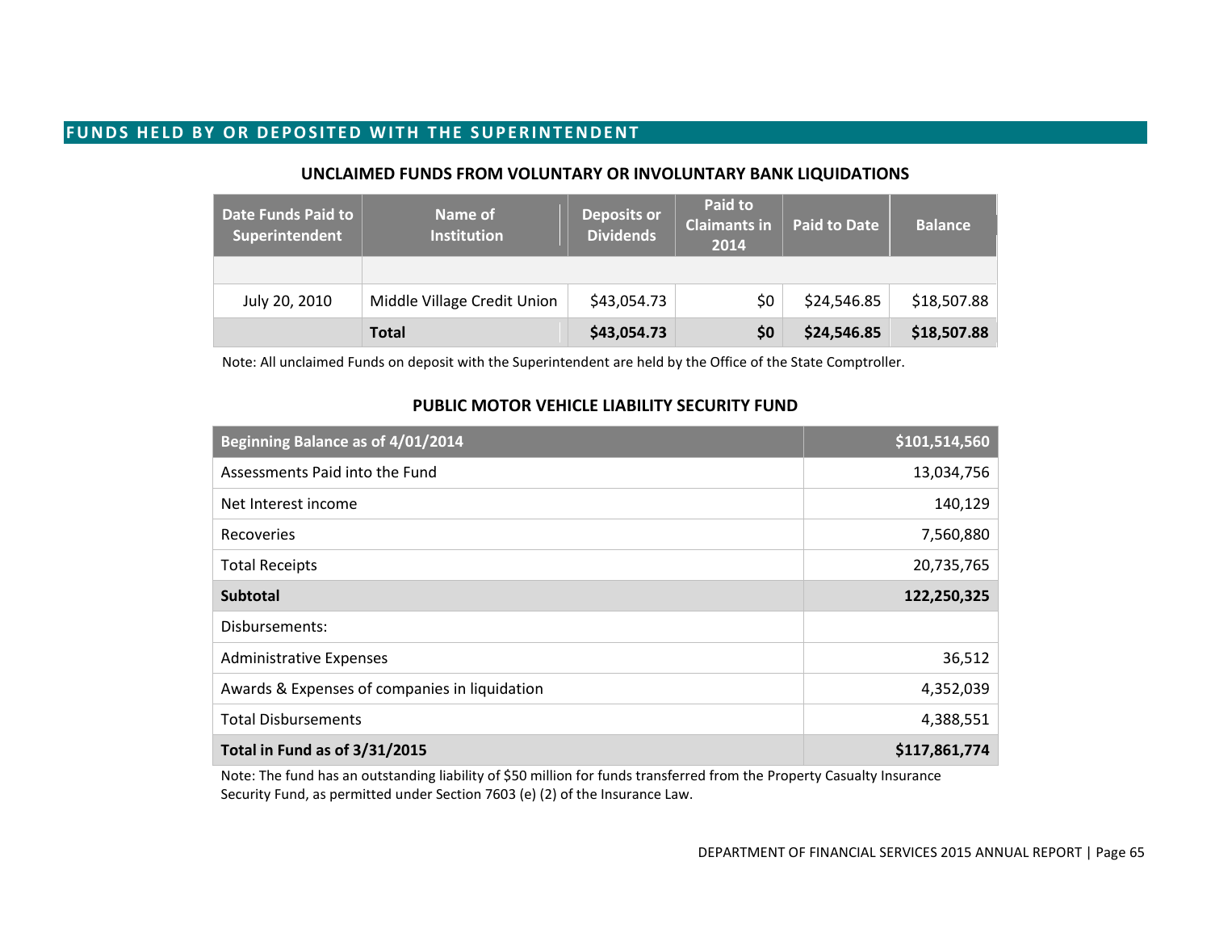## FUNDS HELD BY OR DEPOSITED WITH THE SUPERINTENDENT

### UNCLAIMED FUNDS FROM VOLUNTARY OR INVOLUNTARY BANK LIQUIDATIONS

| Date Funds Paid to Superintendent | Name of Institution | Deposits or Dividends | Paid to Claimants in 2014 | Paid to Date | Balance |
|---|---|---|---|---|---|
| | | | | | |
| July 20, 2010 | Middle Village Credit Union | $43,054.73 | $0 | $24,546.85 | $18,507.88 |
| | **Total** | **$43,054.73** | **$0** | **$24,546.85** | **$18,507.88** |

Note: All unclaimed Funds on deposit with the Superintendent are held by the Office of the State Comptroller.

### PUBLIC MOTOR VEHICLE LIABILITY SECURITY FUND

| Beginning Balance as of 4/01/2014 | $101,514,560 |
|---|---|
| Assessments Paid into the Fund | 13,034,756 |
| Net Interest income | 140,129 |
| Recoveries | 7,560,880 |
| Total Receipts | 20,735,765 |
| **Subtotal** | **122,250,325** |
| Disbursements: | |
| Administrative Expenses | 36,512 |
| Awards & Expenses of companies in liquidation | 4,352,039 |
| Total Disbursements | 4,388,551 |
| **Total in Fund as of 3/31/2015** | **$117,861,774** |

Note: The fund has an outstanding liability of $50 million for funds transferred from the Property Casualty Insurance Security Fund, as permitted under Section 7603 (e) (2) of the Insurance Law.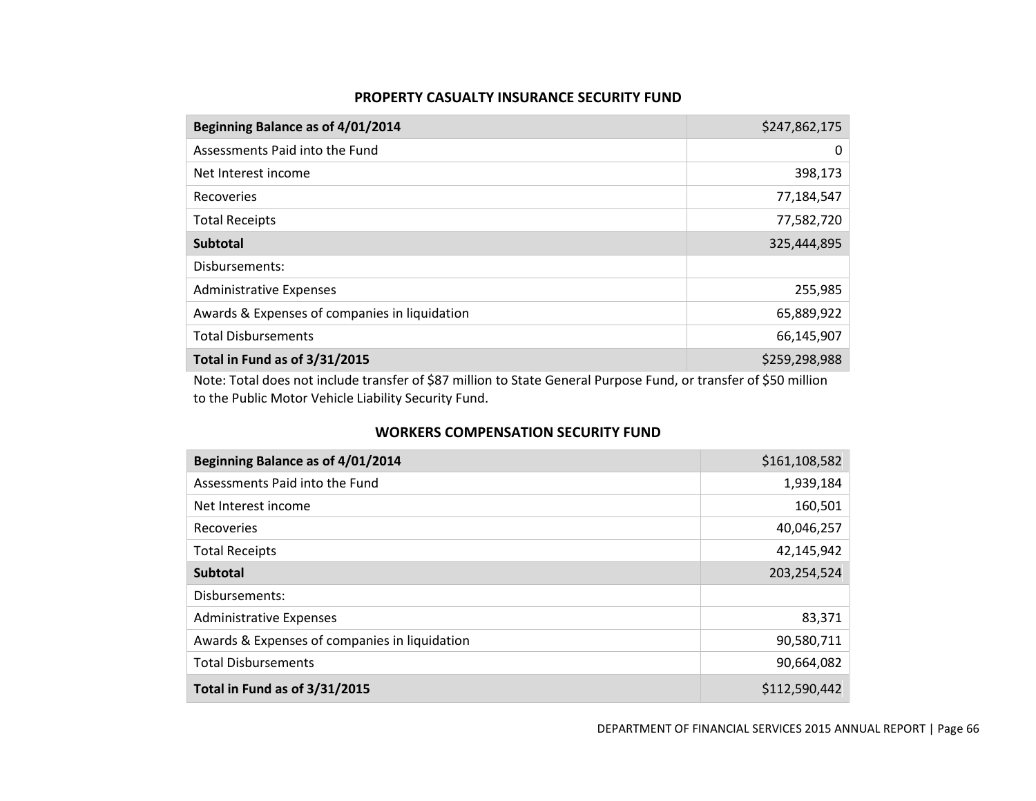## PROPERTY CASUALTY INSURANCE SECURITY FUND

| **Beginning Balance as of 4/01/2014** | $247,862,175 |
|---|---:|
| Assessments Paid into the Fund | 0 |
| Net Interest income | 398,173 |
| Recoveries | 77,184,547 |
| Total Receipts | 77,582,720 |
| **Subtotal** | 325,444,895 |
| Disbursements: | |
| Administrative Expenses | 255,985 |
| Awards & Expenses of companies in liquidation | 65,889,922 |
| Total Disbursements | 66,145,907 |
| **Total in Fund as of 3/31/2015** | $259,298,988 |

Note: Total does not include transfer of $87 million to State General Purpose Fund, or transfer of $50 million to the Public Motor Vehicle Liability Security Fund.

## WORKERS COMPENSATION SECURITY FUND

| **Beginning Balance as of 4/01/2014** | $161,108,582 |
|---|---:|
| Assessments Paid into the Fund | 1,939,184 |
| Net Interest income | 160,501 |
| Recoveries | 40,046,257 |
| Total Receipts | 42,145,942 |
| **Subtotal** | 203,254,524 |
| Disbursements: | |
| Administrative Expenses | 83,371 |
| Awards & Expenses of companies in liquidation | 90,580,711 |
| Total Disbursements | 90,664,082 |
| **Total in Fund as of 3/31/2015** | $112,590,442 |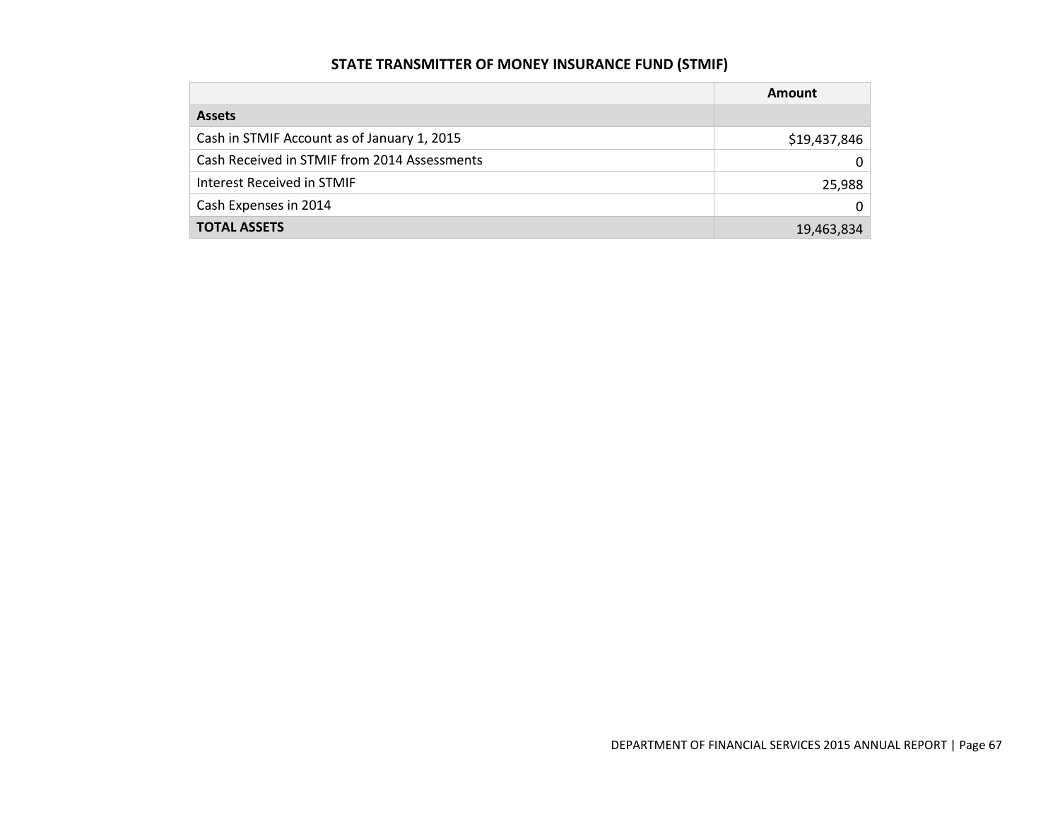## STATE TRANSMITTER OF MONEY INSURANCE FUND (STMIF)

| | Amount |
|---|---|
| **Assets** | |
| Cash in STMIF Account as of January 1, 2015 | $19,437,846 |
| Cash Received in STMIF from 2014 Assessments | 0 |
| Interest Received in STMIF | 25,988 |
| Cash Expenses in 2014 | 0 |
| **TOTAL ASSETS** | 19,463,834 |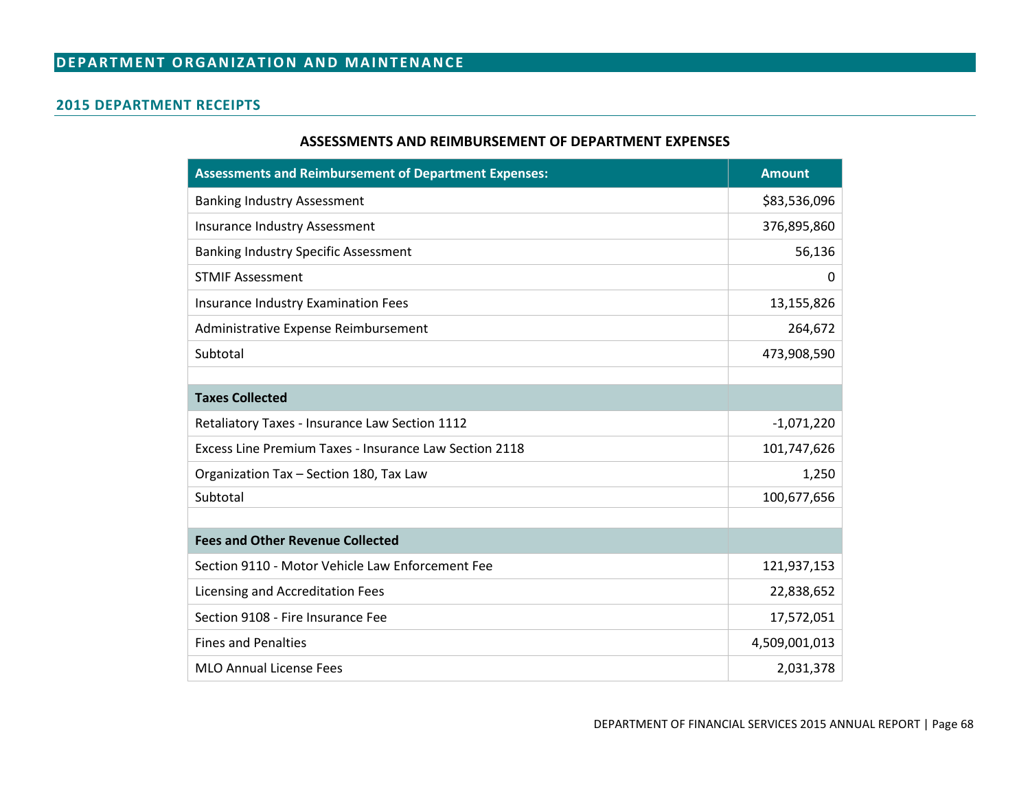# DEPARTMENT ORGANIZATION AND MAINTENANCE

## 2015 DEPARTMENT RECEIPTS

### ASSESSMENTS AND REIMBURSEMENT OF DEPARTMENT EXPENSES

| Assessments and Reimbursement of Department Expenses: | Amount |
|---|---|
| Banking Industry Assessment | $83,536,096 |
| Insurance Industry Assessment | 376,895,860 |
| Banking Industry Specific Assessment | 56,136 |
| STMIF Assessment | 0 |
| Insurance Industry Examination Fees | 13,155,826 |
| Administrative Expense Reimbursement | 264,672 |
| Subtotal | 473,908,590 |
| | |
| **Taxes Collected** | |
| Retaliatory Taxes - Insurance Law Section 1112 | -1,071,220 |
| Excess Line Premium Taxes - Insurance Law Section 2118 | 101,747,626 |
| Organization Tax – Section 180, Tax Law | 1,250 |
| Subtotal | 100,677,656 |
| | |
| **Fees and Other Revenue Collected** | |
| Section 9110 - Motor Vehicle Law Enforcement Fee | 121,937,153 |
| Licensing and Accreditation Fees | 22,838,652 |
| Section 9108 - Fire Insurance Fee | 17,572,051 |
| Fines and Penalties | 4,509,001,013 |
| MLO Annual License Fees | 2,031,378 |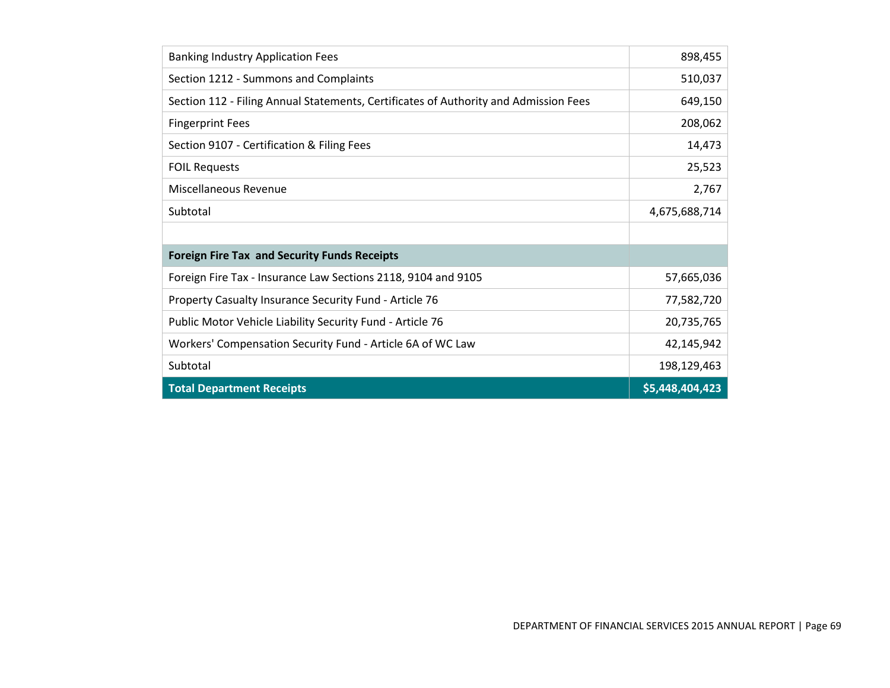| | |
|---|---:|
| Banking Industry Application Fees | 898,455 |
| Section 1212 - Summons and Complaints | 510,037 |
| Section 112 - Filing Annual Statements, Certificates of Authority and Admission Fees | 649,150 |
| Fingerprint Fees | 208,062 |
| Section 9107 - Certification & Filing Fees | 14,473 |
| FOIL Requests | 25,523 |
| Miscellaneous Revenue | 2,767 |
| Subtotal | 4,675,688,714 |
| | |
| **Foreign Fire Tax and Security Funds Receipts** | |
| Foreign Fire Tax - Insurance Law Sections 2118, 9104 and 9105 | 57,665,036 |
| Property Casualty Insurance Security Fund - Article 76 | 77,582,720 |
| Public Motor Vehicle Liability Security Fund - Article 76 | 20,735,765 |
| Workers' Compensation Security Fund - Article 6A of WC Law | 42,145,942 |
| Subtotal | 198,129,463 |
| **Total Department Receipts** | **$5,448,404,423** |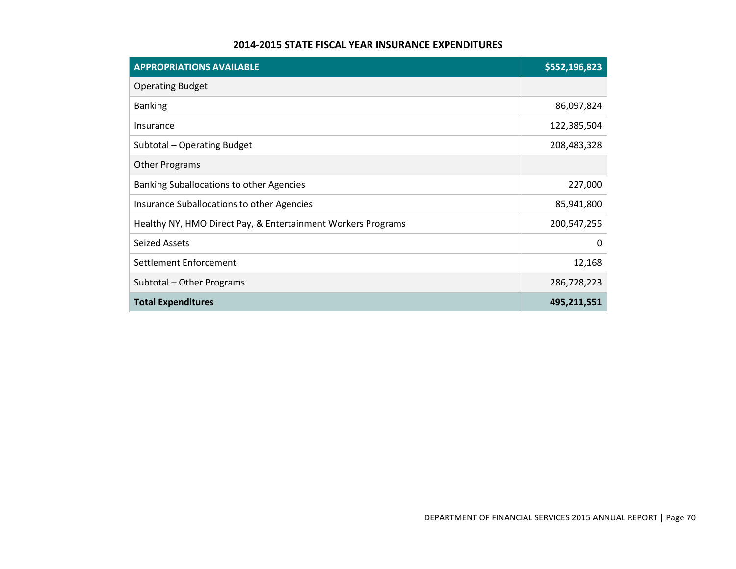## 2014-2015 STATE FISCAL YEAR INSURANCE EXPENDITURES

| **APPROPRIATIONS AVAILABLE** | **$552,196,823** |
| --- | --- |
| Operating Budget | |
| Banking | 86,097,824 |
| Insurance | 122,385,504 |
| Subtotal – Operating Budget | 208,483,328 |
| Other Programs | |
| Banking Suballocations to other Agencies | 227,000 |
| Insurance Suballocations to other Agencies | 85,941,800 |
| Healthy NY, HMO Direct Pay, & Entertainment Workers Programs | 200,547,255 |
| Seized Assets | 0 |
| Settlement Enforcement | 12,168 |
| Subtotal – Other Programs | 286,728,223 |
| **Total Expenditures** | **495,211,551** |